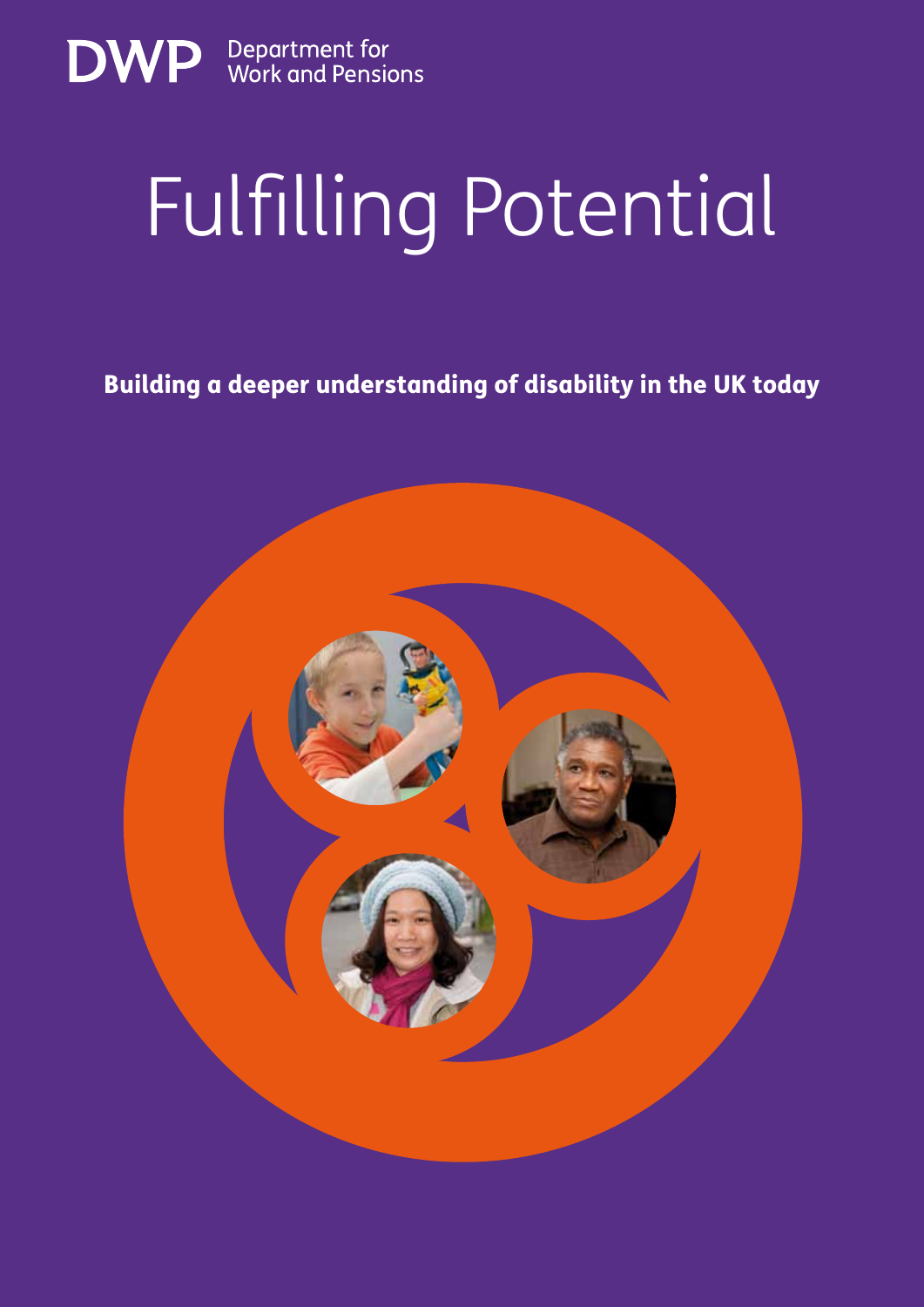DWP Department for Work and Pensions

# Fulfilling Potential

**Building a deeper understanding of disability in the UK today**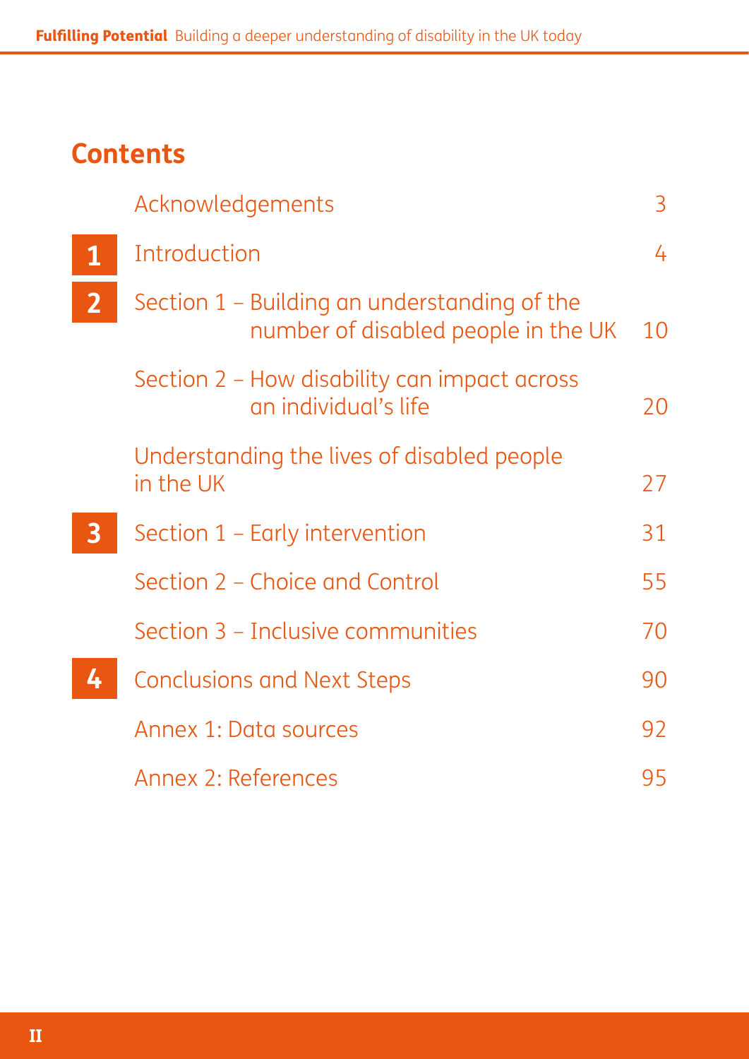# Contents

| | | |
|---|---|---|
| | Acknowledgements | 3 |
| 1 | Introduction | 4 |
| 2 | Section 1 – Building an understanding of the number of disabled people in the UK | 10 |
| | Section 2 – How disability can impact across an individual's life | 20 |
| | Understanding the lives of disabled people in the UK | 27 |
| 3 | Section 1 – Early intervention | 31 |
| | Section 2 – Choice and Control | 55 |
| | Section 3 – Inclusive communities | 70 |
| 4 | Conclusions and Next Steps | 90 |
| | Annex 1: Data sources | 92 |
| | Annex 2: References | 95 |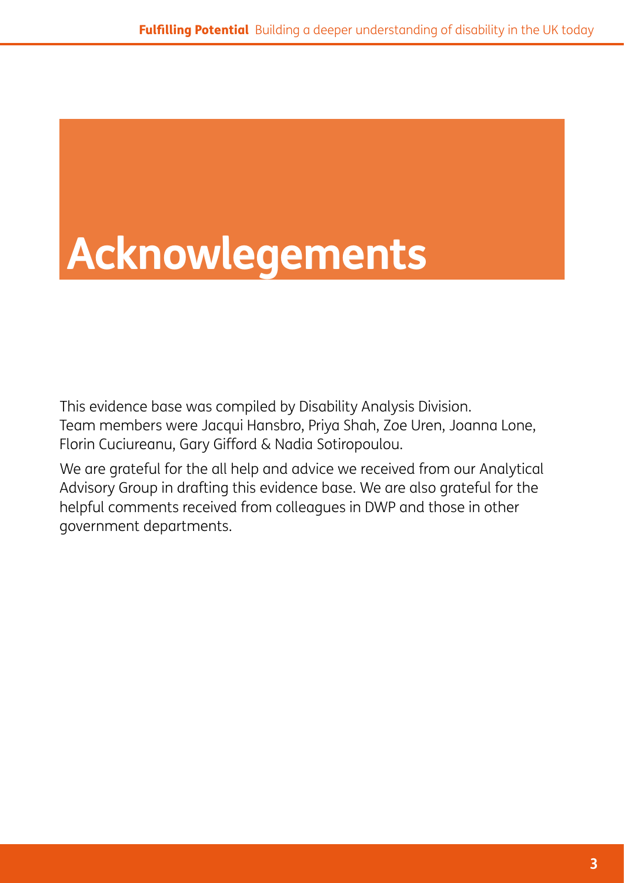# Acknowlegements

This evidence base was compiled by Disability Analysis Division. Team members were Jacqui Hansbro, Priya Shah, Zoe Uren, Joanna Lone, Florin Cuciureanu, Gary Gifford & Nadia Sotiropoulou.

We are grateful for the all help and advice we received from our Analytical Advisory Group in drafting this evidence base. We are also grateful for the helpful comments received from colleagues in DWP and those in other government departments.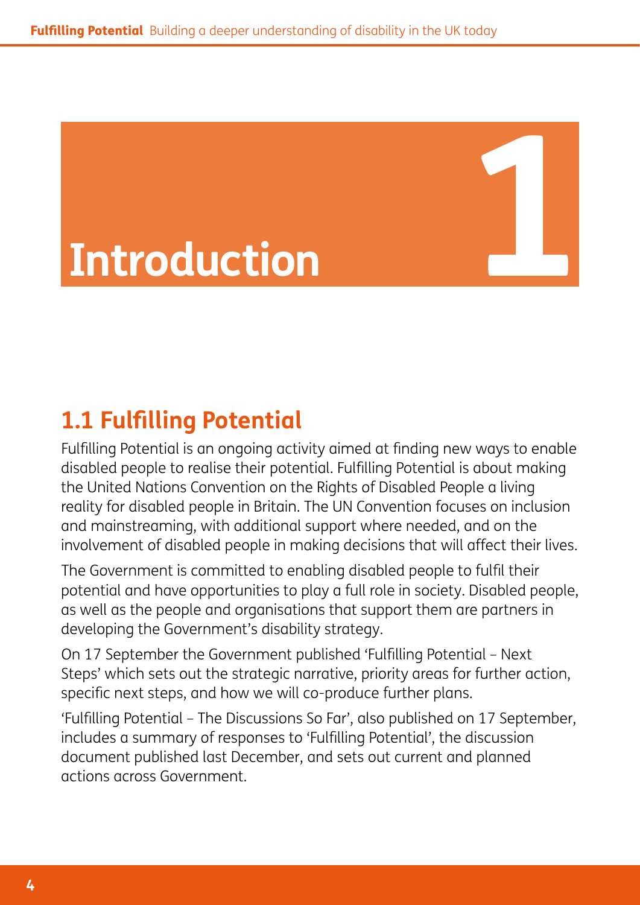# 1 Introduction

## 1.1 Fulfilling Potential

Fulfilling Potential is an ongoing activity aimed at finding new ways to enable disabled people to realise their potential. Fulfilling Potential is about making the United Nations Convention on the Rights of Disabled People a living reality for disabled people in Britain. The UN Convention focuses on inclusion and mainstreaming, with additional support where needed, and on the involvement of disabled people in making decisions that will affect their lives.

The Government is committed to enabling disabled people to fulfil their potential and have opportunities to play a full role in society. Disabled people, as well as the people and organisations that support them are partners in developing the Government's disability strategy.

On 17 September the Government published 'Fulfilling Potential – Next Steps' which sets out the strategic narrative, priority areas for further action, specific next steps, and how we will co-produce further plans.

'Fulfilling Potential – The Discussions So Far', also published on 17 September, includes a summary of responses to 'Fulfilling Potential', the discussion document published last December, and sets out current and planned actions across Government.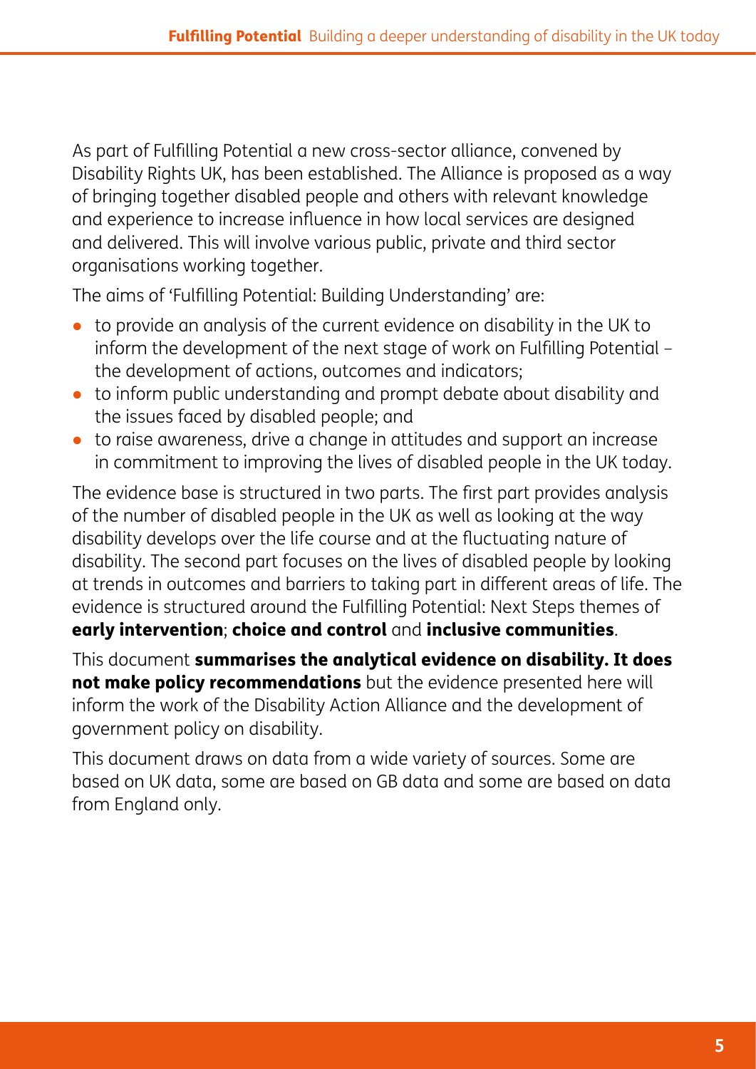As part of Fulfilling Potential a new cross-sector alliance, convened by Disability Rights UK, has been established. The Alliance is proposed as a way of bringing together disabled people and others with relevant knowledge and experience to increase influence in how local services are designed and delivered. This will involve various public, private and third sector organisations working together.

The aims of 'Fulfilling Potential: Building Understanding' are:

- to provide an analysis of the current evidence on disability in the UK to inform the development of the next stage of work on Fulfilling Potential – the development of actions, outcomes and indicators;
- to inform public understanding and prompt debate about disability and the issues faced by disabled people; and
- to raise awareness, drive a change in attitudes and support an increase in commitment to improving the lives of disabled people in the UK today.

The evidence base is structured in two parts. The first part provides analysis of the number of disabled people in the UK as well as looking at the way disability develops over the life course and at the fluctuating nature of disability. The second part focuses on the lives of disabled people by looking at trends in outcomes and barriers to taking part in different areas of life. The evidence is structured around the Fulfilling Potential: Next Steps themes of **early intervention**; **choice and control** and **inclusive communities**.

This document **summarises the analytical evidence on disability. It does not make policy recommendations** but the evidence presented here will inform the work of the Disability Action Alliance and the development of government policy on disability.

This document draws on data from a wide variety of sources. Some are based on UK data, some are based on GB data and some are based on data from England only.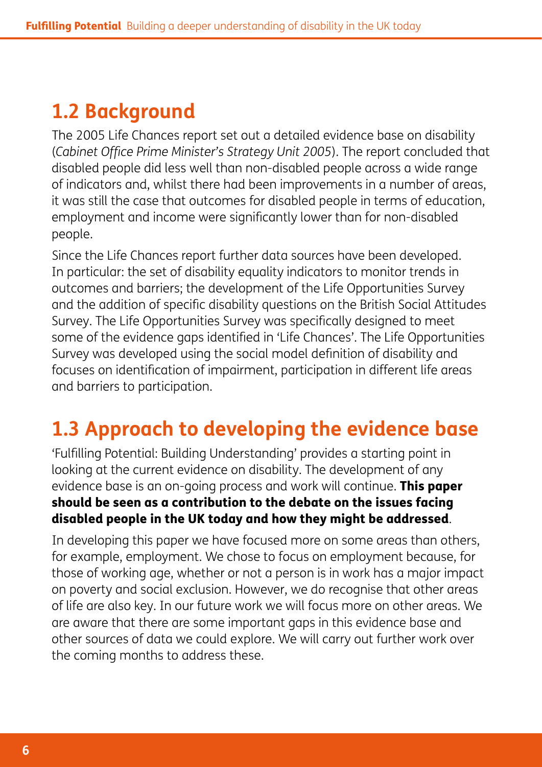## 1.2 Background

The 2005 Life Chances report set out a detailed evidence base on disability (*Cabinet Office Prime Minister's Strategy Unit 2005*). The report concluded that disabled people did less well than non-disabled people across a wide range of indicators and, whilst there had been improvements in a number of areas, it was still the case that outcomes for disabled people in terms of education, employment and income were significantly lower than for non-disabled people.

Since the Life Chances report further data sources have been developed. In particular: the set of disability equality indicators to monitor trends in outcomes and barriers; the development of the Life Opportunities Survey and the addition of specific disability questions on the British Social Attitudes Survey. The Life Opportunities Survey was specifically designed to meet some of the evidence gaps identified in 'Life Chances'. The Life Opportunities Survey was developed using the social model definition of disability and focuses on identification of impairment, participation in different life areas and barriers to participation.

## 1.3 Approach to developing the evidence base

'Fulfilling Potential: Building Understanding' provides a starting point in looking at the current evidence on disability. The development of any evidence base is an on-going process and work will continue. **This paper should be seen as a contribution to the debate on the issues facing disabled people in the UK today and how they might be addressed**.

In developing this paper we have focused more on some areas than others, for example, employment. We chose to focus on employment because, for those of working age, whether or not a person is in work has a major impact on poverty and social exclusion. However, we do recognise that other areas of life are also key. In our future work we will focus more on other areas. We are aware that there are some important gaps in this evidence base and other sources of data we could explore. We will carry out further work over the coming months to address these.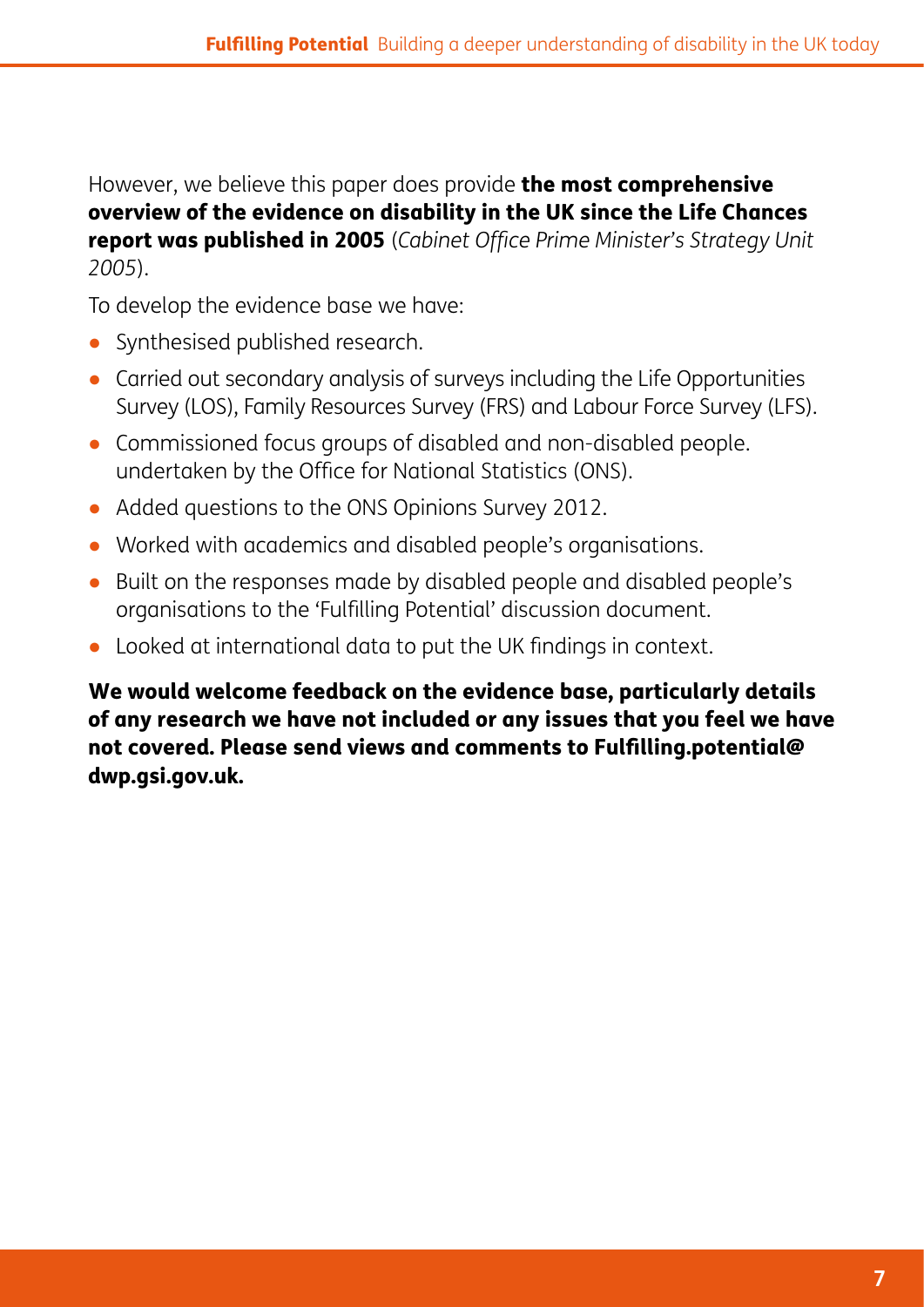However, we believe this paper does provide **the most comprehensive overview of the evidence on disability in the UK since the Life Chances report was published in 2005** (*Cabinet Office Prime Minister's Strategy Unit 2005*).

To develop the evidence base we have:

- Synthesised published research.
- Carried out secondary analysis of surveys including the Life Opportunities Survey (LOS), Family Resources Survey (FRS) and Labour Force Survey (LFS).
- Commissioned focus groups of disabled and non-disabled people. undertaken by the Office for National Statistics (ONS).
- Added questions to the ONS Opinions Survey 2012.
- Worked with academics and disabled people's organisations.
- Built on the responses made by disabled people and disabled people's organisations to the 'Fulfilling Potential' discussion document.
- Looked at international data to put the UK findings in context.

**We would welcome feedback on the evidence base, particularly details of any research we have not included or any issues that you feel we have not covered. Please send views and comments to Fulfilling.potential@dwp.gsi.gov.uk.**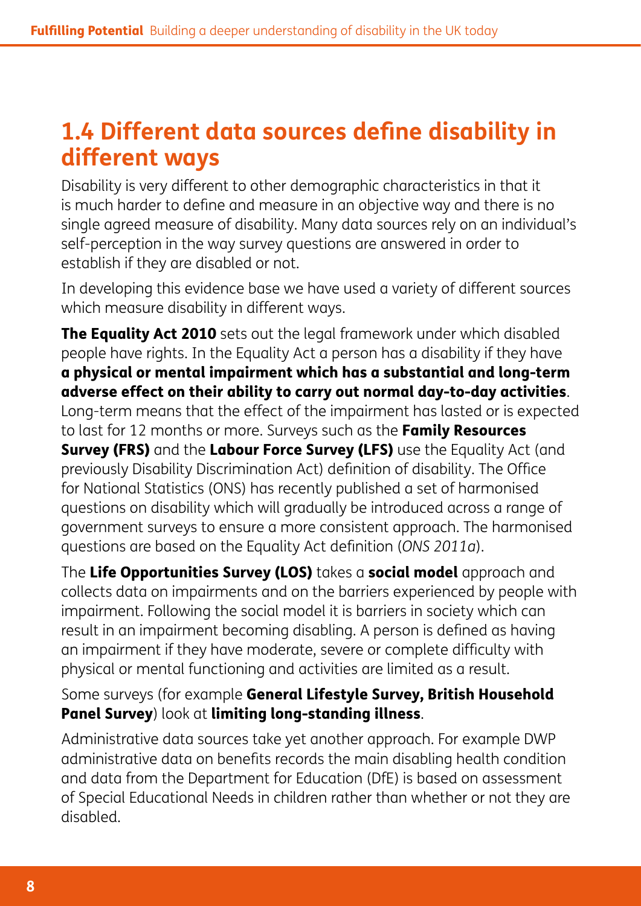## 1.4 Different data sources define disability in different ways

Disability is very different to other demographic characteristics in that it is much harder to define and measure in an objective way and there is no single agreed measure of disability. Many data sources rely on an individual's self-perception in the way survey questions are answered in order to establish if they are disabled or not.

In developing this evidence base we have used a variety of different sources which measure disability in different ways.

**The Equality Act 2010** sets out the legal framework under which disabled people have rights. In the Equality Act a person has a disability if they have **a physical or mental impairment which has a substantial and long-term adverse effect on their ability to carry out normal day-to-day activities**. Long-term means that the effect of the impairment has lasted or is expected to last for 12 months or more. Surveys such as the **Family Resources Survey (FRS)** and the **Labour Force Survey (LFS)** use the Equality Act (and previously Disability Discrimination Act) definition of disability. The Office for National Statistics (ONS) has recently published a set of harmonised questions on disability which will gradually be introduced across a range of government surveys to ensure a more consistent approach. The harmonised questions are based on the Equality Act definition (*ONS 2011a*).

The **Life Opportunities Survey (LOS)** takes a **social model** approach and collects data on impairments and on the barriers experienced by people with impairment. Following the social model it is barriers in society which can result in an impairment becoming disabling. A person is defined as having an impairment if they have moderate, severe or complete difficulty with physical or mental functioning and activities are limited as a result.

Some surveys (for example **General Lifestyle Survey, British Household Panel Survey**) look at **limiting long-standing illness**.

Administrative data sources take yet another approach. For example DWP administrative data on benefits records the main disabling health condition and data from the Department for Education (DfE) is based on assessment of Special Educational Needs in children rather than whether or not they are disabled.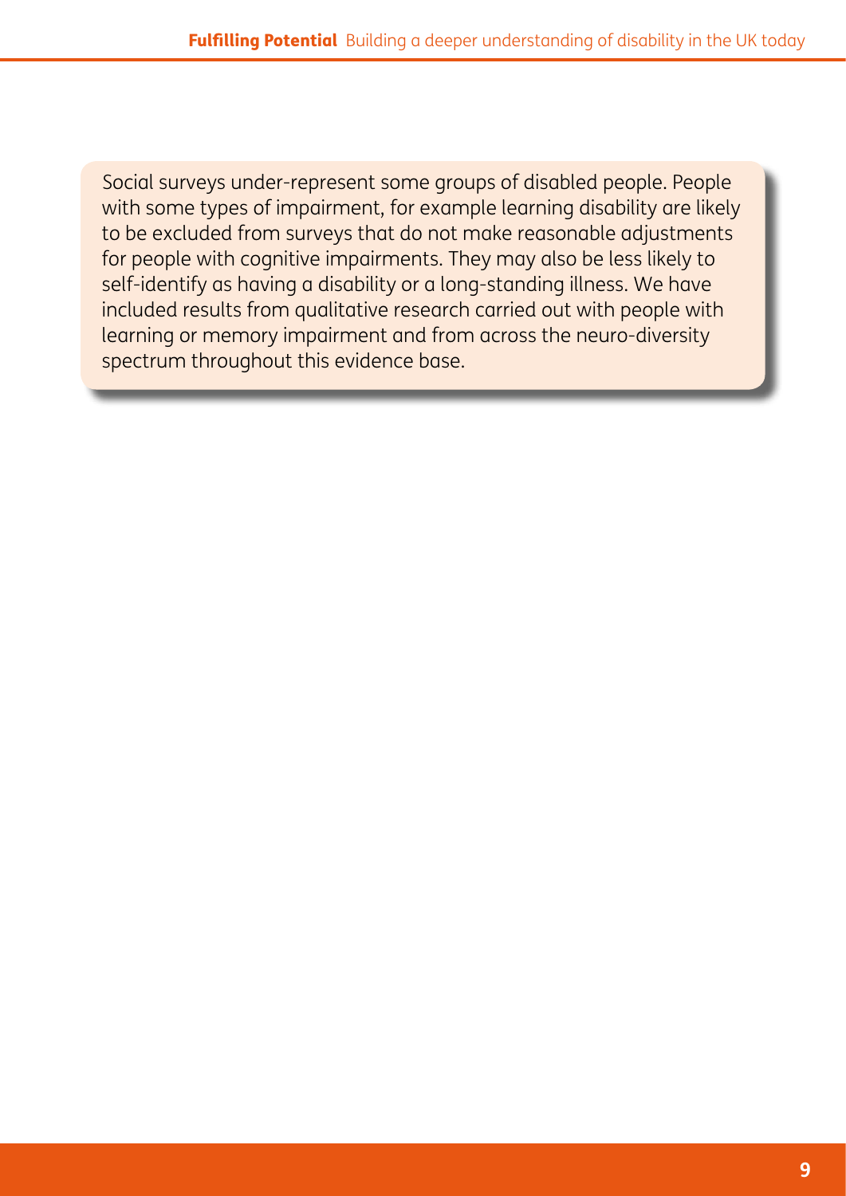Social surveys under-represent some groups of disabled people. People with some types of impairment, for example learning disability are likely to be excluded from surveys that do not make reasonable adjustments for people with cognitive impairments. They may also be less likely to self-identify as having a disability or a long-standing illness. We have included results from qualitative research carried out with people with learning or memory impairment and from across the neuro-diversity spectrum throughout this evidence base.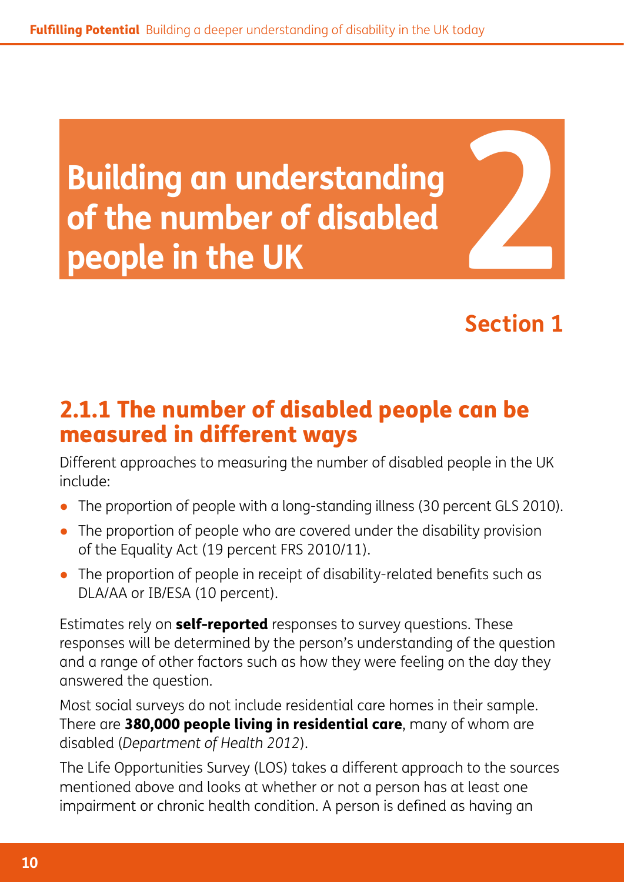# Building an understanding of the number of disabled people in the UK

2

## Section 1

### 2.1.1 The number of disabled people can be measured in different ways

Different approaches to measuring the number of disabled people in the UK include:

- The proportion of people with a long-standing illness (30 percent GLS 2010).
- The proportion of people who are covered under the disability provision of the Equality Act (19 percent FRS 2010/11).
- The proportion of people in receipt of disability-related benefits such as DLA/AA or IB/ESA (10 percent).

Estimates rely on **self-reported** responses to survey questions. These responses will be determined by the person's understanding of the question and a range of other factors such as how they were feeling on the day they answered the question.

Most social surveys do not include residential care homes in their sample. There are **380,000 people living in residential care**, many of whom are disabled (*Department of Health 2012*).

The Life Opportunities Survey (LOS) takes a different approach to the sources mentioned above and looks at whether or not a person has at least one impairment or chronic health condition. A person is defined as having an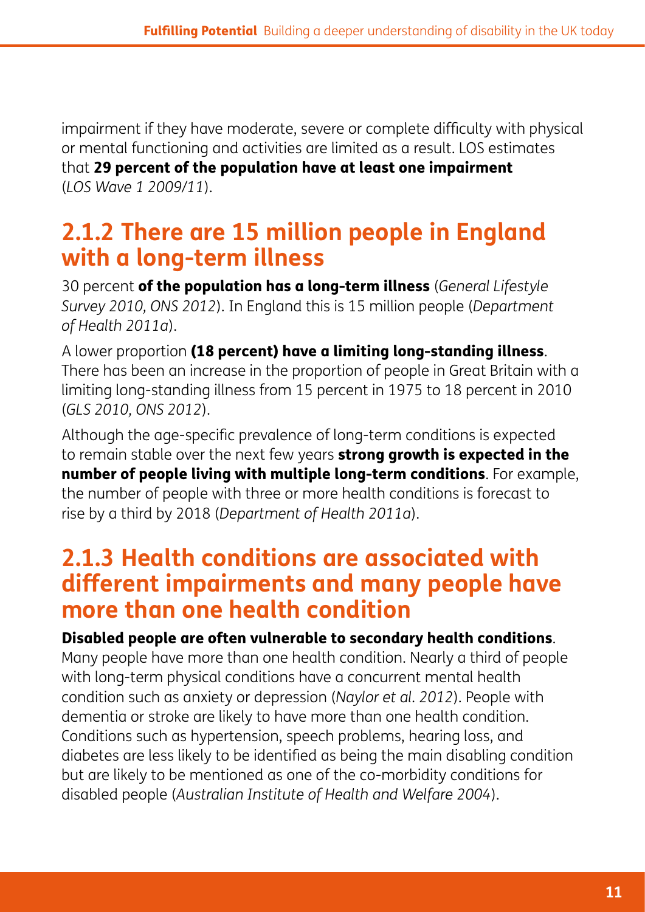impairment if they have moderate, severe or complete difficulty with physical or mental functioning and activities are limited as a result. LOS estimates that **29 percent of the population have at least one impairment** (*LOS Wave 1 2009/11*).

## 2.1.2 There are 15 million people in England with a long-term illness

30 percent **of the population has a long-term illness** (*General Lifestyle Survey 2010, ONS 2012*). In England this is 15 million people (*Department of Health 2011a*).

A lower proportion **(18 percent) have a limiting long-standing illness**. There has been an increase in the proportion of people in Great Britain with a limiting long-standing illness from 15 percent in 1975 to 18 percent in 2010 (*GLS 2010, ONS 2012*).

Although the age-specific prevalence of long-term conditions is expected to remain stable over the next few years **strong growth is expected in the number of people living with multiple long-term conditions**. For example, the number of people with three or more health conditions is forecast to rise by a third by 2018 (*Department of Health 2011a*).

## 2.1.3 Health conditions are associated with different impairments and many people have more than one health condition

**Disabled people are often vulnerable to secondary health conditions**. Many people have more than one health condition. Nearly a third of people with long-term physical conditions have a concurrent mental health condition such as anxiety or depression (*Naylor et al. 2012*). People with dementia or stroke are likely to have more than one health condition. Conditions such as hypertension, speech problems, hearing loss, and diabetes are less likely to be identified as being the main disabling condition but are likely to be mentioned as one of the co-morbidity conditions for disabled people (*Australian Institute of Health and Welfare 2004*).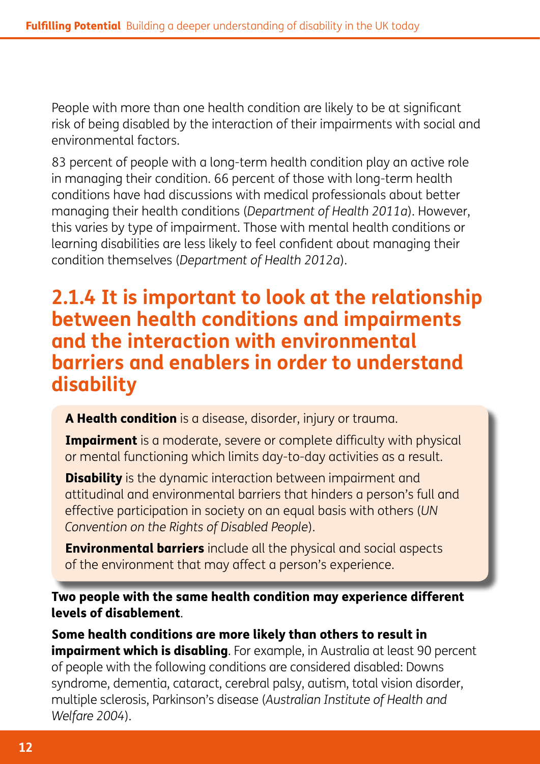People with more than one health condition are likely to be at significant risk of being disabled by the interaction of their impairments with social and environmental factors.

83 percent of people with a long-term health condition play an active role in managing their condition. 66 percent of those with long-term health conditions have had discussions with medical professionals about better managing their health conditions (*Department of Health 2011a*). However, this varies by type of impairment. Those with mental health conditions or learning disabilities are less likely to feel confident about managing their condition themselves (*Department of Health 2012a*).

## 2.1.4 It is important to look at the relationship between health conditions and impairments and the interaction with environmental barriers and enablers in order to understand disability

**A Health condition** is a disease, disorder, injury or trauma.

**Impairment** is a moderate, severe or complete difficulty with physical or mental functioning which limits day-to-day activities as a result.

**Disability** is the dynamic interaction between impairment and attitudinal and environmental barriers that hinders a person's full and effective participation in society on an equal basis with others (*UN Convention on the Rights of Disabled People*).

**Environmental barriers** include all the physical and social aspects of the environment that may affect a person's experience.

**Two people with the same health condition may experience different levels of disablement**.

**Some health conditions are more likely than others to result in impairment which is disabling**. For example, in Australia at least 90 percent of people with the following conditions are considered disabled: Downs syndrome, dementia, cataract, cerebral palsy, autism, total vision disorder, multiple sclerosis, Parkinson's disease (*Australian Institute of Health and Welfare 2004*).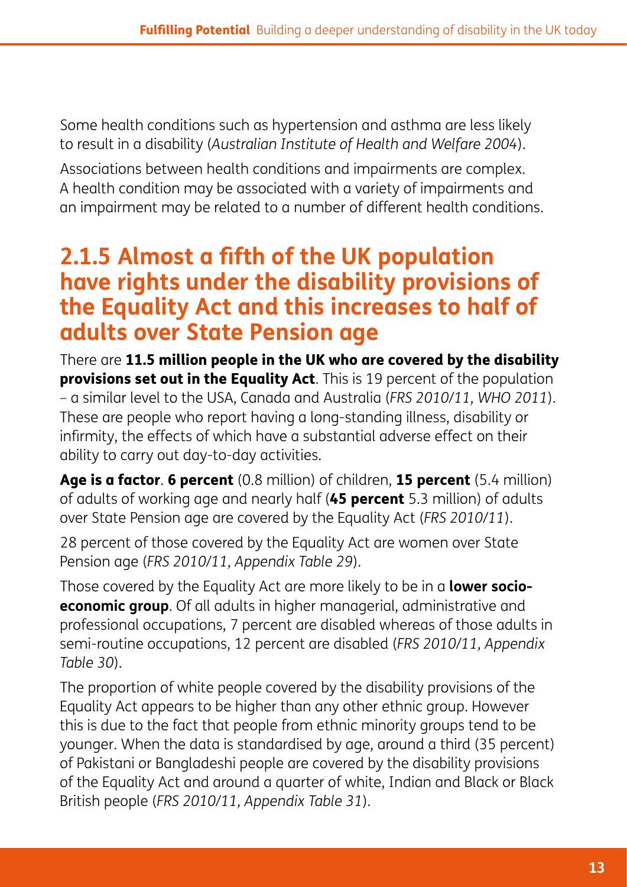Some health conditions such as hypertension and asthma are less likely to result in a disability (*Australian Institute of Health and Welfare 2004*).

Associations between health conditions and impairments are complex. A health condition may be associated with a variety of impairments and an impairment may be related to a number of different health conditions.

## 2.1.5 Almost a fifth of the UK population have rights under the disability provisions of the Equality Act and this increases to half of adults over State Pension age

There are **11.5 million people in the UK who are covered by the disability provisions set out in the Equality Act**. This is 19 percent of the population – a similar level to the USA, Canada and Australia (*FRS 2010/11, WHO 2011*). These are people who report having a long-standing illness, disability or infirmity, the effects of which have a substantial adverse effect on their ability to carry out day-to-day activities.

**Age is a factor**. **6 percent** (0.8 million) of children, **15 percent** (5.4 million) of adults of working age and nearly half (**45 percent** 5.3 million) of adults over State Pension age are covered by the Equality Act (*FRS 2010/11*).

28 percent of those covered by the Equality Act are women over State Pension age (*FRS 2010/11, Appendix Table 29*).

Those covered by the Equality Act are more likely to be in a **lower socio-economic group**. Of all adults in higher managerial, administrative and professional occupations, 7 percent are disabled whereas of those adults in semi-routine occupations, 12 percent are disabled (*FRS 2010/11, Appendix Table 30*).

The proportion of white people covered by the disability provisions of the Equality Act appears to be higher than any other ethnic group. However this is due to the fact that people from ethnic minority groups tend to be younger. When the data is standardised by age, around a third (35 percent) of Pakistani or Bangladeshi people are covered by the disability provisions of the Equality Act and around a quarter of white, Indian and Black or Black British people (*FRS 2010/11, Appendix Table 31*).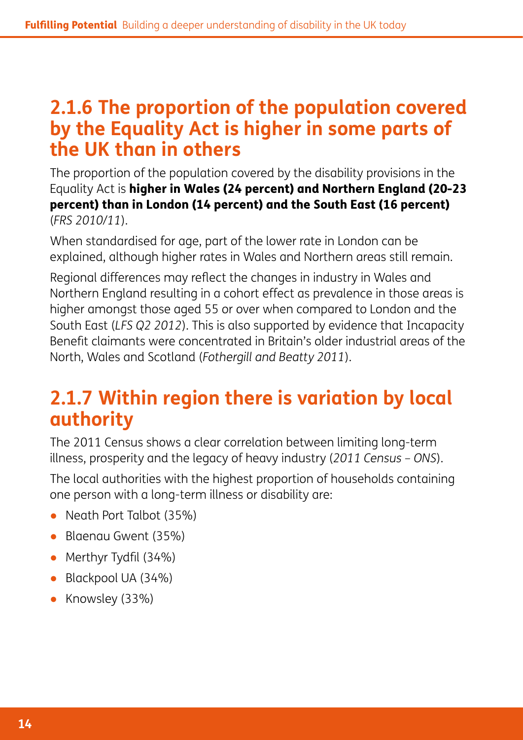## 2.1.6 The proportion of the population covered by the Equality Act is higher in some parts of the UK than in others

The proportion of the population covered by the disability provisions in the Equality Act is **higher in Wales (24 percent) and Northern England (20-23 percent) than in London (14 percent) and the South East (16 percent)** (*FRS 2010/11*).

When standardised for age, part of the lower rate in London can be explained, although higher rates in Wales and Northern areas still remain.

Regional differences may reflect the changes in industry in Wales and Northern England resulting in a cohort effect as prevalence in those areas is higher amongst those aged 55 or over when compared to London and the South East (*LFS Q2 2012*). This is also supported by evidence that Incapacity Benefit claimants were concentrated in Britain's older industrial areas of the North, Wales and Scotland (*Fothergill and Beatty 2011*).

## 2.1.7 Within region there is variation by local authority

The 2011 Census shows a clear correlation between limiting long-term illness, prosperity and the legacy of heavy industry (*2011 Census – ONS*).

The local authorities with the highest proportion of households containing one person with a long-term illness or disability are:

- Neath Port Talbot (35%)
- Blaenau Gwent (35%)
- Merthyr Tydfil (34%)
- Blackpool UA (34%)
- Knowsley (33%)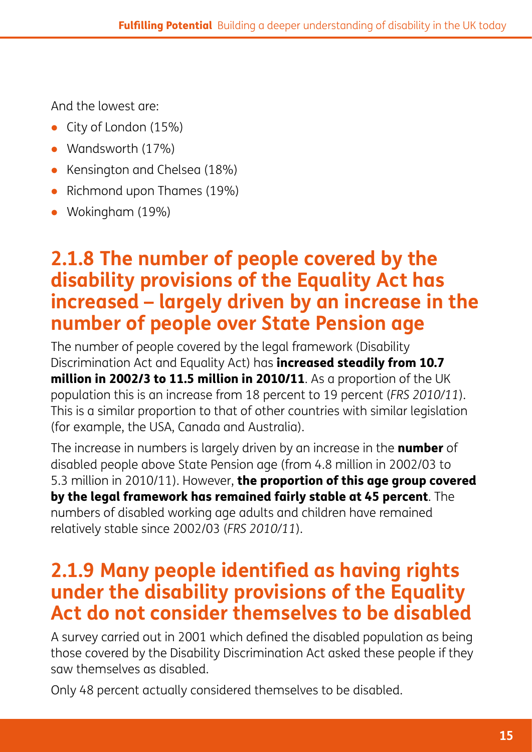And the lowest are:

- City of London (15%)
- Wandsworth (17%)
- Kensington and Chelsea (18%)
- Richmond upon Thames (19%)
- Wokingham (19%)

## 2.1.8 The number of people covered by the disability provisions of the Equality Act has increased – largely driven by an increase in the number of people over State Pension age

The number of people covered by the legal framework (Disability Discrimination Act and Equality Act) has **increased steadily from 10.7 million in 2002/3 to 11.5 million in 2010/11**. As a proportion of the UK population this is an increase from 18 percent to 19 percent (*FRS 2010/11*). This is a similar proportion to that of other countries with similar legislation (for example, the USA, Canada and Australia).

The increase in numbers is largely driven by an increase in the **number** of disabled people above State Pension age (from 4.8 million in 2002/03 to 5.3 million in 2010/11). However, **the proportion of this age group covered by the legal framework has remained fairly stable at 45 percent**. The numbers of disabled working age adults and children have remained relatively stable since 2002/03 (*FRS 2010/11*).

## 2.1.9 Many people identified as having rights under the disability provisions of the Equality Act do not consider themselves to be disabled

A survey carried out in 2001 which defined the disabled population as being those covered by the Disability Discrimination Act asked these people if they saw themselves as disabled.

Only 48 percent actually considered themselves to be disabled.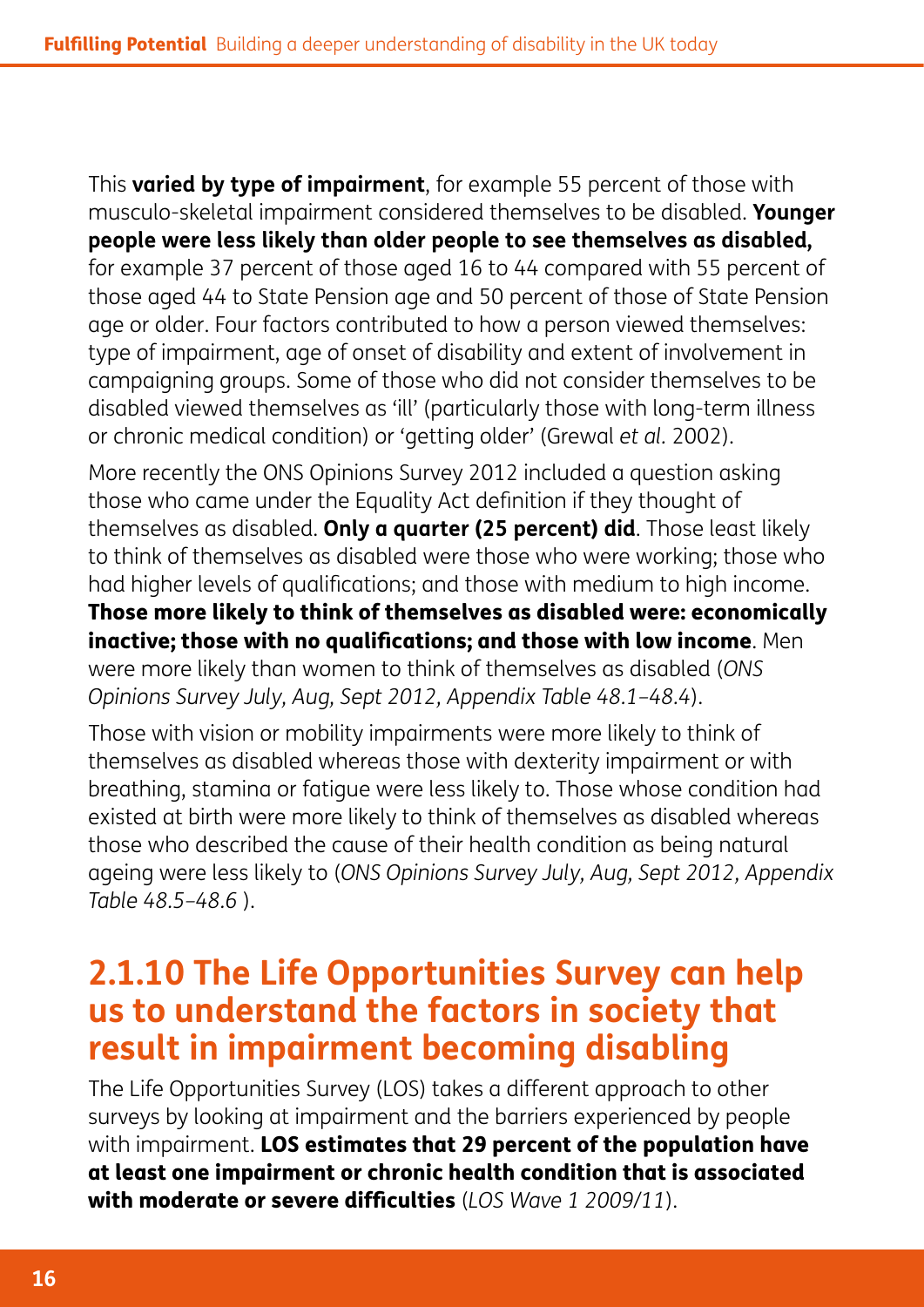This **varied by type of impairment**, for example 55 percent of those with musculo-skeletal impairment considered themselves to be disabled. **Younger people were less likely than older people to see themselves as disabled,** for example 37 percent of those aged 16 to 44 compared with 55 percent of those aged 44 to State Pension age and 50 percent of those of State Pension age or older. Four factors contributed to how a person viewed themselves: type of impairment, age of onset of disability and extent of involvement in campaigning groups. Some of those who did not consider themselves to be disabled viewed themselves as 'ill' (particularly those with long-term illness or chronic medical condition) or 'getting older' (Grewal *et al.* 2002).

More recently the ONS Opinions Survey 2012 included a question asking those who came under the Equality Act definition if they thought of themselves as disabled. **Only a quarter (25 percent) did**. Those least likely to think of themselves as disabled were those who were working; those who had higher levels of qualifications; and those with medium to high income. **Those more likely to think of themselves as disabled were: economically inactive; those with no qualifications; and those with low income**. Men were more likely than women to think of themselves as disabled (*ONS Opinions Survey July, Aug, Sept 2012, Appendix Table 48.1–48.4*).

Those with vision or mobility impairments were more likely to think of themselves as disabled whereas those with dexterity impairment or with breathing, stamina or fatigue were less likely to. Those whose condition had existed at birth were more likely to think of themselves as disabled whereas those who described the cause of their health condition as being natural ageing were less likely to (*ONS Opinions Survey July, Aug, Sept 2012, Appendix Table 48.5–48.6* ).

## 2.1.10 The Life Opportunities Survey can help us to understand the factors in society that result in impairment becoming disabling

The Life Opportunities Survey (LOS) takes a different approach to other surveys by looking at impairment and the barriers experienced by people with impairment. **LOS estimates that 29 percent of the population have at least one impairment or chronic health condition that is associated with moderate or severe difficulties** (*LOS Wave 1 2009/11*).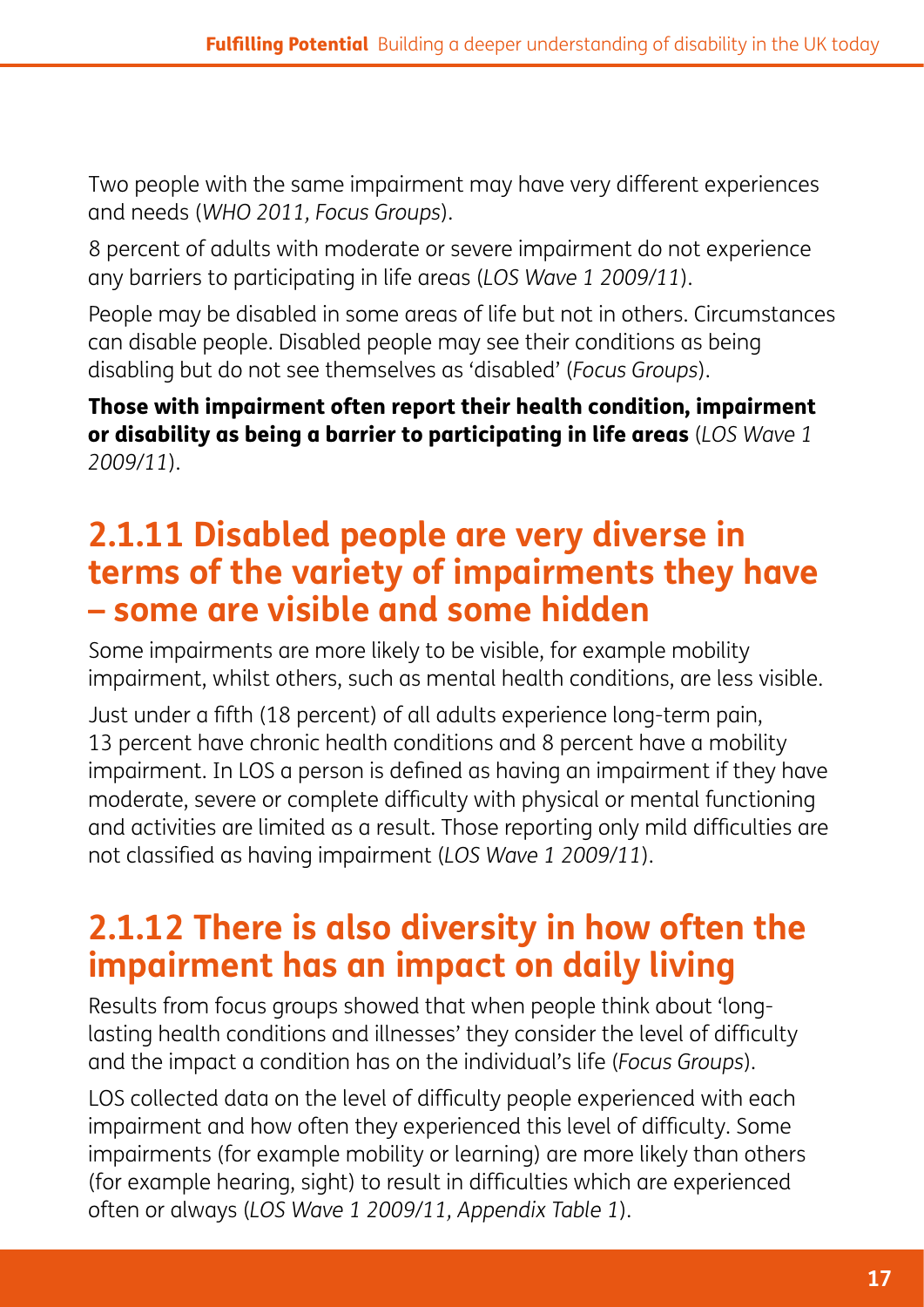Two people with the same impairment may have very different experiences and needs (*WHO 2011, Focus Groups*).

8 percent of adults with moderate or severe impairment do not experience any barriers to participating in life areas (*LOS Wave 1 2009/11*).

People may be disabled in some areas of life but not in others. Circumstances can disable people. Disabled people may see their conditions as being disabling but do not see themselves as 'disabled' (*Focus Groups*).

**Those with impairment often report their health condition, impairment or disability as being a barrier to participating in life areas** (*LOS Wave 1 2009/11*).

## 2.1.11 Disabled people are very diverse in terms of the variety of impairments they have – some are visible and some hidden

Some impairments are more likely to be visible, for example mobility impairment, whilst others, such as mental health conditions, are less visible.

Just under a fifth (18 percent) of all adults experience long-term pain, 13 percent have chronic health conditions and 8 percent have a mobility impairment. In LOS a person is defined as having an impairment if they have moderate, severe or complete difficulty with physical or mental functioning and activities are limited as a result. Those reporting only mild difficulties are not classified as having impairment (*LOS Wave 1 2009/11*).

## 2.1.12 There is also diversity in how often the impairment has an impact on daily living

Results from focus groups showed that when people think about 'long-lasting health conditions and illnesses' they consider the level of difficulty and the impact a condition has on the individual's life (*Focus Groups*).

LOS collected data on the level of difficulty people experienced with each impairment and how often they experienced this level of difficulty. Some impairments (for example mobility or learning) are more likely than others (for example hearing, sight) to result in difficulties which are experienced often or always (*LOS Wave 1 2009/11, Appendix Table 1*).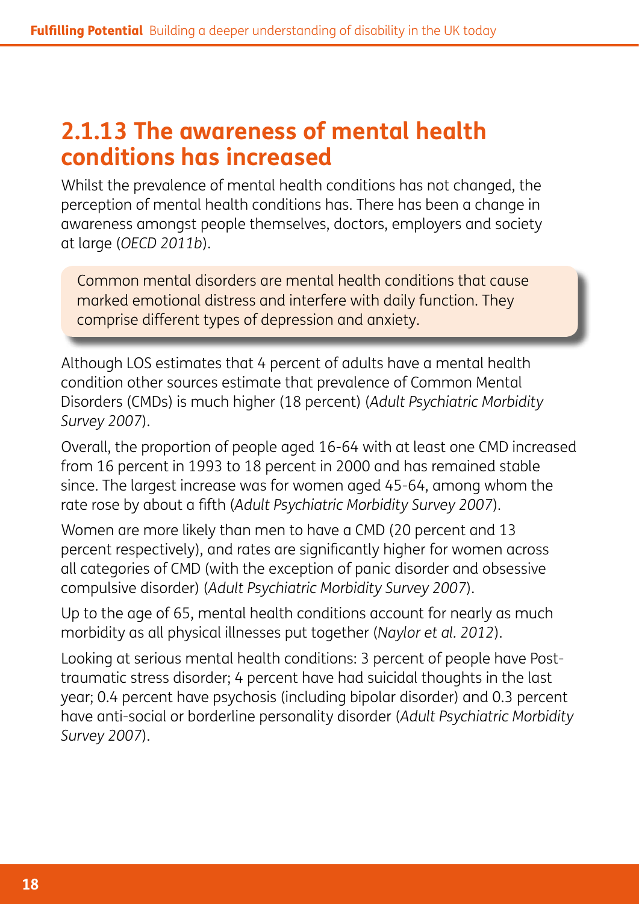## 2.1.13 The awareness of mental health conditions has increased

Whilst the prevalence of mental health conditions has not changed, the perception of mental health conditions has. There has been a change in awareness amongst people themselves, doctors, employers and society at large (*OECD 2011b*).

> Common mental disorders are mental health conditions that cause marked emotional distress and interfere with daily function. They comprise different types of depression and anxiety.

Although LOS estimates that 4 percent of adults have a mental health condition other sources estimate that prevalence of Common Mental Disorders (CMDs) is much higher (18 percent) (*Adult Psychiatric Morbidity Survey 2007*).

Overall, the proportion of people aged 16-64 with at least one CMD increased from 16 percent in 1993 to 18 percent in 2000 and has remained stable since. The largest increase was for women aged 45-64, among whom the rate rose by about a fifth (*Adult Psychiatric Morbidity Survey 2007*).

Women are more likely than men to have a CMD (20 percent and 13 percent respectively), and rates are significantly higher for women across all categories of CMD (with the exception of panic disorder and obsessive compulsive disorder) (*Adult Psychiatric Morbidity Survey 2007*).

Up to the age of 65, mental health conditions account for nearly as much morbidity as all physical illnesses put together (*Naylor et al. 2012*).

Looking at serious mental health conditions: 3 percent of people have Post-traumatic stress disorder; 4 percent have had suicidal thoughts in the last year; 0.4 percent have psychosis (including bipolar disorder) and 0.3 percent have anti-social or borderline personality disorder (*Adult Psychiatric Morbidity Survey 2007*).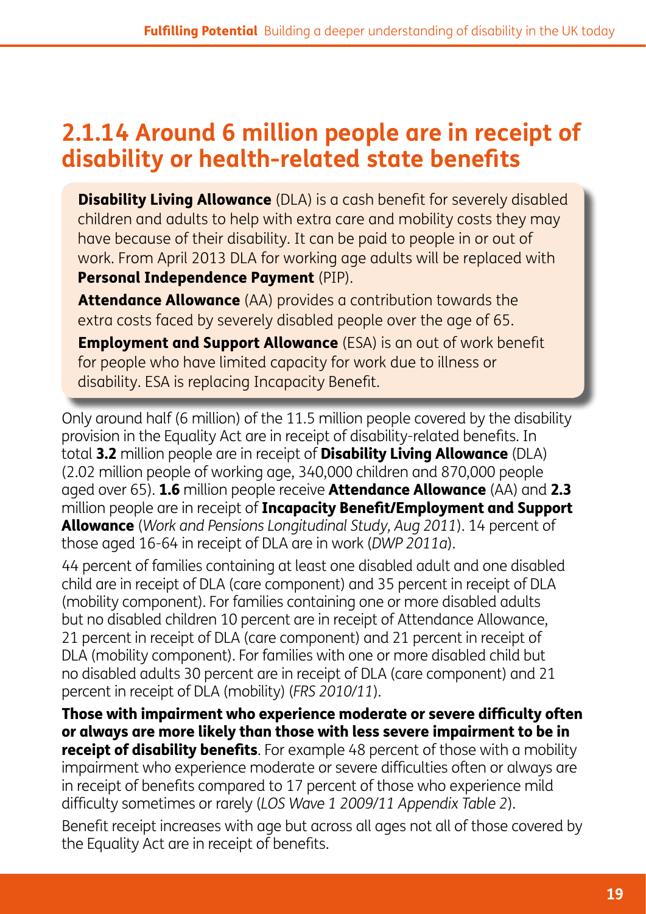## 2.1.14 Around 6 million people are in receipt of disability or health-related state benefits

**Disability Living Allowance** (DLA) is a cash benefit for severely disabled children and adults to help with extra care and mobility costs they may have because of their disability. It can be paid to people in or out of work. From April 2013 DLA for working age adults will be replaced with **Personal Independence Payment** (PIP).

**Attendance Allowance** (AA) provides a contribution towards the extra costs faced by severely disabled people over the age of 65.

**Employment and Support Allowance** (ESA) is an out of work benefit for people who have limited capacity for work due to illness or disability. ESA is replacing Incapacity Benefit.

Only around half (6 million) of the 11.5 million people covered by the disability provision in the Equality Act are in receipt of disability-related benefits. In total **3.2** million people are in receipt of **Disability Living Allowance** (DLA) (2.02 million people of working age, 340,000 children and 870,000 people aged over 65). **1.6** million people receive **Attendance Allowance** (AA) and **2.3** million people are in receipt of **Incapacity Benefit/Employment and Support Allowance** (*Work and Pensions Longitudinal Study, Aug 2011*). 14 percent of those aged 16-64 in receipt of DLA are in work (*DWP 2011a*).

44 percent of families containing at least one disabled adult and one disabled child are in receipt of DLA (care component) and 35 percent in receipt of DLA (mobility component). For families containing one or more disabled adults but no disabled children 10 percent are in receipt of Attendance Allowance, 21 percent in receipt of DLA (care component) and 21 percent in receipt of DLA (mobility component). For families with one or more disabled child but no disabled adults 30 percent are in receipt of DLA (care component) and 21 percent in receipt of DLA (mobility) (*FRS 2010/11*).

**Those with impairment who experience moderate or severe difficulty often or always are more likely than those with less severe impairment to be in receipt of disability benefits**. For example 48 percent of those with a mobility impairment who experience moderate or severe difficulties often or always are in receipt of benefits compared to 17 percent of those who experience mild difficulty sometimes or rarely (*LOS Wave 1 2009/11 Appendix Table 2*).

Benefit receipt increases with age but across all ages not all of those covered by the Equality Act are in receipt of benefits.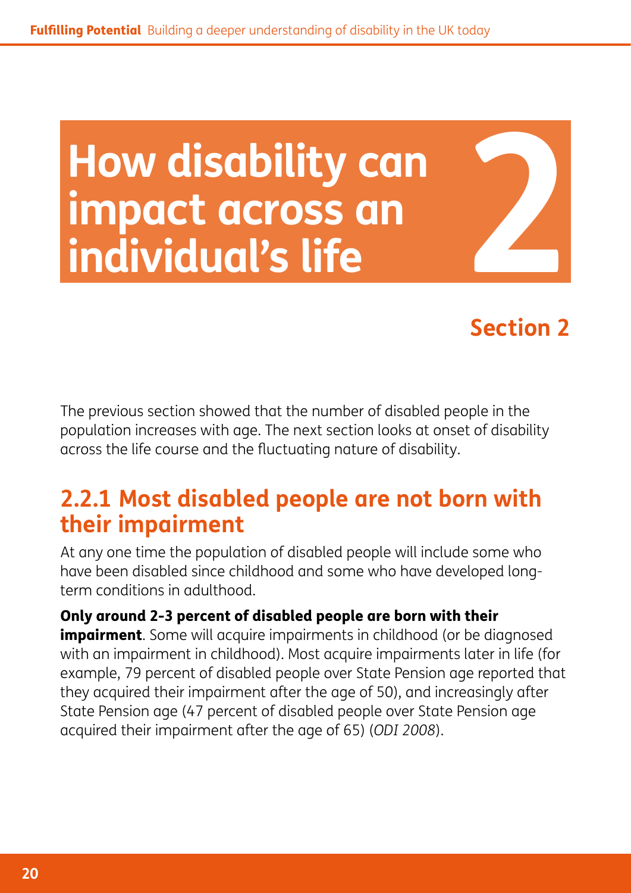# How disability can impact across an individual's life

## Section 2

The previous section showed that the number of disabled people in the population increases with age. The next section looks at onset of disability across the life course and the fluctuating nature of disability.

## 2.2.1 Most disabled people are not born with their impairment

At any one time the population of disabled people will include some who have been disabled since childhood and some who have developed long-term conditions in adulthood.

**Only around 2-3 percent of disabled people are born with their impairment**. Some will acquire impairments in childhood (or be diagnosed with an impairment in childhood). Most acquire impairments later in life (for example, 79 percent of disabled people over State Pension age reported that they acquired their impairment after the age of 50), and increasingly after State Pension age (47 percent of disabled people over State Pension age acquired their impairment after the age of 65) (*ODI 2008*).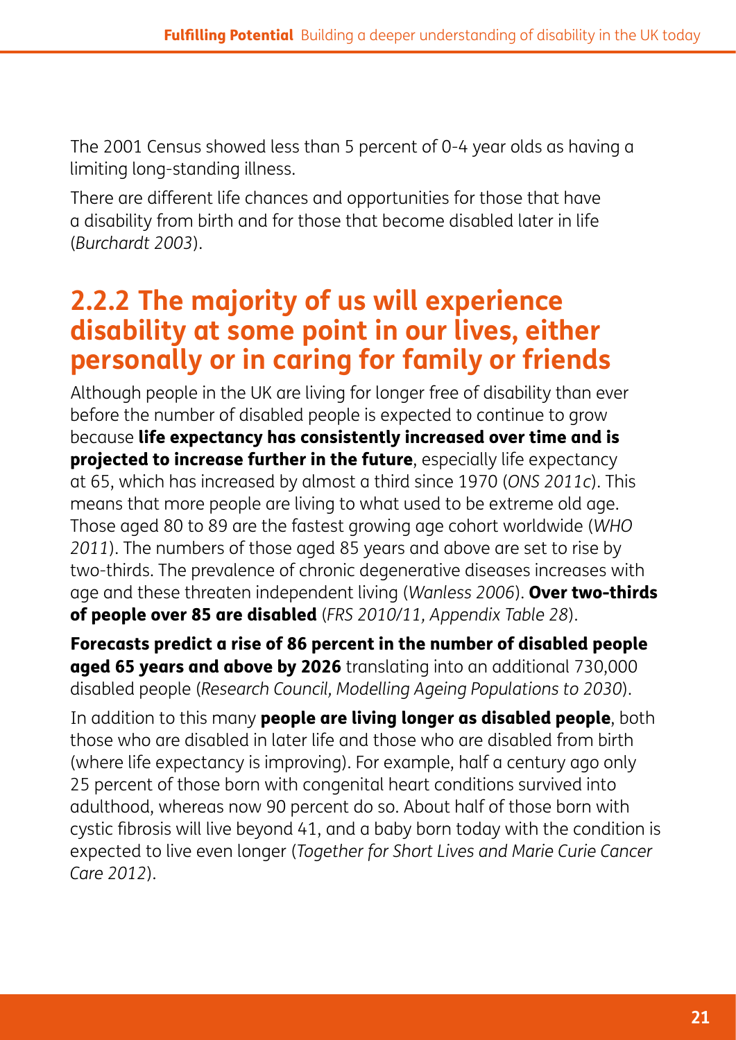The 2001 Census showed less than 5 percent of 0-4 year olds as having a limiting long-standing illness.

There are different life chances and opportunities for those that have a disability from birth and for those that become disabled later in life (*Burchardt 2003*).

## 2.2.2 The majority of us will experience disability at some point in our lives, either personally or in caring for family or friends

Although people in the UK are living for longer free of disability than ever before the number of disabled people is expected to continue to grow because **life expectancy has consistently increased over time and is projected to increase further in the future**, especially life expectancy at 65, which has increased by almost a third since 1970 (*ONS 2011c*). This means that more people are living to what used to be extreme old age. Those aged 80 to 89 are the fastest growing age cohort worldwide (*WHO 2011*). The numbers of those aged 85 years and above are set to rise by two-thirds. The prevalence of chronic degenerative diseases increases with age and these threaten independent living (*Wanless 2006*). **Over two-thirds of people over 85 are disabled** (*FRS 2010/11, Appendix Table 28*).

**Forecasts predict a rise of 86 percent in the number of disabled people aged 65 years and above by 2026** translating into an additional 730,000 disabled people (*Research Council, Modelling Ageing Populations to 2030*).

In addition to this many **people are living longer as disabled people**, both those who are disabled in later life and those who are disabled from birth (where life expectancy is improving). For example, half a century ago only 25 percent of those born with congenital heart conditions survived into adulthood, whereas now 90 percent do so. About half of those born with cystic fibrosis will live beyond 41, and a baby born today with the condition is expected to live even longer (*Together for Short Lives and Marie Curie Cancer Care 2012*).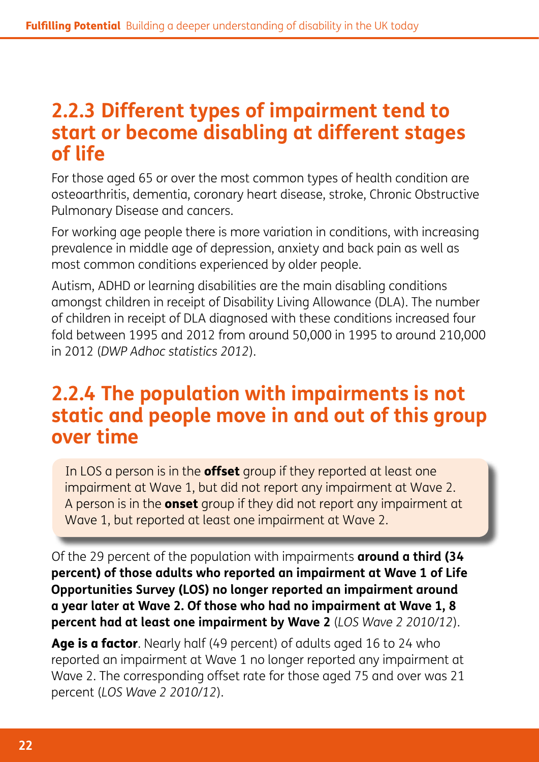## 2.2.3 Different types of impairment tend to start or become disabling at different stages of life

For those aged 65 or over the most common types of health condition are osteoarthritis, dementia, coronary heart disease, stroke, Chronic Obstructive Pulmonary Disease and cancers.

For working age people there is more variation in conditions, with increasing prevalence in middle age of depression, anxiety and back pain as well as most common conditions experienced by older people.

Autism, ADHD or learning disabilities are the main disabling conditions amongst children in receipt of Disability Living Allowance (DLA). The number of children in receipt of DLA diagnosed with these conditions increased four fold between 1995 and 2012 from around 50,000 in 1995 to around 210,000 in 2012 (*DWP Adhoc statistics 2012*).

## 2.2.4 The population with impairments is not static and people move in and out of this group over time

> In LOS a person is in the **offset** group if they reported at least one impairment at Wave 1, but did not report any impairment at Wave 2. A person is in the **onset** group if they did not report any impairment at Wave 1, but reported at least one impairment at Wave 2.

Of the 29 percent of the population with impairments **around a third (34 percent) of those adults who reported an impairment at Wave 1 of Life Opportunities Survey (LOS) no longer reported an impairment around a year later at Wave 2. Of those who had no impairment at Wave 1, 8 percent had at least one impairment by Wave 2** (*LOS Wave 2 2010/12*).

**Age is a factor**. Nearly half (49 percent) of adults aged 16 to 24 who reported an impairment at Wave 1 no longer reported any impairment at Wave 2. The corresponding offset rate for those aged 75 and over was 21 percent (*LOS Wave 2 2010/12*).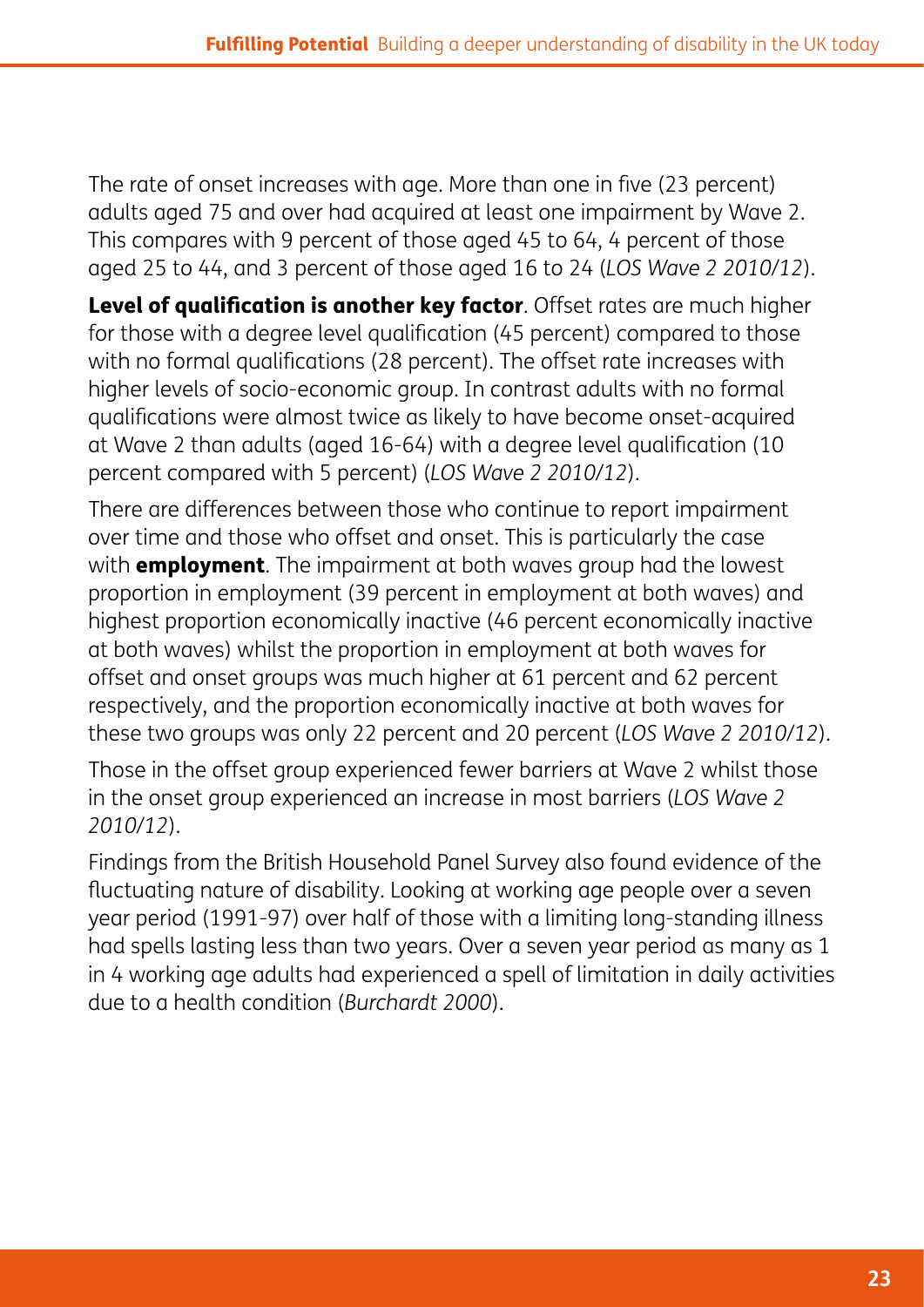The rate of onset increases with age. More than one in five (23 percent) adults aged 75 and over had acquired at least one impairment by Wave 2. This compares with 9 percent of those aged 45 to 64, 4 percent of those aged 25 to 44, and 3 percent of those aged 16 to 24 (*LOS Wave 2 2010/12*).

**Level of qualification is another key factor**. Offset rates are much higher for those with a degree level qualification (45 percent) compared to those with no formal qualifications (28 percent). The offset rate increases with higher levels of socio-economic group. In contrast adults with no formal qualifications were almost twice as likely to have become onset-acquired at Wave 2 than adults (aged 16-64) with a degree level qualification (10 percent compared with 5 percent) (*LOS Wave 2 2010/12*).

There are differences between those who continue to report impairment over time and those who offset and onset. This is particularly the case with **employment**. The impairment at both waves group had the lowest proportion in employment (39 percent in employment at both waves) and highest proportion economically inactive (46 percent economically inactive at both waves) whilst the proportion in employment at both waves for offset and onset groups was much higher at 61 percent and 62 percent respectively, and the proportion economically inactive at both waves for these two groups was only 22 percent and 20 percent (*LOS Wave 2 2010/12*).

Those in the offset group experienced fewer barriers at Wave 2 whilst those in the onset group experienced an increase in most barriers (*LOS Wave 2 2010/12*).

Findings from the British Household Panel Survey also found evidence of the fluctuating nature of disability. Looking at working age people over a seven year period (1991-97) over half of those with a limiting long-standing illness had spells lasting less than two years. Over a seven year period as many as 1 in 4 working age adults had experienced a spell of limitation in daily activities due to a health condition (*Burchardt 2000*).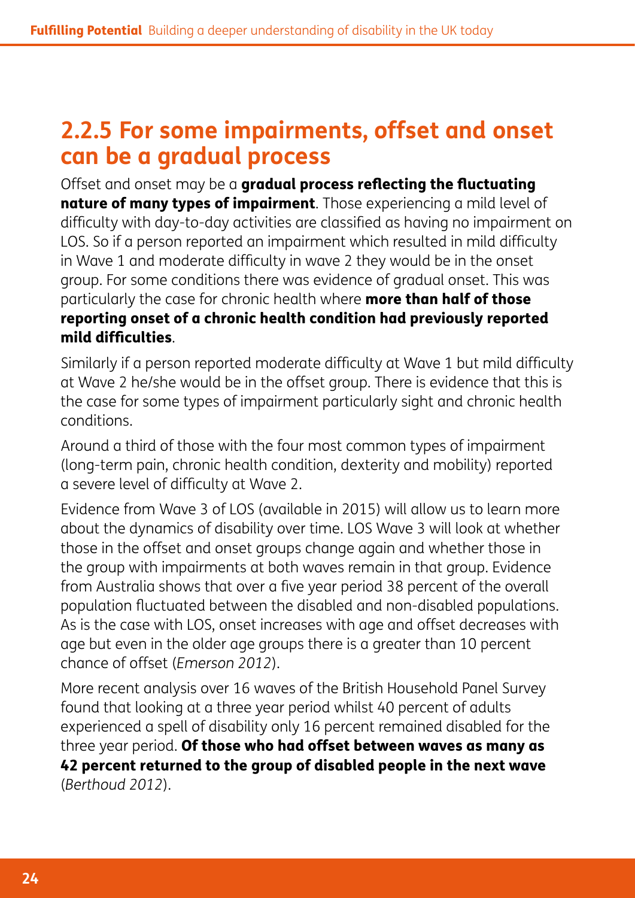## 2.2.5 For some impairments, offset and onset can be a gradual process

Offset and onset may be a **gradual process reflecting the fluctuating nature of many types of impairment**. Those experiencing a mild level of difficulty with day-to-day activities are classified as having no impairment on LOS. So if a person reported an impairment which resulted in mild difficulty in Wave 1 and moderate difficulty in wave 2 they would be in the onset group. For some conditions there was evidence of gradual onset. This was particularly the case for chronic health where **more than half of those reporting onset of a chronic health condition had previously reported mild difficulties**.

Similarly if a person reported moderate difficulty at Wave 1 but mild difficulty at Wave 2 he/she would be in the offset group. There is evidence that this is the case for some types of impairment particularly sight and chronic health conditions.

Around a third of those with the four most common types of impairment (long-term pain, chronic health condition, dexterity and mobility) reported a severe level of difficulty at Wave 2.

Evidence from Wave 3 of LOS (available in 2015) will allow us to learn more about the dynamics of disability over time. LOS Wave 3 will look at whether those in the offset and onset groups change again and whether those in the group with impairments at both waves remain in that group. Evidence from Australia shows that over a five year period 38 percent of the overall population fluctuated between the disabled and non-disabled populations. As is the case with LOS, onset increases with age and offset decreases with age but even in the older age groups there is a greater than 10 percent chance of offset (*Emerson 2012*).

More recent analysis over 16 waves of the British Household Panel Survey found that looking at a three year period whilst 40 percent of adults experienced a spell of disability only 16 percent remained disabled for the three year period. **Of those who had offset between waves as many as 42 percent returned to the group of disabled people in the next wave** (*Berthoud 2012*).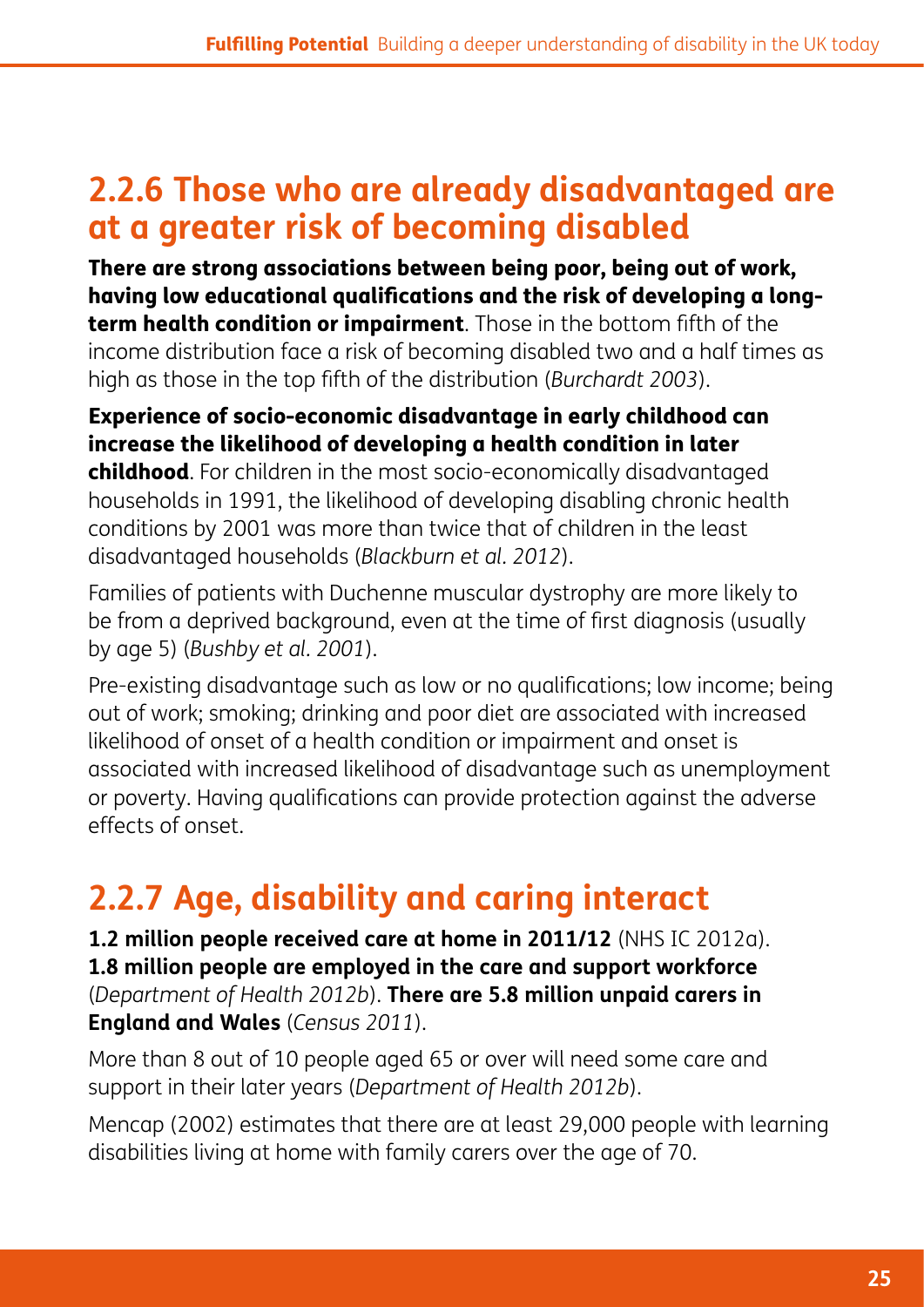## 2.2.6 Those who are already disadvantaged are at a greater risk of becoming disabled

**There are strong associations between being poor, being out of work, having low educational qualifications and the risk of developing a long-term health condition or impairment**. Those in the bottom fifth of the income distribution face a risk of becoming disabled two and a half times as high as those in the top fifth of the distribution (*Burchardt 2003*).

**Experience of socio-economic disadvantage in early childhood can increase the likelihood of developing a health condition in later childhood**. For children in the most socio-economically disadvantaged households in 1991, the likelihood of developing disabling chronic health conditions by 2001 was more than twice that of children in the least disadvantaged households (*Blackburn et al. 2012*).

Families of patients with Duchenne muscular dystrophy are more likely to be from a deprived background, even at the time of first diagnosis (usually by age 5) (*Bushby et al. 2001*).

Pre-existing disadvantage such as low or no qualifications; low income; being out of work; smoking; drinking and poor diet are associated with increased likelihood of onset of a health condition or impairment and onset is associated with increased likelihood of disadvantage such as unemployment or poverty. Having qualifications can provide protection against the adverse effects of onset.

## 2.2.7 Age, disability and caring interact

**1.2 million people received care at home in 2011/12** (NHS IC 2012a). **1.8 million people are employed in the care and support workforce** (*Department of Health 2012b*). **There are 5.8 million unpaid carers in England and Wales** (*Census 2011*).

More than 8 out of 10 people aged 65 or over will need some care and support in their later years (*Department of Health 2012b*).

Mencap (2002) estimates that there are at least 29,000 people with learning disabilities living at home with family carers over the age of 70.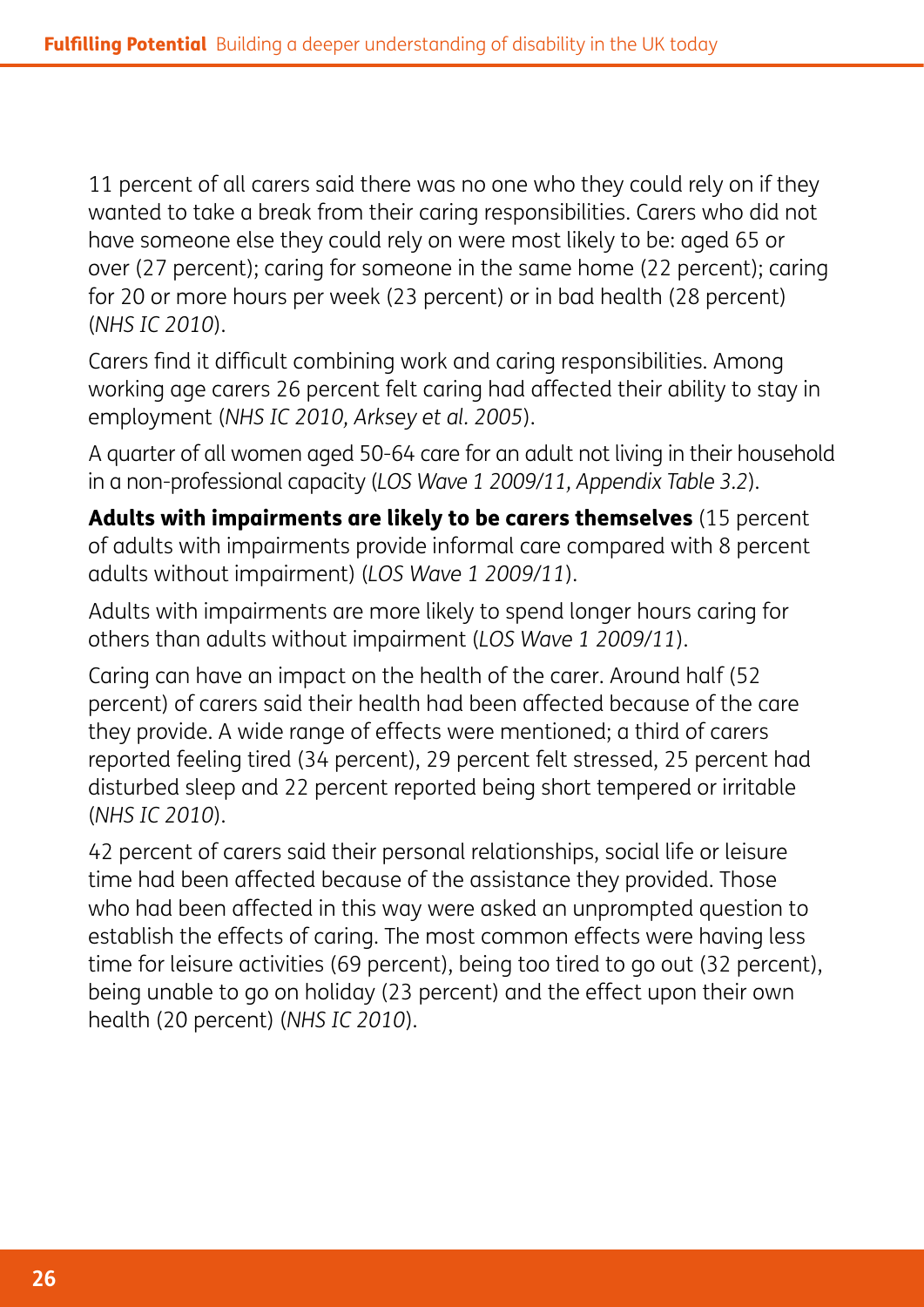11 percent of all carers said there was no one who they could rely on if they wanted to take a break from their caring responsibilities. Carers who did not have someone else they could rely on were most likely to be: aged 65 or over (27 percent); caring for someone in the same home (22 percent); caring for 20 or more hours per week (23 percent) or in bad health (28 percent) (*NHS IC 2010*).

Carers find it difficult combining work and caring responsibilities. Among working age carers 26 percent felt caring had affected their ability to stay in employment (*NHS IC 2010, Arksey et al. 2005*).

A quarter of all women aged 50-64 care for an adult not living in their household in a non-professional capacity (*LOS Wave 1 2009/11, Appendix Table 3.2*).

**Adults with impairments are likely to be carers themselves** (15 percent of adults with impairments provide informal care compared with 8 percent adults without impairment) (*LOS Wave 1 2009/11*).

Adults with impairments are more likely to spend longer hours caring for others than adults without impairment (*LOS Wave 1 2009/11*).

Caring can have an impact on the health of the carer. Around half (52 percent) of carers said their health had been affected because of the care they provide. A wide range of effects were mentioned; a third of carers reported feeling tired (34 percent), 29 percent felt stressed, 25 percent had disturbed sleep and 22 percent reported being short tempered or irritable (*NHS IC 2010*).

42 percent of carers said their personal relationships, social life or leisure time had been affected because of the assistance they provided. Those who had been affected in this way were asked an unprompted question to establish the effects of caring. The most common effects were having less time for leisure activities (69 percent), being too tired to go out (32 percent), being unable to go on holiday (23 percent) and the effect upon their own health (20 percent) (*NHS IC 2010*).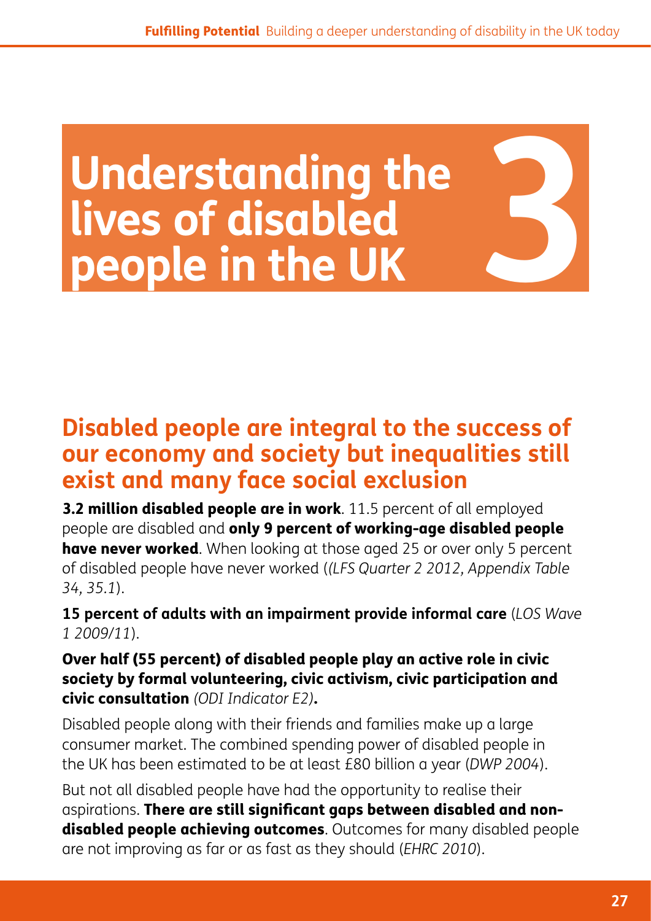// 3

# Understanding the lives of disabled people in the UK

## Disabled people are integral to the success of our economy and society but inequalities still exist and many face social exclusion

**3.2 million disabled people are in work**. 11.5 percent of all employed people are disabled and **only 9 percent of working-age disabled people have never worked**. When looking at those aged 25 or over only 5 percent of disabled people have never worked (*(LFS Quarter 2 2012, Appendix Table 34, 35.1*).

**15 percent of adults with an impairment provide informal care** (*LOS Wave 1 2009/11*).

**Over half (55 percent) of disabled people play an active role in civic society by formal volunteering, civic activism, civic participation and civic consultation** *(ODI Indicator E2)***.**

Disabled people along with their friends and families make up a large consumer market. The combined spending power of disabled people in the UK has been estimated to be at least £80 billion a year (*DWP 2004*).

But not all disabled people have had the opportunity to realise their aspirations. **There are still significant gaps between disabled and non-disabled people achieving outcomes**. Outcomes for many disabled people are not improving as far or as fast as they should (*EHRC 2010*).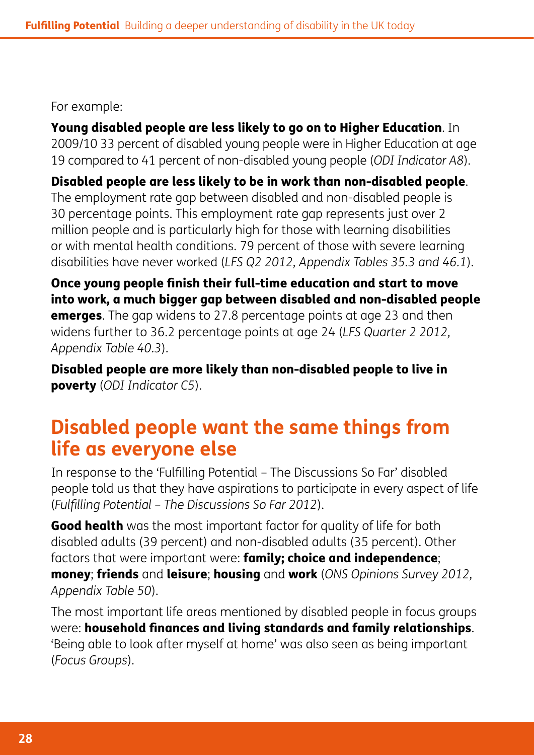For example:

**Young disabled people are less likely to go on to Higher Education**. In 2009/10 33 percent of disabled young people were in Higher Education at age 19 compared to 41 percent of non-disabled young people (*ODI Indicator A8*).

**Disabled people are less likely to be in work than non-disabled people**. The employment rate gap between disabled and non-disabled people is 30 percentage points. This employment rate gap represents just over 2 million people and is particularly high for those with learning disabilities or with mental health conditions. 79 percent of those with severe learning disabilities have never worked (*LFS Q2 2012, Appendix Tables 35.3 and 46.1*).

**Once young people finish their full-time education and start to move into work, a much bigger gap between disabled and non-disabled people emerges**. The gap widens to 27.8 percentage points at age 23 and then widens further to 36.2 percentage points at age 24 (*LFS Quarter 2 2012, Appendix Table 40.3*).

**Disabled people are more likely than non-disabled people to live in poverty** (*ODI Indicator C5*).

## Disabled people want the same things from life as everyone else

In response to the 'Fulfilling Potential – The Discussions So Far' disabled people told us that they have aspirations to participate in every aspect of life (*Fulfilling Potential – The Discussions So Far 2012*).

**Good health** was the most important factor for quality of life for both disabled adults (39 percent) and non-disabled adults (35 percent). Other factors that were important were: **family; choice and independence**; **money**; **friends** and **leisure**; **housing** and **work** (*ONS Opinions Survey 2012, Appendix Table 50*).

The most important life areas mentioned by disabled people in focus groups were: **household finances and living standards and family relationships**. 'Being able to look after myself at home' was also seen as being important (*Focus Groups*).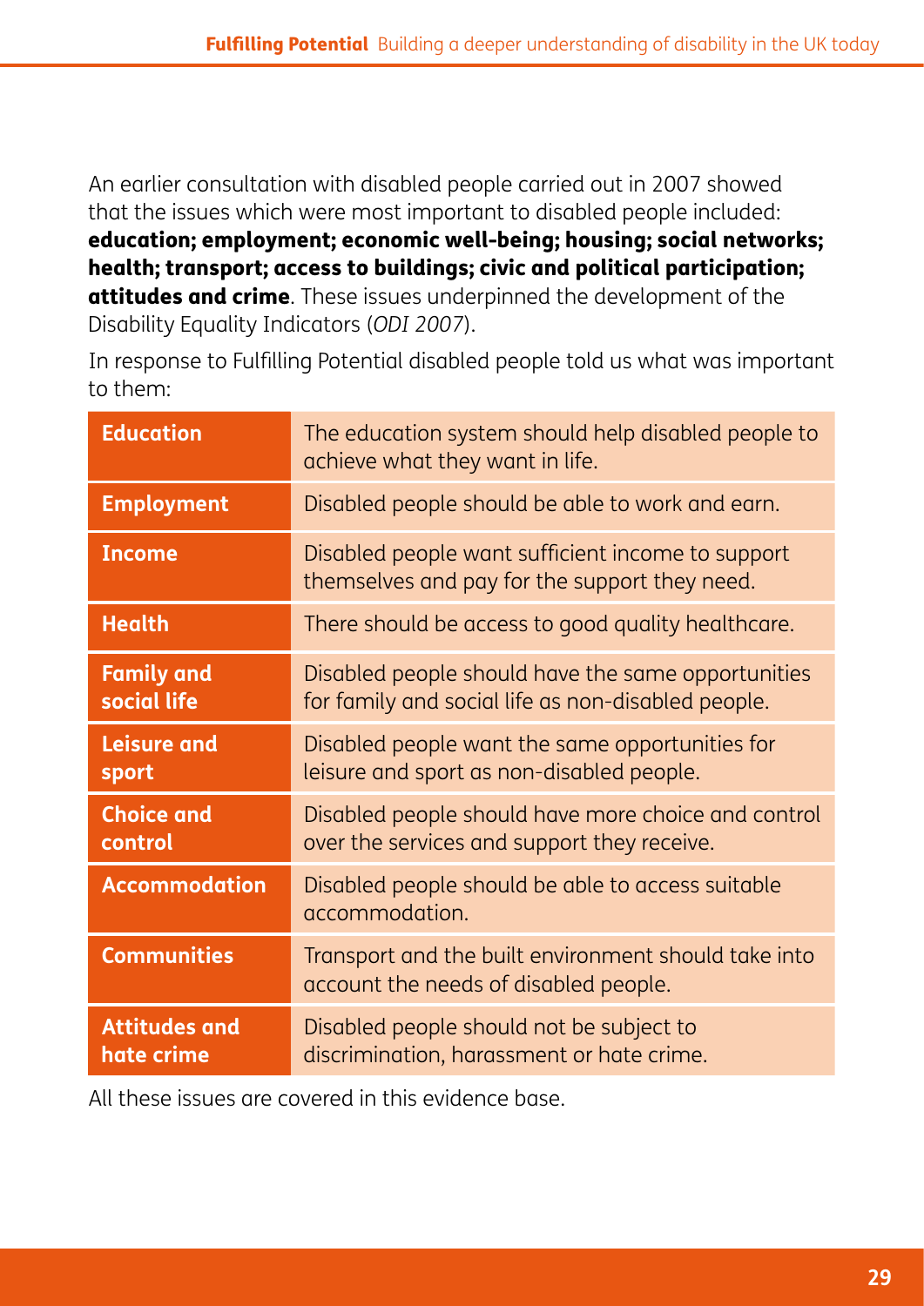An earlier consultation with disabled people carried out in 2007 showed that the issues which were most important to disabled people included: **education; employment; economic well-being; housing; social networks; health; transport; access to buildings; civic and political participation; attitudes and crime**. These issues underpinned the development of the Disability Equality Indicators (*ODI 2007*).

In response to Fulfilling Potential disabled people told us what was important to them:

| | |
|---|---|
| **Education** | The education system should help disabled people to achieve what they want in life. |
| **Employment** | Disabled people should be able to work and earn. |
| **Income** | Disabled people want sufficient income to support themselves and pay for the support they need. |
| **Health** | There should be access to good quality healthcare. |
| **Family and social life** | Disabled people should have the same opportunities for family and social life as non-disabled people. |
| **Leisure and sport** | Disabled people want the same opportunities for leisure and sport as non-disabled people. |
| **Choice and control** | Disabled people should have more choice and control over the services and support they receive. |
| **Accommodation** | Disabled people should be able to access suitable accommodation. |
| **Communities** | Transport and the built environment should take into account the needs of disabled people. |
| **Attitudes and hate crime** | Disabled people should not be subject to discrimination, harassment or hate crime. |

All these issues are covered in this evidence base.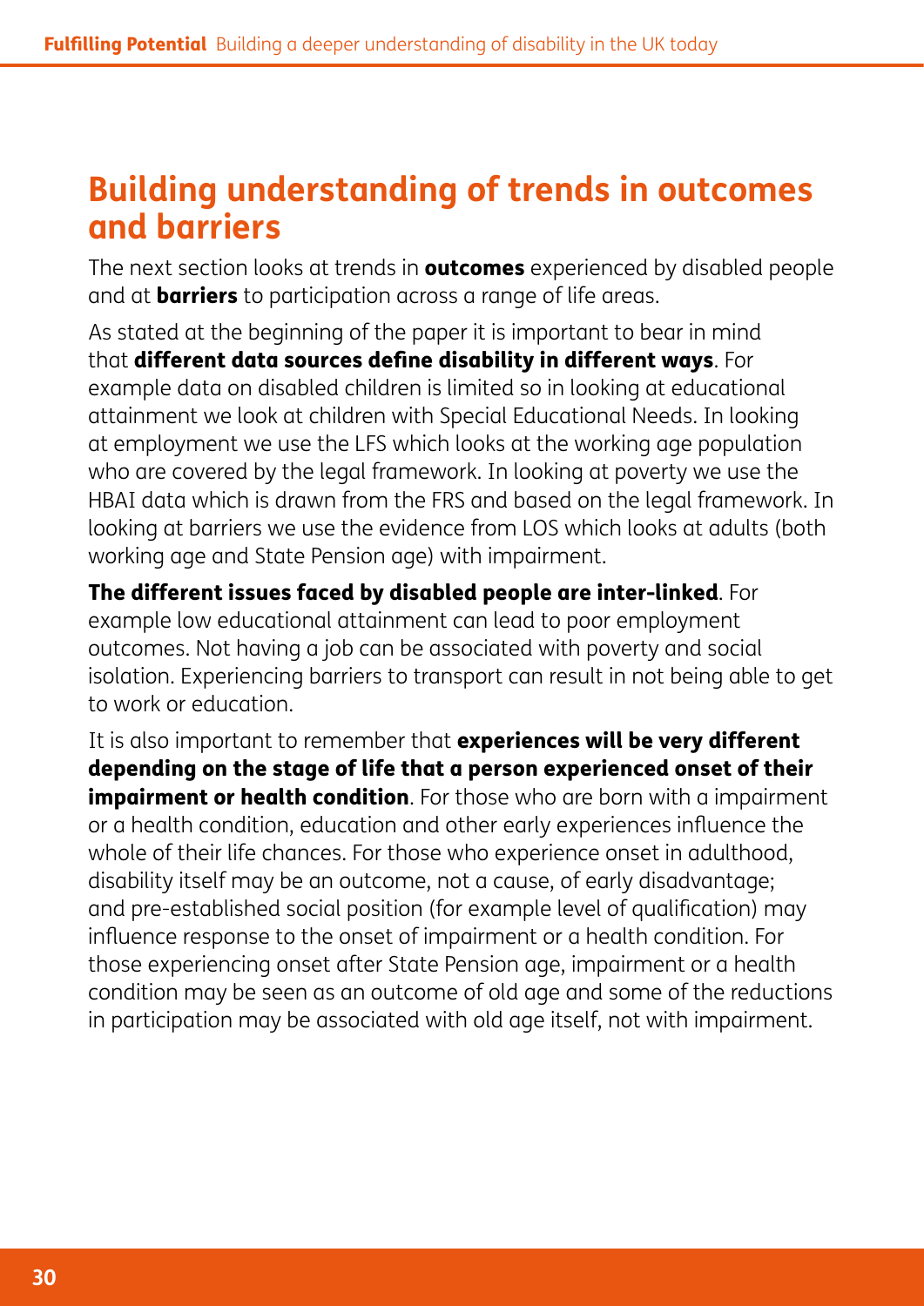## Building understanding of trends in outcomes and barriers

The next section looks at trends in **outcomes** experienced by disabled people and at **barriers** to participation across a range of life areas.

As stated at the beginning of the paper it is important to bear in mind that **different data sources define disability in different ways**. For example data on disabled children is limited so in looking at educational attainment we look at children with Special Educational Needs. In looking at employment we use the LFS which looks at the working age population who are covered by the legal framework. In looking at poverty we use the HBAI data which is drawn from the FRS and based on the legal framework. In looking at barriers we use the evidence from LOS which looks at adults (both working age and State Pension age) with impairment.

**The different issues faced by disabled people are inter-linked**. For example low educational attainment can lead to poor employment outcomes. Not having a job can be associated with poverty and social isolation. Experiencing barriers to transport can result in not being able to get to work or education.

It is also important to remember that **experiences will be very different depending on the stage of life that a person experienced onset of their impairment or health condition**. For those who are born with a impairment or a health condition, education and other early experiences influence the whole of their life chances. For those who experience onset in adulthood, disability itself may be an outcome, not a cause, of early disadvantage; and pre-established social position (for example level of qualification) may influence response to the onset of impairment or a health condition. For those experiencing onset after State Pension age, impairment or a health condition may be seen as an outcome of old age and some of the reductions in participation may be associated with old age itself, not with impairment.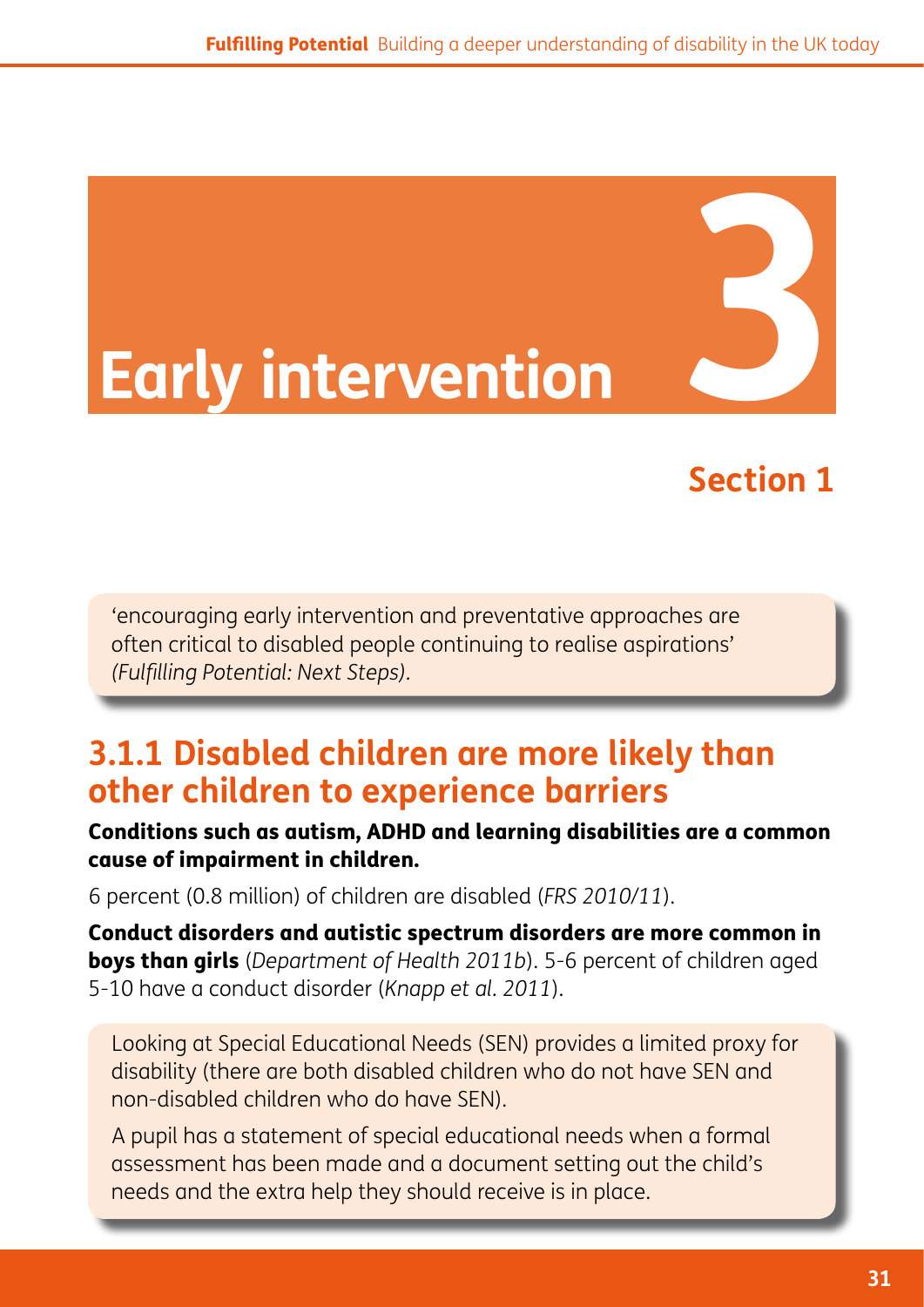# Early intervention 3

## Section 1

'encouraging early intervention and preventative approaches are often critical to disabled people continuing to realise aspirations' *(Fulfilling Potential: Next Steps).*

## 3.1.1 Disabled children are more likely than other children to experience barriers

**Conditions such as autism, ADHD and learning disabilities are a common cause of impairment in children.**

6 percent (0.8 million) of children are disabled (*FRS 2010/11*).

**Conduct disorders and autistic spectrum disorders are more common in boys than girls** (*Department of Health 2011b*). 5-6 percent of children aged 5-10 have a conduct disorder (*Knapp et al. 2011*).

Looking at Special Educational Needs (SEN) provides a limited proxy for disability (there are both disabled children who do not have SEN and non-disabled children who do have SEN).

A pupil has a statement of special educational needs when a formal assessment has been made and a document setting out the child's needs and the extra help they should receive is in place.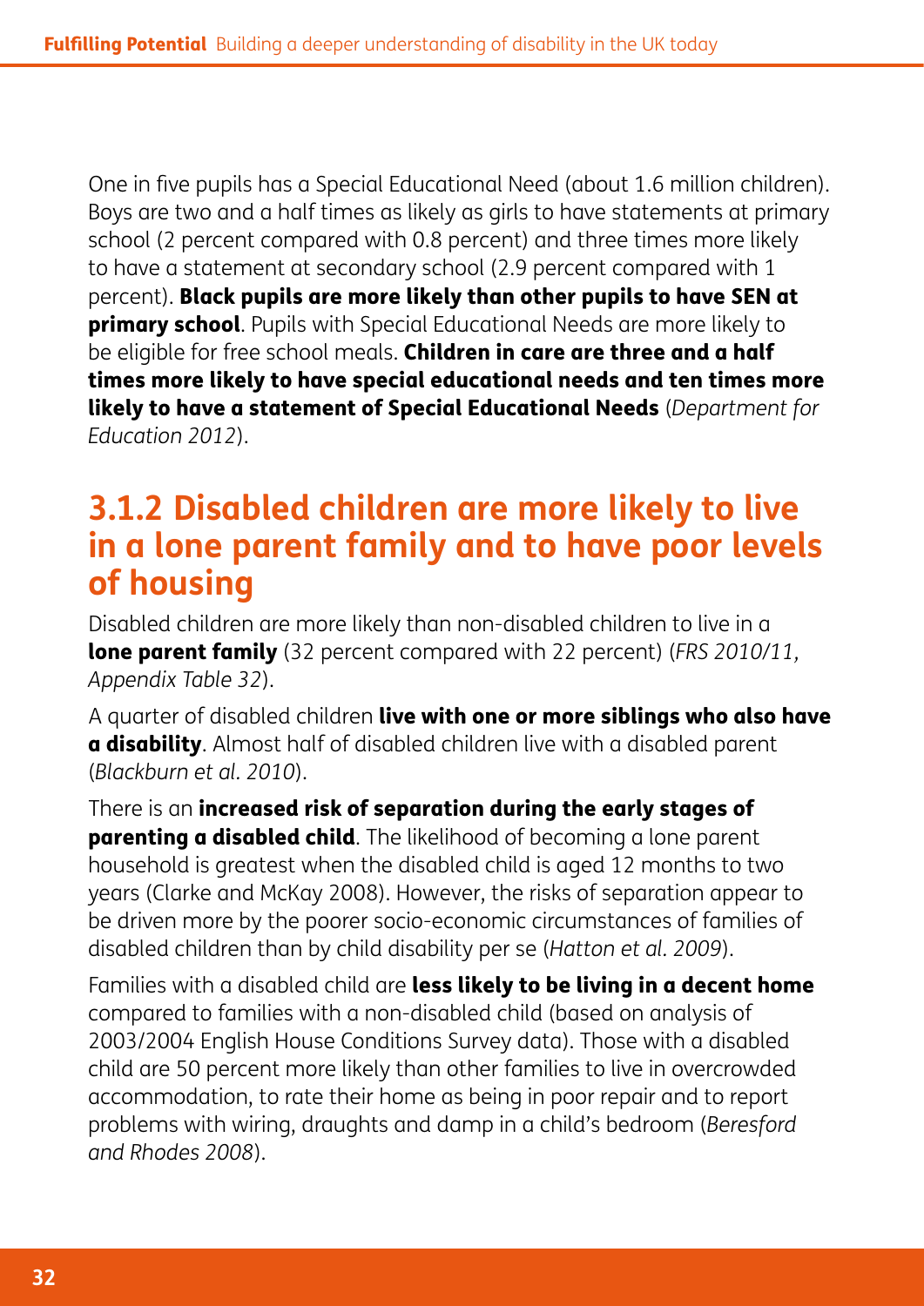One in five pupils has a Special Educational Need (about 1.6 million children). Boys are two and a half times as likely as girls to have statements at primary school (2 percent compared with 0.8 percent) and three times more likely to have a statement at secondary school (2.9 percent compared with 1 percent). **Black pupils are more likely than other pupils to have SEN at primary school**. Pupils with Special Educational Needs are more likely to be eligible for free school meals. **Children in care are three and a half times more likely to have special educational needs and ten times more likely to have a statement of Special Educational Needs** (*Department for Education 2012*).

## 3.1.2 Disabled children are more likely to live in a lone parent family and to have poor levels of housing

Disabled children are more likely than non-disabled children to live in a **lone parent family** (32 percent compared with 22 percent) (*FRS 2010/11, Appendix Table 32*).

A quarter of disabled children **live with one or more siblings who also have a disability**. Almost half of disabled children live with a disabled parent (*Blackburn et al. 2010*).

There is an **increased risk of separation during the early stages of parenting a disabled child**. The likelihood of becoming a lone parent household is greatest when the disabled child is aged 12 months to two years (Clarke and McKay 2008). However, the risks of separation appear to be driven more by the poorer socio-economic circumstances of families of disabled children than by child disability per se (*Hatton et al. 2009*).

Families with a disabled child are **less likely to be living in a decent home** compared to families with a non-disabled child (based on analysis of 2003/2004 English House Conditions Survey data). Those with a disabled child are 50 percent more likely than other families to live in overcrowded accommodation, to rate their home as being in poor repair and to report problems with wiring, draughts and damp in a child's bedroom (*Beresford and Rhodes 2008*).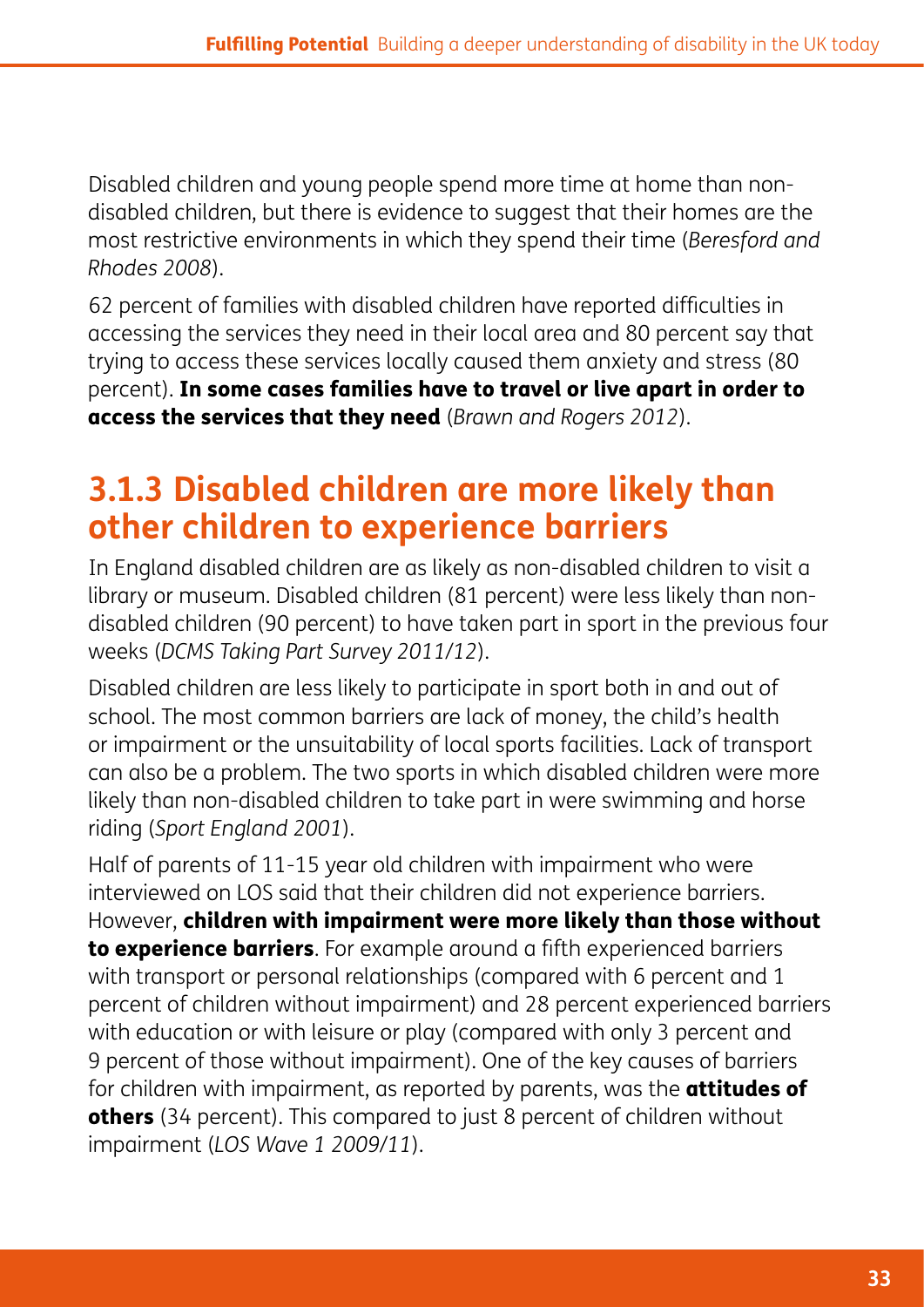Disabled children and young people spend more time at home than non-disabled children, but there is evidence to suggest that their homes are the most restrictive environments in which they spend their time (*Beresford and Rhodes 2008*).

62 percent of families with disabled children have reported difficulties in accessing the services they need in their local area and 80 percent say that trying to access these services locally caused them anxiety and stress (80 percent). **In some cases families have to travel or live apart in order to access the services that they need** (*Brawn and Rogers 2012*).

## 3.1.3 Disabled children are more likely than other children to experience barriers

In England disabled children are as likely as non-disabled children to visit a library or museum. Disabled children (81 percent) were less likely than non-disabled children (90 percent) to have taken part in sport in the previous four weeks (*DCMS Taking Part Survey 2011/12*).

Disabled children are less likely to participate in sport both in and out of school. The most common barriers are lack of money, the child's health or impairment or the unsuitability of local sports facilities. Lack of transport can also be a problem. The two sports in which disabled children were more likely than non-disabled children to take part in were swimming and horse riding (*Sport England 2001*).

Half of parents of 11-15 year old children with impairment who were interviewed on LOS said that their children did not experience barriers. However, **children with impairment were more likely than those without to experience barriers**. For example around a fifth experienced barriers with transport or personal relationships (compared with 6 percent and 1 percent of children without impairment) and 28 percent experienced barriers with education or with leisure or play (compared with only 3 percent and 9 percent of those without impairment). One of the key causes of barriers for children with impairment, as reported by parents, was the **attitudes of others** (34 percent). This compared to just 8 percent of children without impairment (*LOS Wave 1 2009/11*).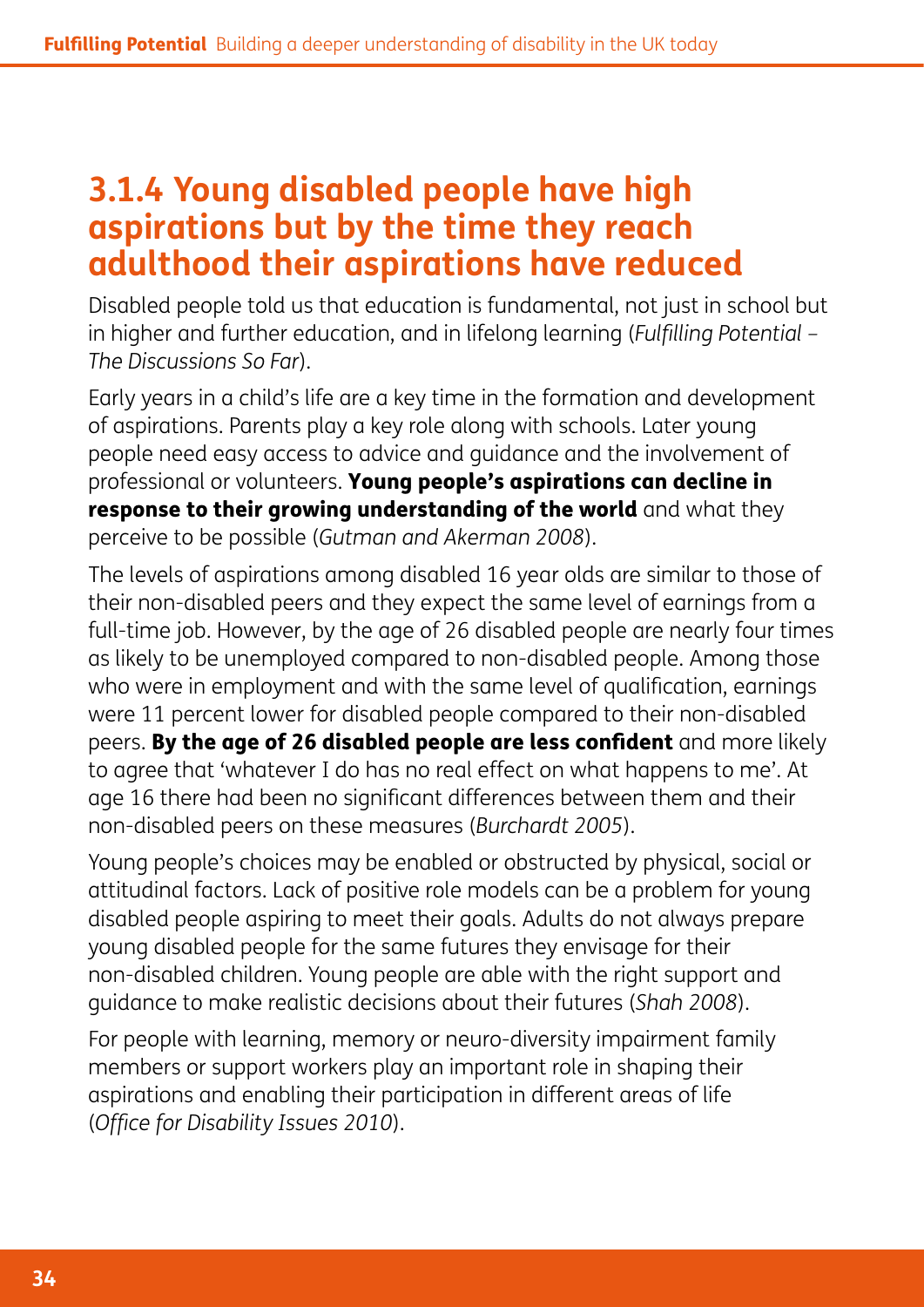### 3.1.4 Young disabled people have high aspirations but by the time they reach adulthood their aspirations have reduced

Disabled people told us that education is fundamental, not just in school but in higher and further education, and in lifelong learning (*Fulfilling Potential – The Discussions So Far*).

Early years in a child's life are a key time in the formation and development of aspirations. Parents play a key role along with schools. Later young people need easy access to advice and guidance and the involvement of professional or volunteers. **Young people's aspirations can decline in response to their growing understanding of the world** and what they perceive to be possible (*Gutman and Akerman 2008*).

The levels of aspirations among disabled 16 year olds are similar to those of their non-disabled peers and they expect the same level of earnings from a full-time job. However, by the age of 26 disabled people are nearly four times as likely to be unemployed compared to non-disabled people. Among those who were in employment and with the same level of qualification, earnings were 11 percent lower for disabled people compared to their non-disabled peers. **By the age of 26 disabled people are less confident** and more likely to agree that 'whatever I do has no real effect on what happens to me'. At age 16 there had been no significant differences between them and their non-disabled peers on these measures (*Burchardt 2005*).

Young people's choices may be enabled or obstructed by physical, social or attitudinal factors. Lack of positive role models can be a problem for young disabled people aspiring to meet their goals. Adults do not always prepare young disabled people for the same futures they envisage for their non-disabled children. Young people are able with the right support and guidance to make realistic decisions about their futures (*Shah 2008*).

For people with learning, memory or neuro-diversity impairment family members or support workers play an important role in shaping their aspirations and enabling their participation in different areas of life (*Office for Disability Issues 2010*).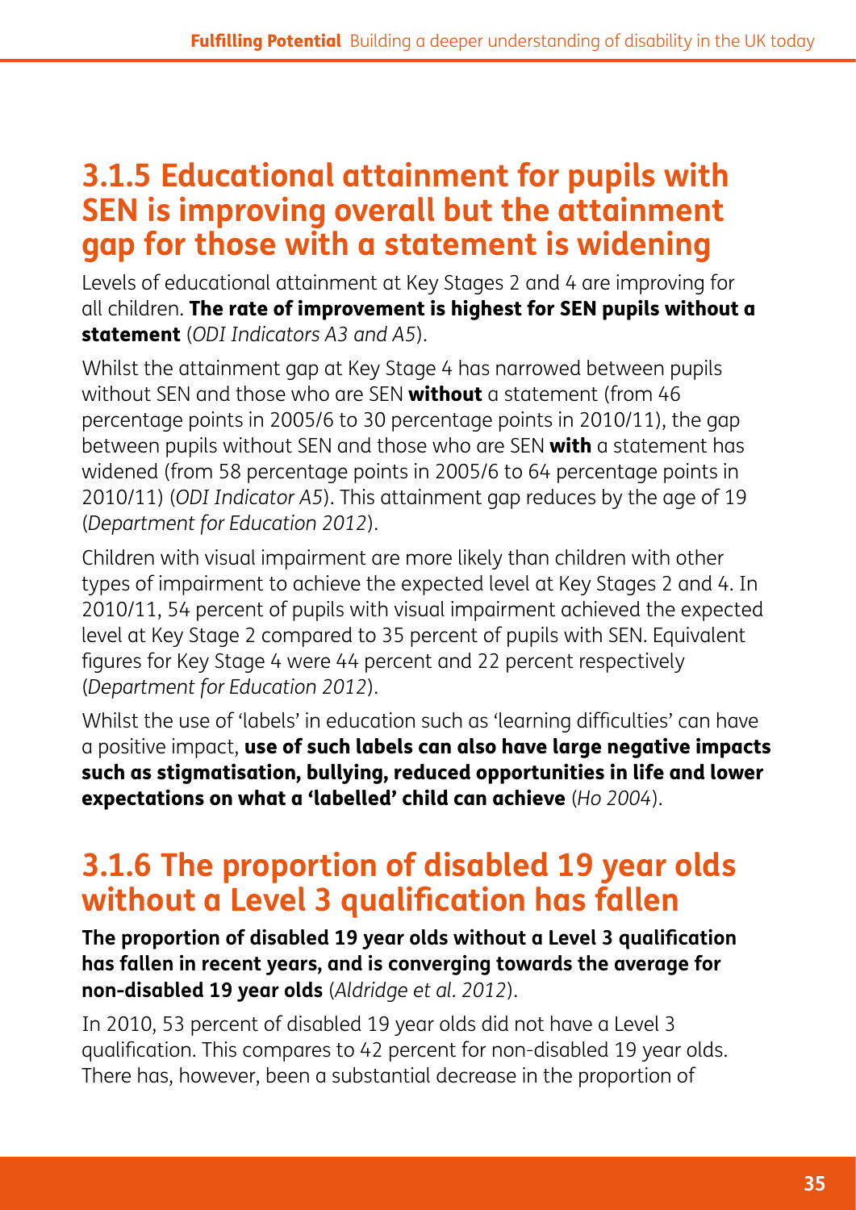### 3.1.5 Educational attainment for pupils with SEN is improving overall but the attainment gap for those with a statement is widening

Levels of educational attainment at Key Stages 2 and 4 are improving for all children. **The rate of improvement is highest for SEN pupils without a statement** (*ODI Indicators A3 and A5*).

Whilst the attainment gap at Key Stage 4 has narrowed between pupils without SEN and those who are SEN **without** a statement (from 46 percentage points in 2005/6 to 30 percentage points in 2010/11), the gap between pupils without SEN and those who are SEN **with** a statement has widened (from 58 percentage points in 2005/6 to 64 percentage points in 2010/11) (*ODI Indicator A5*). This attainment gap reduces by the age of 19 (*Department for Education 2012*).

Children with visual impairment are more likely than children with other types of impairment to achieve the expected level at Key Stages 2 and 4. In 2010/11, 54 percent of pupils with visual impairment achieved the expected level at Key Stage 2 compared to 35 percent of pupils with SEN. Equivalent figures for Key Stage 4 were 44 percent and 22 percent respectively (*Department for Education 2012*).

Whilst the use of 'labels' in education such as 'learning difficulties' can have a positive impact, **use of such labels can also have large negative impacts such as stigmatisation, bullying, reduced opportunities in life and lower expectations on what a 'labelled' child can achieve** (*Ho 2004*).

### 3.1.6 The proportion of disabled 19 year olds without a Level 3 qualification has fallen

**The proportion of disabled 19 year olds without a Level 3 qualification has fallen in recent years, and is converging towards the average for non-disabled 19 year olds** (*Aldridge et al. 2012*).

In 2010, 53 percent of disabled 19 year olds did not have a Level 3 qualification. This compares to 42 percent for non-disabled 19 year olds. There has, however, been a substantial decrease in the proportion of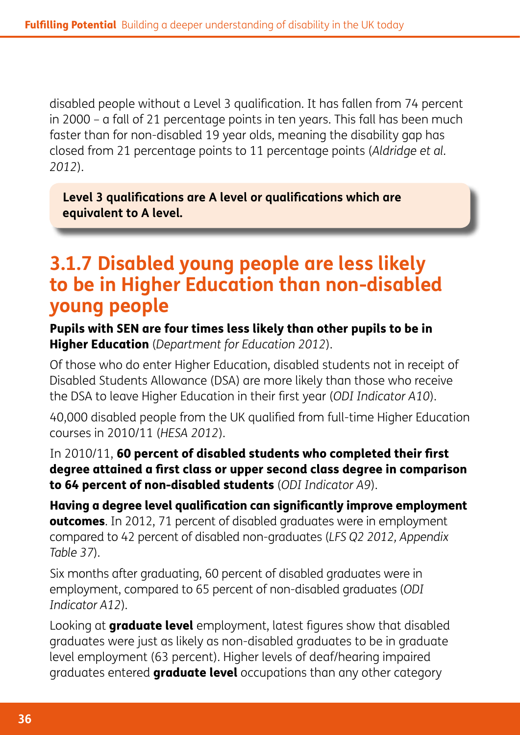disabled people without a Level 3 qualification. It has fallen from 74 percent in 2000 – a fall of 21 percentage points in ten years. This fall has been much faster than for non-disabled 19 year olds, meaning the disability gap has closed from 21 percentage points to 11 percentage points (*Aldridge et al. 2012*).

> **Level 3 qualifications are A level or qualifications which are equivalent to A level.**

## 3.1.7 Disabled young people are less likely to be in Higher Education than non-disabled young people

**Pupils with SEN are four times less likely than other pupils to be in Higher Education** (*Department for Education 2012*).

Of those who do enter Higher Education, disabled students not in receipt of Disabled Students Allowance (DSA) are more likely than those who receive the DSA to leave Higher Education in their first year (*ODI Indicator A10*).

40,000 disabled people from the UK qualified from full-time Higher Education courses in 2010/11 (*HESA 2012*).

In 2010/11, **60 percent of disabled students who completed their first degree attained a first class or upper second class degree in comparison to 64 percent of non-disabled students** (*ODI Indicator A9*).

**Having a degree level qualification can significantly improve employment outcomes**. In 2012, 71 percent of disabled graduates were in employment compared to 42 percent of disabled non-graduates (*LFS Q2 2012, Appendix Table 37*).

Six months after graduating, 60 percent of disabled graduates were in employment, compared to 65 percent of non-disabled graduates (*ODI Indicator A12*).

Looking at **graduate level** employment, latest figures show that disabled graduates were just as likely as non-disabled graduates to be in graduate level employment (63 percent). Higher levels of deaf/hearing impaired graduates entered **graduate level** occupations than any other category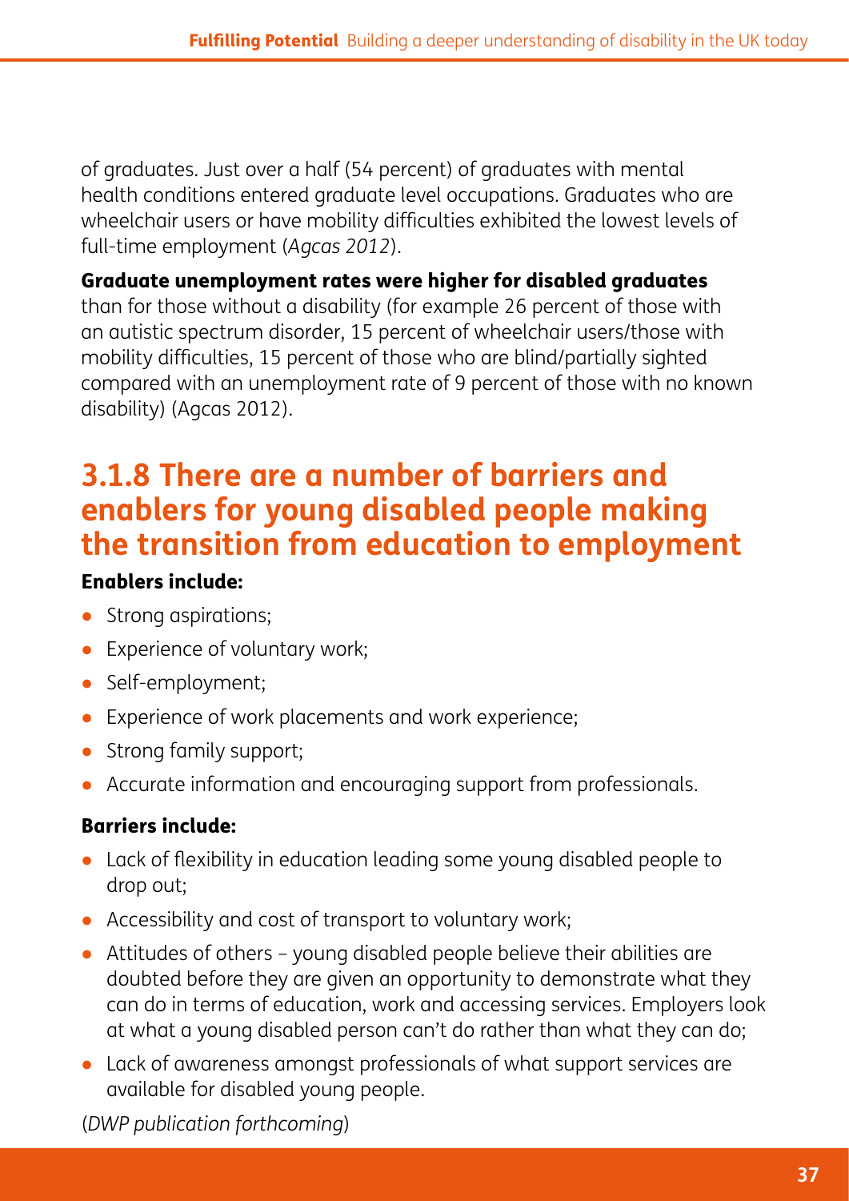of graduates. Just over a half (54 percent) of graduates with mental health conditions entered graduate level occupations. Graduates who are wheelchair users or have mobility difficulties exhibited the lowest levels of full-time employment (*Agcas 2012*).

**Graduate unemployment rates were higher for disabled graduates** than for those without a disability (for example 26 percent of those with an autistic spectrum disorder, 15 percent of wheelchair users/those with mobility difficulties, 15 percent of those who are blind/partially sighted compared with an unemployment rate of 9 percent of those with no known disability) (Agcas 2012).

### 3.1.8 There are a number of barriers and enablers for young disabled people making the transition from education to employment

**Enablers include:**

- Strong aspirations;
- Experience of voluntary work;
- Self-employment;
- Experience of work placements and work experience;
- Strong family support;
- Accurate information and encouraging support from professionals.

**Barriers include:**

- Lack of flexibility in education leading some young disabled people to drop out;
- Accessibility and cost of transport to voluntary work;
- Attitudes of others – young disabled people believe their abilities are doubted before they are given an opportunity to demonstrate what they can do in terms of education, work and accessing services. Employers look at what a young disabled person can't do rather than what they can do;
- Lack of awareness amongst professionals of what support services are available for disabled young people.

(*DWP publication forthcoming*)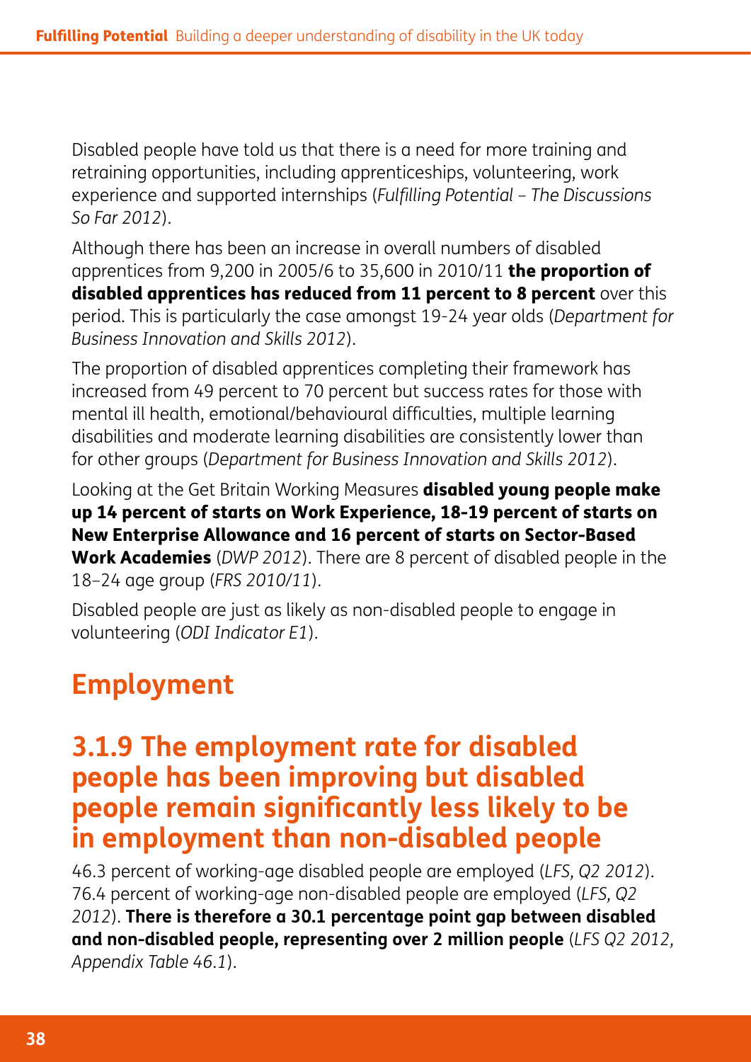Disabled people have told us that there is a need for more training and retraining opportunities, including apprenticeships, volunteering, work experience and supported internships (*Fulfilling Potential – The Discussions So Far 2012*).

Although there has been an increase in overall numbers of disabled apprentices from 9,200 in 2005/6 to 35,600 in 2010/11 **the proportion of disabled apprentices has reduced from 11 percent to 8 percent** over this period. This is particularly the case amongst 19-24 year olds (*Department for Business Innovation and Skills 2012*).

The proportion of disabled apprentices completing their framework has increased from 49 percent to 70 percent but success rates for those with mental ill health, emotional/behavioural difficulties, multiple learning disabilities and moderate learning disabilities are consistently lower than for other groups (*Department for Business Innovation and Skills 2012*).

Looking at the Get Britain Working Measures **disabled young people make up 14 percent of starts on Work Experience, 18-19 percent of starts on New Enterprise Allowance and 16 percent of starts on Sector-Based Work Academies** (*DWP 2012*). There are 8 percent of disabled people in the 18–24 age group (*FRS 2010/11*).

Disabled people are just as likely as non-disabled people to engage in volunteering (*ODI Indicator E1*).

# Employment

## 3.1.9 The employment rate for disabled people has been improving but disabled people remain significantly less likely to be in employment than non-disabled people

46.3 percent of working-age disabled people are employed (*LFS, Q2 2012*). 76.4 percent of working-age non-disabled people are employed (*LFS, Q2 2012*). **There is therefore a 30.1 percentage point gap between disabled and non-disabled people, representing over 2 million people** (*LFS Q2 2012, Appendix Table 46.1*).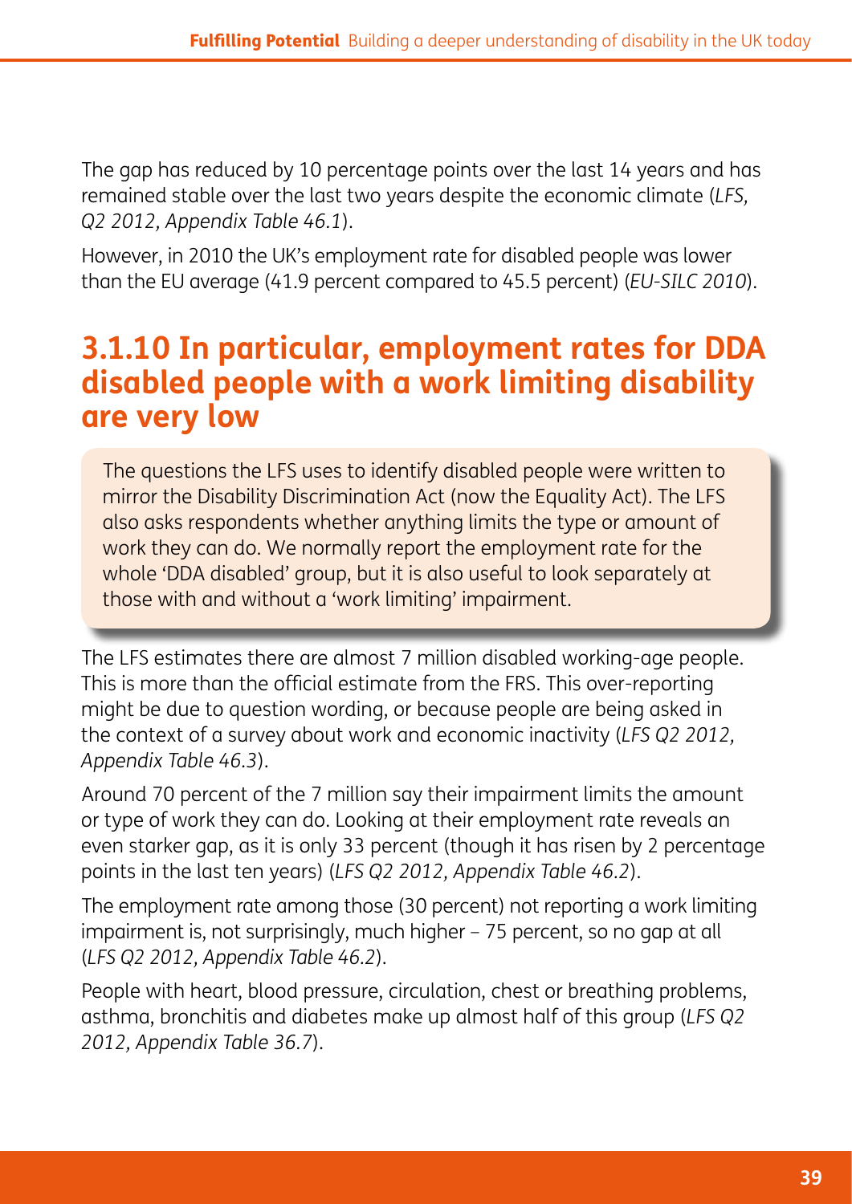The gap has reduced by 10 percentage points over the last 14 years and has remained stable over the last two years despite the economic climate (*LFS, Q2 2012, Appendix Table 46.1*).

However, in 2010 the UK's employment rate for disabled people was lower than the EU average (41.9 percent compared to 45.5 percent) (*EU-SILC 2010*).

## 3.1.10 In particular, employment rates for DDA disabled people with a work limiting disability are very low

The questions the LFS uses to identify disabled people were written to mirror the Disability Discrimination Act (now the Equality Act). The LFS also asks respondents whether anything limits the type or amount of work they can do. We normally report the employment rate for the whole 'DDA disabled' group, but it is also useful to look separately at those with and without a 'work limiting' impairment.

The LFS estimates there are almost 7 million disabled working-age people. This is more than the official estimate from the FRS. This over-reporting might be due to question wording, or because people are being asked in the context of a survey about work and economic inactivity (*LFS Q2 2012, Appendix Table 46.3*).

Around 70 percent of the 7 million say their impairment limits the amount or type of work they can do. Looking at their employment rate reveals an even starker gap, as it is only 33 percent (though it has risen by 2 percentage points in the last ten years) (*LFS Q2 2012, Appendix Table 46.2*).

The employment rate among those (30 percent) not reporting a work limiting impairment is, not surprisingly, much higher – 75 percent, so no gap at all (*LFS Q2 2012, Appendix Table 46.2*).

People with heart, blood pressure, circulation, chest or breathing problems, asthma, bronchitis and diabetes make up almost half of this group (*LFS Q2 2012, Appendix Table 36.7*).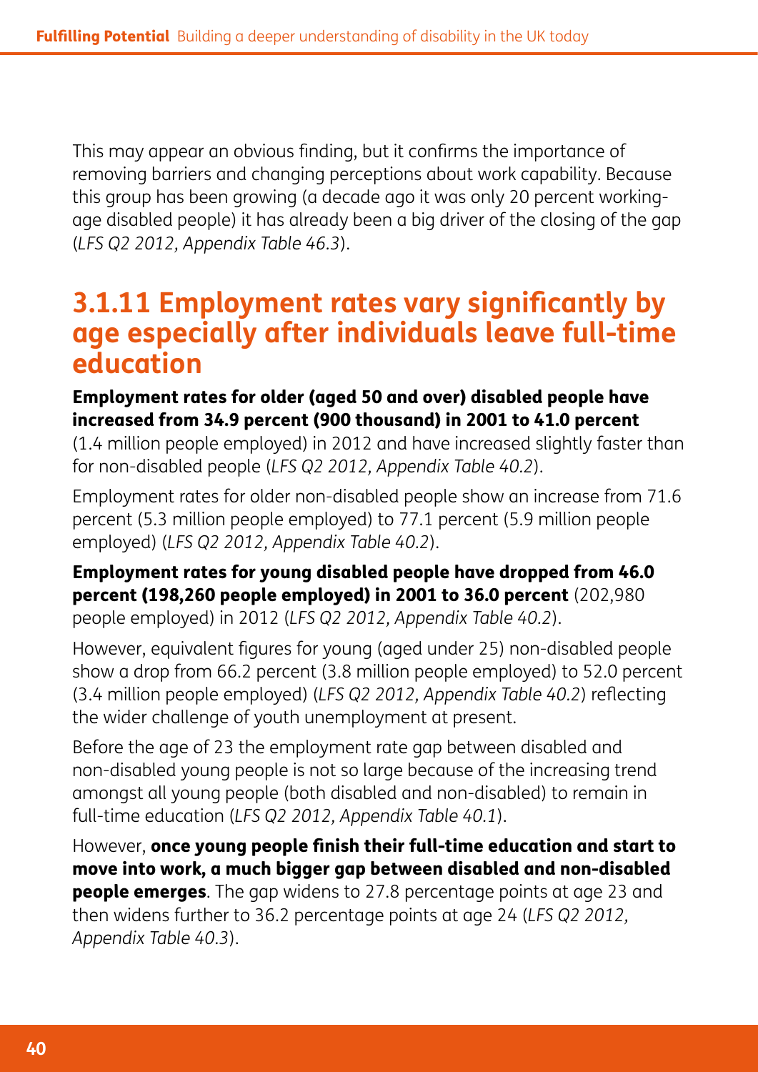This may appear an obvious finding, but it confirms the importance of removing barriers and changing perceptions about work capability. Because this group has been growing (a decade ago it was only 20 percent working-age disabled people) it has already been a big driver of the closing of the gap (*LFS Q2 2012, Appendix Table 46.3*).

## 3.1.11 Employment rates vary significantly by age especially after individuals leave full-time education

**Employment rates for older (aged 50 and over) disabled people have increased from 34.9 percent (900 thousand) in 2001 to 41.0 percent** (1.4 million people employed) in 2012 and have increased slightly faster than for non-disabled people (*LFS Q2 2012, Appendix Table 40.2*).

Employment rates for older non-disabled people show an increase from 71.6 percent (5.3 million people employed) to 77.1 percent (5.9 million people employed) (*LFS Q2 2012, Appendix Table 40.2*).

**Employment rates for young disabled people have dropped from 46.0 percent (198,260 people employed) in 2001 to 36.0 percent** (202,980 people employed) in 2012 (*LFS Q2 2012, Appendix Table 40.2*).

However, equivalent figures for young (aged under 25) non-disabled people show a drop from 66.2 percent (3.8 million people employed) to 52.0 percent (3.4 million people employed) (*LFS Q2 2012, Appendix Table 40.2*) reflecting the wider challenge of youth unemployment at present.

Before the age of 23 the employment rate gap between disabled and non-disabled young people is not so large because of the increasing trend amongst all young people (both disabled and non-disabled) to remain in full-time education (*LFS Q2 2012, Appendix Table 40.1*).

However, **once young people finish their full-time education and start to move into work, a much bigger gap between disabled and non-disabled people emerges**. The gap widens to 27.8 percentage points at age 23 and then widens further to 36.2 percentage points at age 24 (*LFS Q2 2012, Appendix Table 40.3*).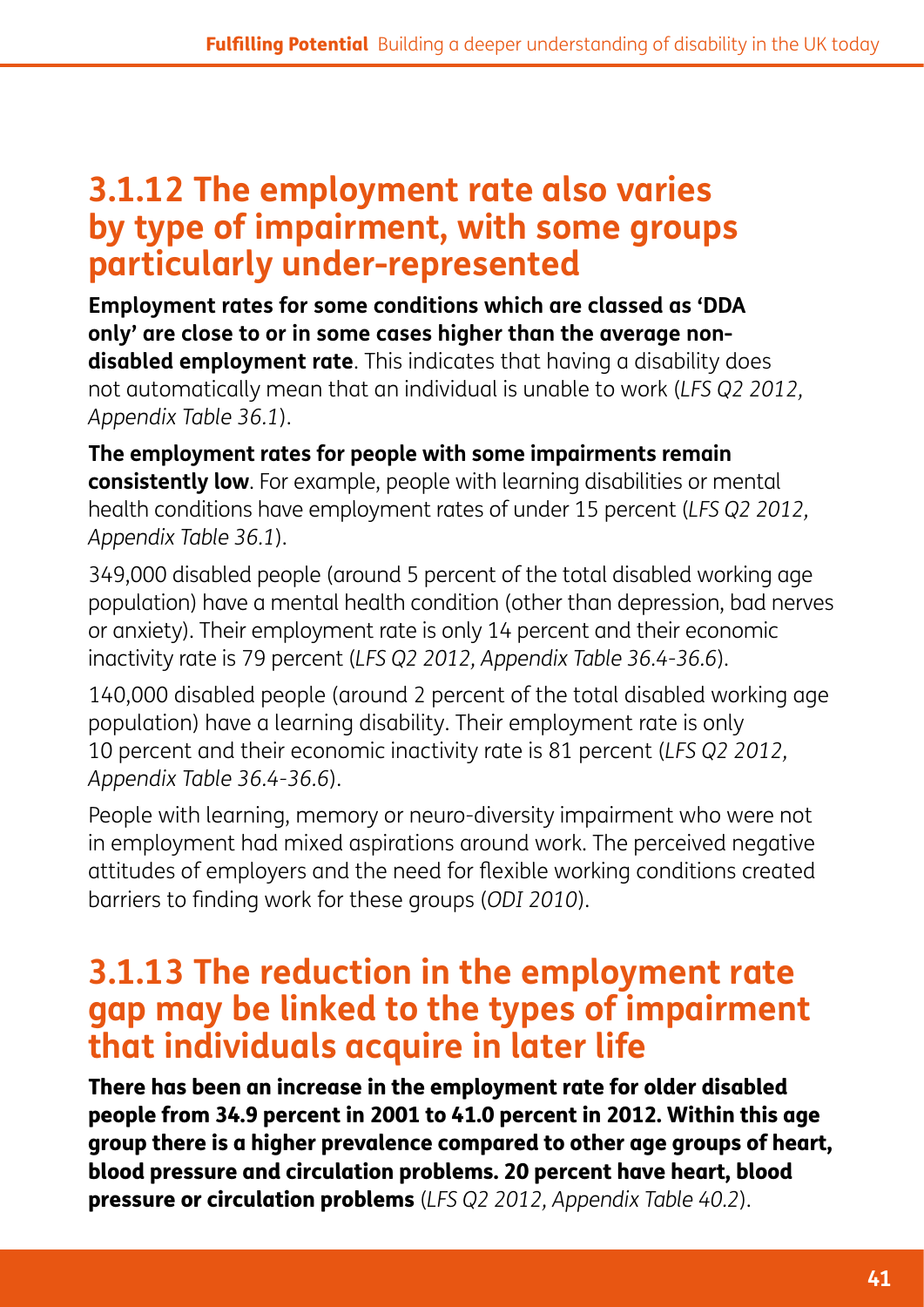## 3.1.12 The employment rate also varies by type of impairment, with some groups particularly under-represented

**Employment rates for some conditions which are classed as 'DDA only' are close to or in some cases higher than the average non-disabled employment rate**. This indicates that having a disability does not automatically mean that an individual is unable to work (*LFS Q2 2012, Appendix Table 36.1*).

**The employment rates for people with some impairments remain consistently low**. For example, people with learning disabilities or mental health conditions have employment rates of under 15 percent (*LFS Q2 2012, Appendix Table 36.1*).

349,000 disabled people (around 5 percent of the total disabled working age population) have a mental health condition (other than depression, bad nerves or anxiety). Their employment rate is only 14 percent and their economic inactivity rate is 79 percent (*LFS Q2 2012, Appendix Table 36.4-36.6*).

140,000 disabled people (around 2 percent of the total disabled working age population) have a learning disability. Their employment rate is only 10 percent and their economic inactivity rate is 81 percent (*LFS Q2 2012, Appendix Table 36.4-36.6*).

People with learning, memory or neuro-diversity impairment who were not in employment had mixed aspirations around work. The perceived negative attitudes of employers and the need for flexible working conditions created barriers to finding work for these groups (*ODI 2010*).

## 3.1.13 The reduction in the employment rate gap may be linked to the types of impairment that individuals acquire in later life

**There has been an increase in the employment rate for older disabled people from 34.9 percent in 2001 to 41.0 percent in 2012. Within this age group there is a higher prevalence compared to other age groups of heart, blood pressure and circulation problems. 20 percent have heart, blood pressure or circulation problems** (*LFS Q2 2012, Appendix Table 40.2*).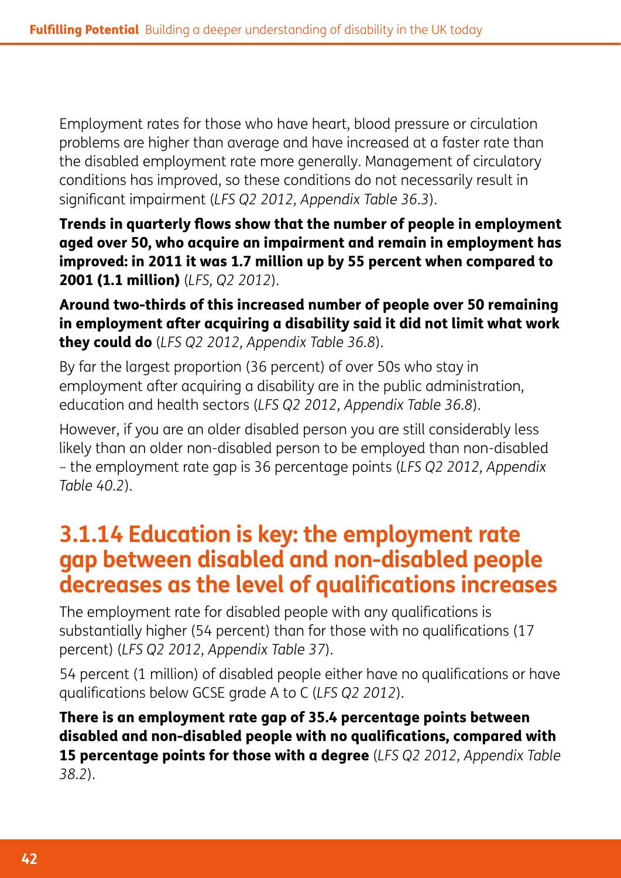Employment rates for those who have heart, blood pressure or circulation problems are higher than average and have increased at a faster rate than the disabled employment rate more generally. Management of circulatory conditions has improved, so these conditions do not necessarily result in significant impairment (*LFS Q2 2012, Appendix Table 36.3*).

**Trends in quarterly flows show that the number of people in employment aged over 50, who acquire an impairment and remain in employment has improved: in 2011 it was 1.7 million up by 55 percent when compared to 2001 (1.1 million)** (*LFS, Q2 2012*).

**Around two-thirds of this increased number of people over 50 remaining in employment after acquiring a disability said it did not limit what work they could do** (*LFS Q2 2012, Appendix Table 36.8*).

By far the largest proportion (36 percent) of over 50s who stay in employment after acquiring a disability are in the public administration, education and health sectors (*LFS Q2 2012, Appendix Table 36.8*).

However, if you are an older disabled person you are still considerably less likely than an older non-disabled person to be employed than non-disabled – the employment rate gap is 36 percentage points (*LFS Q2 2012, Appendix Table 40.2*).

## 3.1.14 Education is key: the employment rate gap between disabled and non-disabled people decreases as the level of qualifications increases

The employment rate for disabled people with any qualifications is substantially higher (54 percent) than for those with no qualifications (17 percent) (*LFS Q2 2012, Appendix Table 37*).

54 percent (1 million) of disabled people either have no qualifications or have qualifications below GCSE grade A to C (*LFS Q2 2012*).

**There is an employment rate gap of 35.4 percentage points between disabled and non-disabled people with no qualifications, compared with 15 percentage points for those with a degree** (*LFS Q2 2012, Appendix Table 38.2*).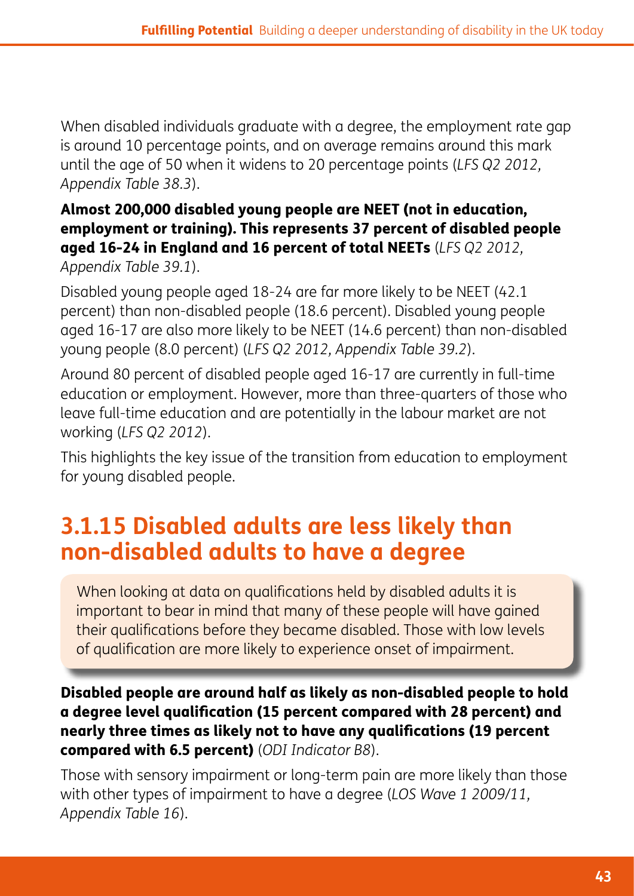When disabled individuals graduate with a degree, the employment rate gap is around 10 percentage points, and on average remains around this mark until the age of 50 when it widens to 20 percentage points (*LFS Q2 2012, Appendix Table 38.3*).

**Almost 200,000 disabled young people are NEET (not in education, employment or training). This represents 37 percent of disabled people aged 16-24 in England and 16 percent of total NEETs** (*LFS Q2 2012, Appendix Table 39.1*).

Disabled young people aged 18-24 are far more likely to be NEET (42.1 percent) than non-disabled people (18.6 percent). Disabled young people aged 16-17 are also more likely to be NEET (14.6 percent) than non-disabled young people (8.0 percent) (*LFS Q2 2012, Appendix Table 39.2*).

Around 80 percent of disabled people aged 16-17 are currently in full-time education or employment. However, more than three-quarters of those who leave full-time education and are potentially in the labour market are not working (*LFS Q2 2012*).

This highlights the key issue of the transition from education to employment for young disabled people.

## 3.1.15 Disabled adults are less likely than non-disabled adults to have a degree

When looking at data on qualifications held by disabled adults it is important to bear in mind that many of these people will have gained their qualifications before they became disabled. Those with low levels of qualification are more likely to experience onset of impairment.

**Disabled people are around half as likely as non-disabled people to hold a degree level qualification (15 percent compared with 28 percent) and nearly three times as likely not to have any qualifications (19 percent compared with 6.5 percent)** (*ODI Indicator B8*).

Those with sensory impairment or long-term pain are more likely than those with other types of impairment to have a degree (*LOS Wave 1 2009/11, Appendix Table 16*).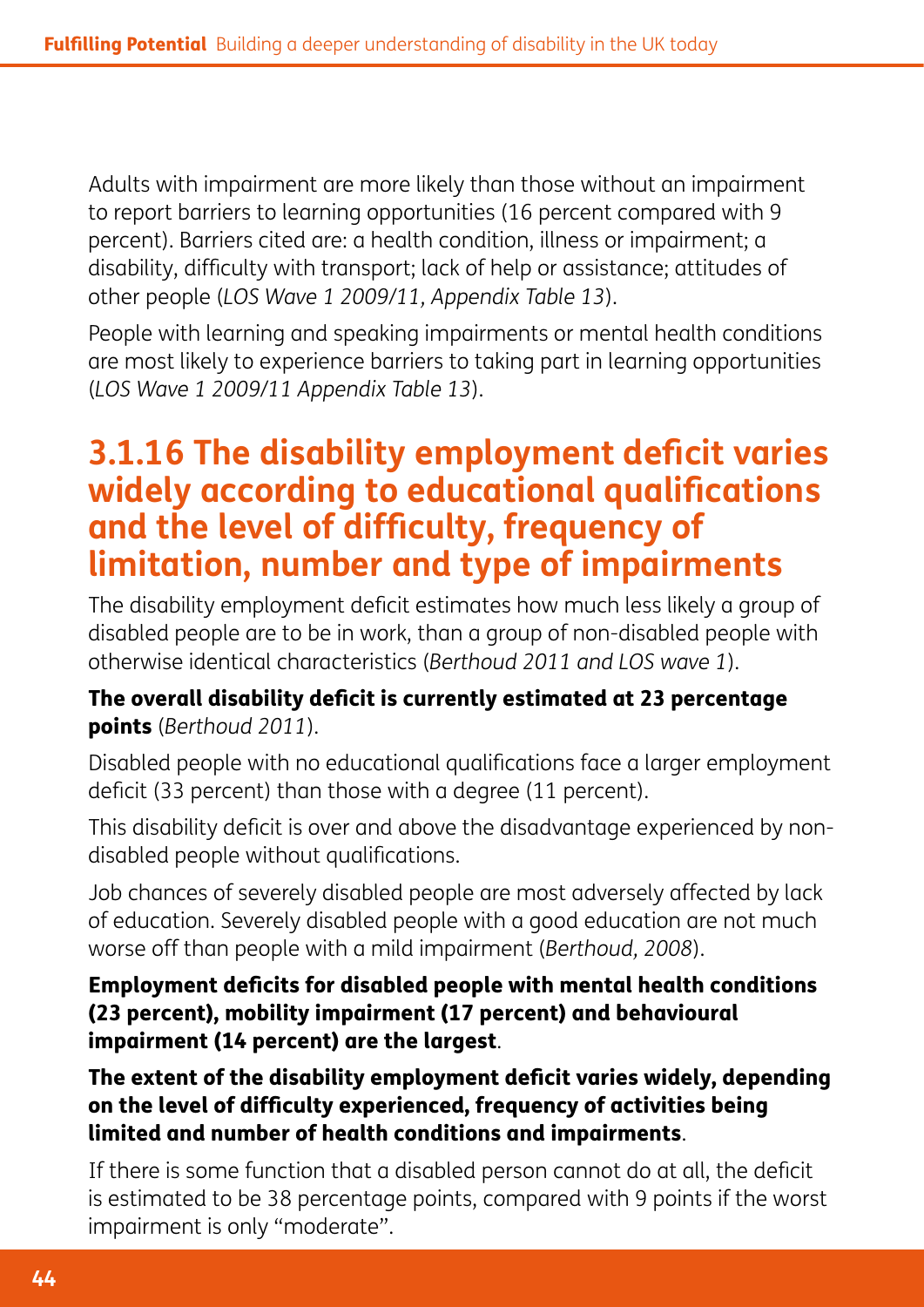Adults with impairment are more likely than those without an impairment to report barriers to learning opportunities (16 percent compared with 9 percent). Barriers cited are: a health condition, illness or impairment; a disability, difficulty with transport; lack of help or assistance; attitudes of other people (*LOS Wave 1 2009/11, Appendix Table 13*).

People with learning and speaking impairments or mental health conditions are most likely to experience barriers to taking part in learning opportunities (*LOS Wave 1 2009/11 Appendix Table 13*).

### 3.1.16 The disability employment deficit varies widely according to educational qualifications and the level of difficulty, frequency of limitation, number and type of impairments

The disability employment deficit estimates how much less likely a group of disabled people are to be in work, than a group of non-disabled people with otherwise identical characteristics (*Berthoud 2011 and LOS wave 1*).

**The overall disability deficit is currently estimated at 23 percentage points** (*Berthoud 2011*).

Disabled people with no educational qualifications face a larger employment deficit (33 percent) than those with a degree (11 percent).

This disability deficit is over and above the disadvantage experienced by non-disabled people without qualifications.

Job chances of severely disabled people are most adversely affected by lack of education. Severely disabled people with a good education are not much worse off than people with a mild impairment (*Berthoud, 2008*).

**Employment deficits for disabled people with mental health conditions (23 percent), mobility impairment (17 percent) and behavioural impairment (14 percent) are the largest**.

**The extent of the disability employment deficit varies widely, depending on the level of difficulty experienced, frequency of activities being limited and number of health conditions and impairments**.

If there is some function that a disabled person cannot do at all, the deficit is estimated to be 38 percentage points, compared with 9 points if the worst impairment is only "moderate".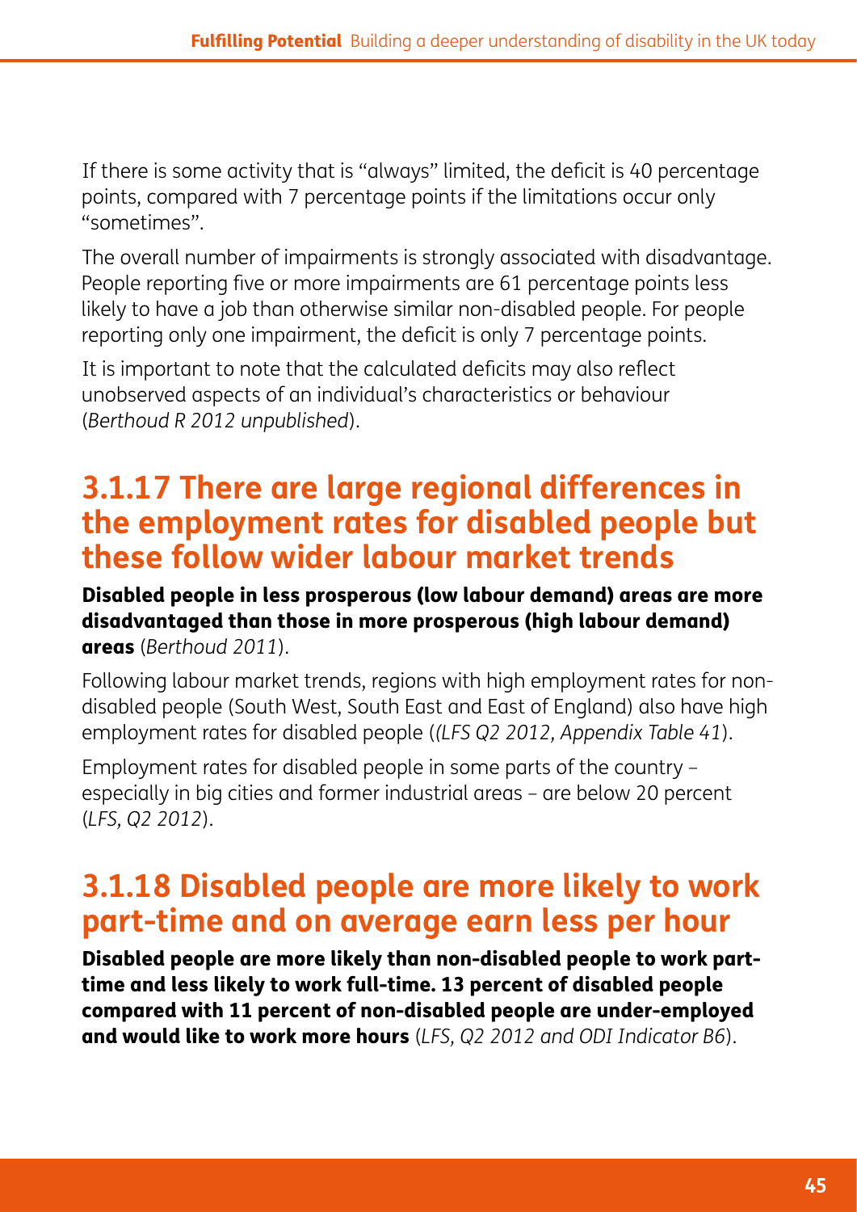If there is some activity that is "always" limited, the deficit is 40 percentage points, compared with 7 percentage points if the limitations occur only "sometimes".

The overall number of impairments is strongly associated with disadvantage. People reporting five or more impairments are 61 percentage points less likely to have a job than otherwise similar non-disabled people. For people reporting only one impairment, the deficit is only 7 percentage points.

It is important to note that the calculated deficits may also reflect unobserved aspects of an individual's characteristics or behaviour (*Berthoud R 2012 unpublished*).

## 3.1.17 There are large regional differences in the employment rates for disabled people but these follow wider labour market trends

**Disabled people in less prosperous (low labour demand) areas are more disadvantaged than those in more prosperous (high labour demand) areas** (*Berthoud 2011*).

Following labour market trends, regions with high employment rates for non-disabled people (South West, South East and East of England) also have high employment rates for disabled people (*(LFS Q2 2012, Appendix Table 41*).

Employment rates for disabled people in some parts of the country – especially in big cities and former industrial areas – are below 20 percent (*LFS, Q2 2012*).

## 3.1.18 Disabled people are more likely to work part-time and on average earn less per hour

**Disabled people are more likely than non-disabled people to work part-time and less likely to work full-time. 13 percent of disabled people compared with 11 percent of non-disabled people are under-employed and would like to work more hours** (*LFS, Q2 2012 and ODI Indicator B6*).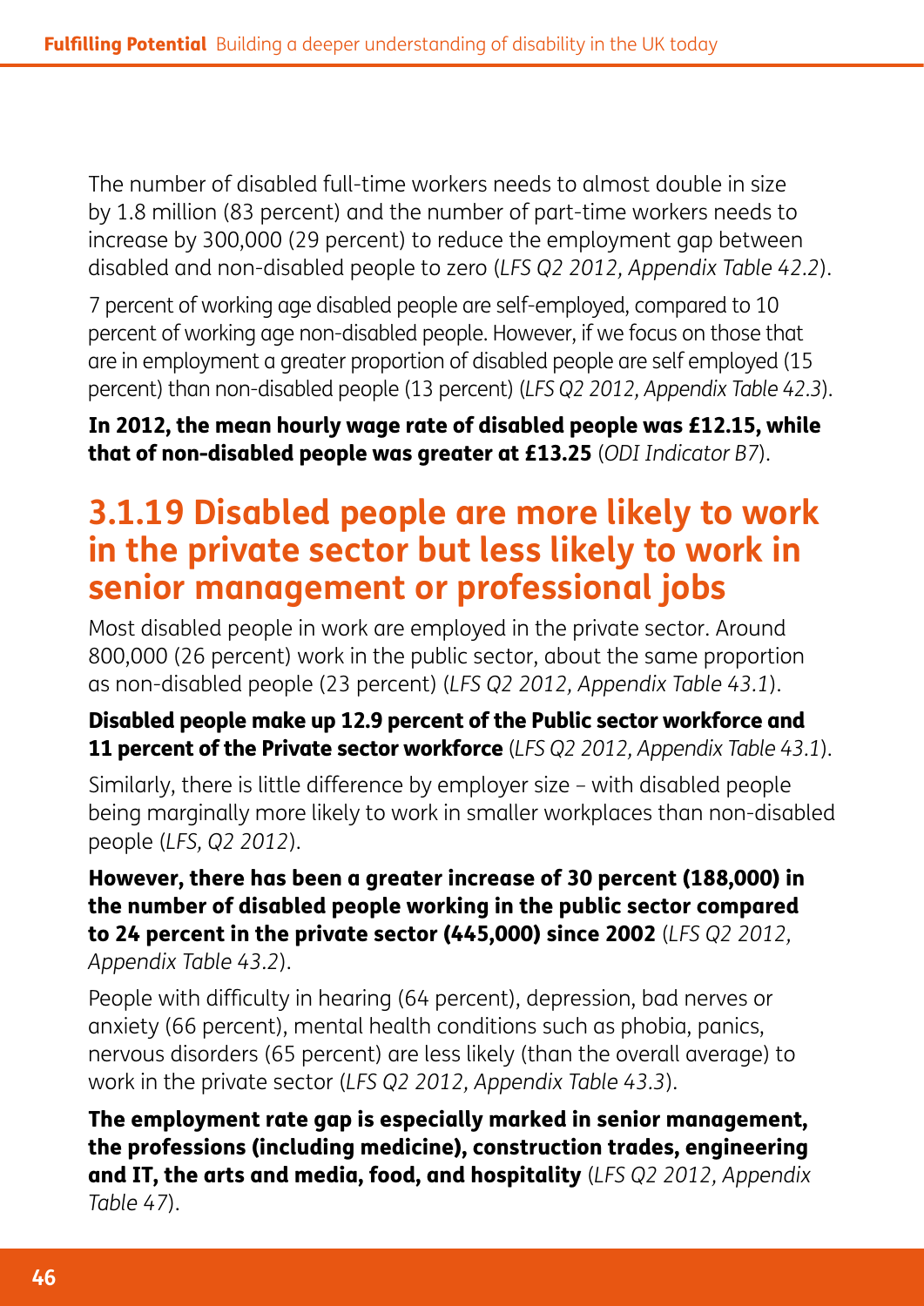The number of disabled full-time workers needs to almost double in size by 1.8 million (83 percent) and the number of part-time workers needs to increase by 300,000 (29 percent) to reduce the employment gap between disabled and non-disabled people to zero (*LFS Q2 2012, Appendix Table 42.2*).

7 percent of working age disabled people are self-employed, compared to 10 percent of working age non-disabled people. However, if we focus on those that are in employment a greater proportion of disabled people are self employed (15 percent) than non-disabled people (13 percent) (*LFS Q2 2012, Appendix Table 42.3*).

**In 2012, the mean hourly wage rate of disabled people was £12.15, while that of non-disabled people was greater at £13.25** (*ODI Indicator B7*).

## 3.1.19 Disabled people are more likely to work in the private sector but less likely to work in senior management or professional jobs

Most disabled people in work are employed in the private sector. Around 800,000 (26 percent) work in the public sector, about the same proportion as non-disabled people (23 percent) (*LFS Q2 2012, Appendix Table 43.1*).

**Disabled people make up 12.9 percent of the Public sector workforce and 11 percent of the Private sector workforce** (*LFS Q2 2012, Appendix Table 43.1*).

Similarly, there is little difference by employer size – with disabled people being marginally more likely to work in smaller workplaces than non-disabled people (*LFS, Q2 2012*).

**However, there has been a greater increase of 30 percent (188,000) in the number of disabled people working in the public sector compared to 24 percent in the private sector (445,000) since 2002** (*LFS Q2 2012, Appendix Table 43.2*).

People with difficulty in hearing (64 percent), depression, bad nerves or anxiety (66 percent), mental health conditions such as phobia, panics, nervous disorders (65 percent) are less likely (than the overall average) to work in the private sector (*LFS Q2 2012, Appendix Table 43.3*).

**The employment rate gap is especially marked in senior management, the professions (including medicine), construction trades, engineering and IT, the arts and media, food, and hospitality** (*LFS Q2 2012, Appendix Table 47*).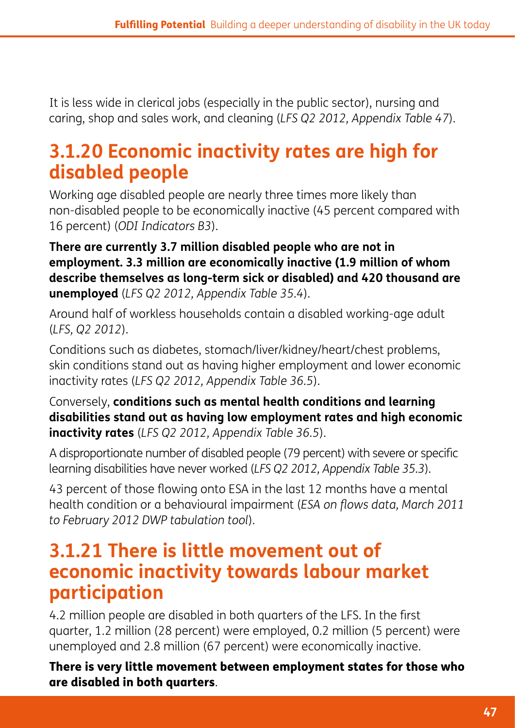It is less wide in clerical jobs (especially in the public sector), nursing and caring, shop and sales work, and cleaning (*LFS Q2 2012, Appendix Table 47*).

## 3.1.20 Economic inactivity rates are high for disabled people

Working age disabled people are nearly three times more likely than non-disabled people to be economically inactive (45 percent compared with 16 percent) (*ODI Indicators B3*).

**There are currently 3.7 million disabled people who are not in employment. 3.3 million are economically inactive (1.9 million of whom describe themselves as long-term sick or disabled) and 420 thousand are unemployed** (*LFS Q2 2012, Appendix Table 35.4*).

Around half of workless households contain a disabled working-age adult (*LFS, Q2 2012*).

Conditions such as diabetes, stomach/liver/kidney/heart/chest problems, skin conditions stand out as having higher employment and lower economic inactivity rates (*LFS Q2 2012, Appendix Table 36.5*).

Conversely, **conditions such as mental health conditions and learning disabilities stand out as having low employment rates and high economic inactivity rates** (*LFS Q2 2012, Appendix Table 36.5*).

A disproportionate number of disabled people (79 percent) with severe or specific learning disabilities have never worked (*LFS Q2 2012, Appendix Table 35.3*).

43 percent of those flowing onto ESA in the last 12 months have a mental health condition or a behavioural impairment (*ESA on flows data, March 2011 to February 2012 DWP tabulation tool*).

## 3.1.21 There is little movement out of economic inactivity towards labour market participation

4.2 million people are disabled in both quarters of the LFS. In the first quarter, 1.2 million (28 percent) were employed, 0.2 million (5 percent) were unemployed and 2.8 million (67 percent) were economically inactive.

**There is very little movement between employment states for those who are disabled in both quarters**.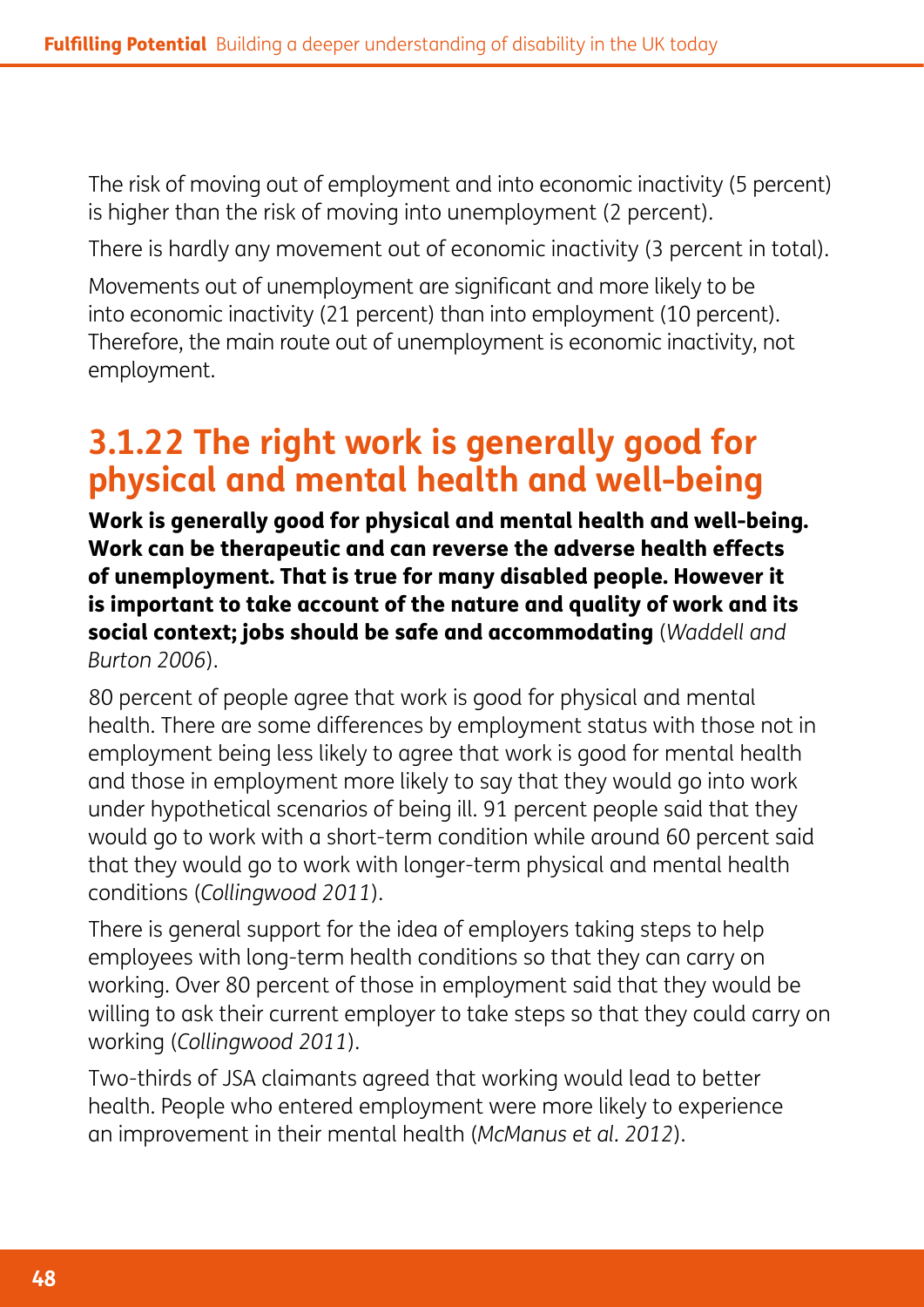The risk of moving out of employment and into economic inactivity (5 percent) is higher than the risk of moving into unemployment (2 percent).

There is hardly any movement out of economic inactivity (3 percent in total).

Movements out of unemployment are significant and more likely to be into economic inactivity (21 percent) than into employment (10 percent). Therefore, the main route out of unemployment is economic inactivity, not employment.

## 3.1.22 The right work is generally good for physical and mental health and well-being

**Work is generally good for physical and mental health and well-being. Work can be therapeutic and can reverse the adverse health effects of unemployment. That is true for many disabled people. However it is important to take account of the nature and quality of work and its social context; jobs should be safe and accommodating** (*Waddell and Burton 2006*).

80 percent of people agree that work is good for physical and mental health. There are some differences by employment status with those not in employment being less likely to agree that work is good for mental health and those in employment more likely to say that they would go into work under hypothetical scenarios of being ill. 91 percent people said that they would go to work with a short-term condition while around 60 percent said that they would go to work with longer-term physical and mental health conditions (*Collingwood 2011*).

There is general support for the idea of employers taking steps to help employees with long-term health conditions so that they can carry on working. Over 80 percent of those in employment said that they would be willing to ask their current employer to take steps so that they could carry on working (*Collingwood 2011*).

Two-thirds of JSA claimants agreed that working would lead to better health. People who entered employment were more likely to experience an improvement in their mental health (*McManus et al. 2012*).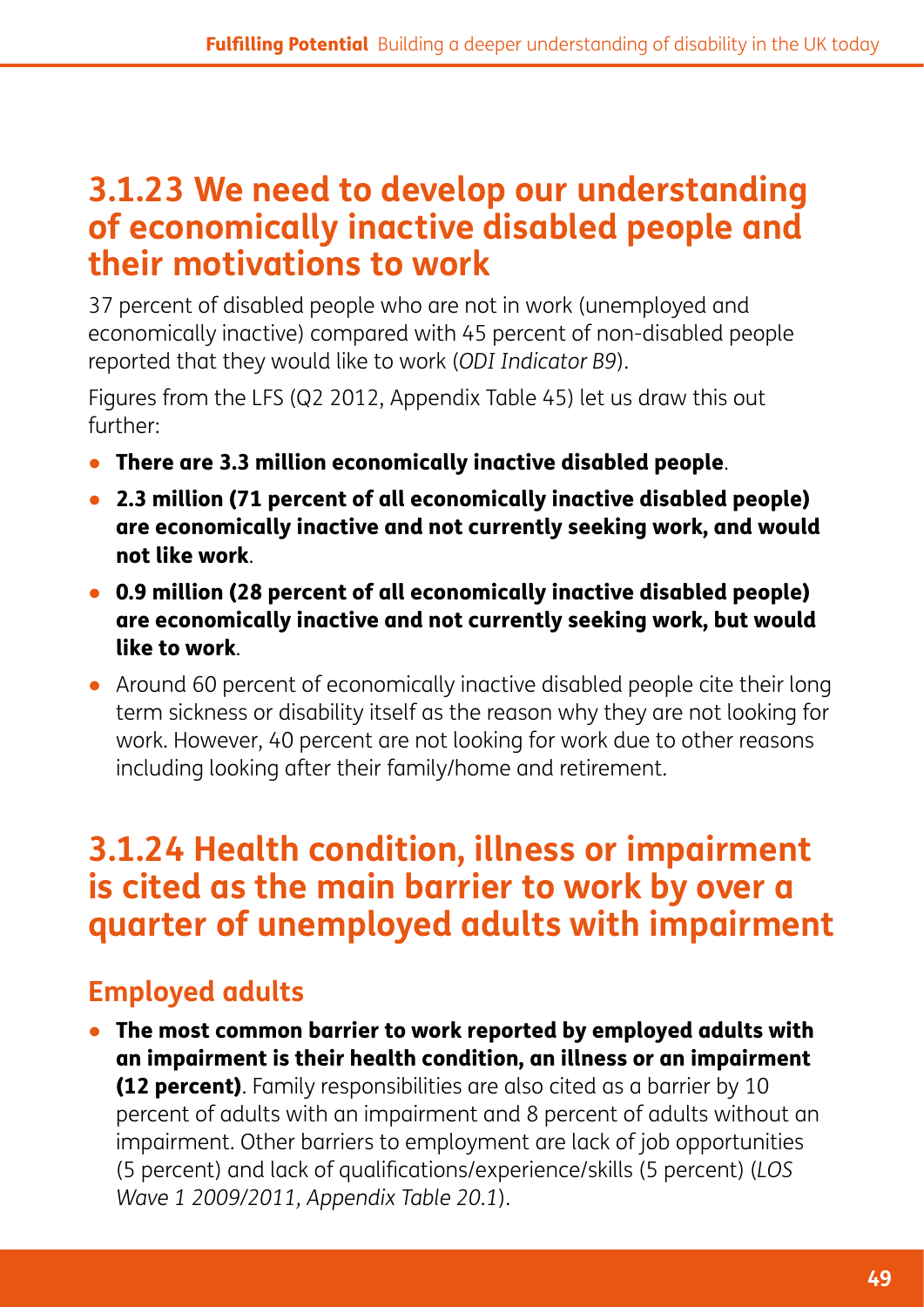## 3.1.23 We need to develop our understanding of economically inactive disabled people and their motivations to work

37 percent of disabled people who are not in work (unemployed and economically inactive) compared with 45 percent of non-disabled people reported that they would like to work (*ODI Indicator B9*).

Figures from the LFS (Q2 2012, Appendix Table 45) let us draw this out further:

- **There are 3.3 million economically inactive disabled people**.
- **2.3 million (71 percent of all economically inactive disabled people) are economically inactive and not currently seeking work, and would not like work**.
- **0.9 million (28 percent of all economically inactive disabled people) are economically inactive and not currently seeking work, but would like to work**.
- Around 60 percent of economically inactive disabled people cite their long term sickness or disability itself as the reason why they are not looking for work. However, 40 percent are not looking for work due to other reasons including looking after their family/home and retirement.

## 3.1.24 Health condition, illness or impairment is cited as the main barrier to work by over a quarter of unemployed adults with impairment

### Employed adults

- **The most common barrier to work reported by employed adults with an impairment is their health condition, an illness or an impairment (12 percent)**. Family responsibilities are also cited as a barrier by 10 percent of adults with an impairment and 8 percent of adults without an impairment. Other barriers to employment are lack of job opportunities (5 percent) and lack of qualifications/experience/skills (5 percent) (*LOS Wave 1 2009/2011, Appendix Table 20.1*).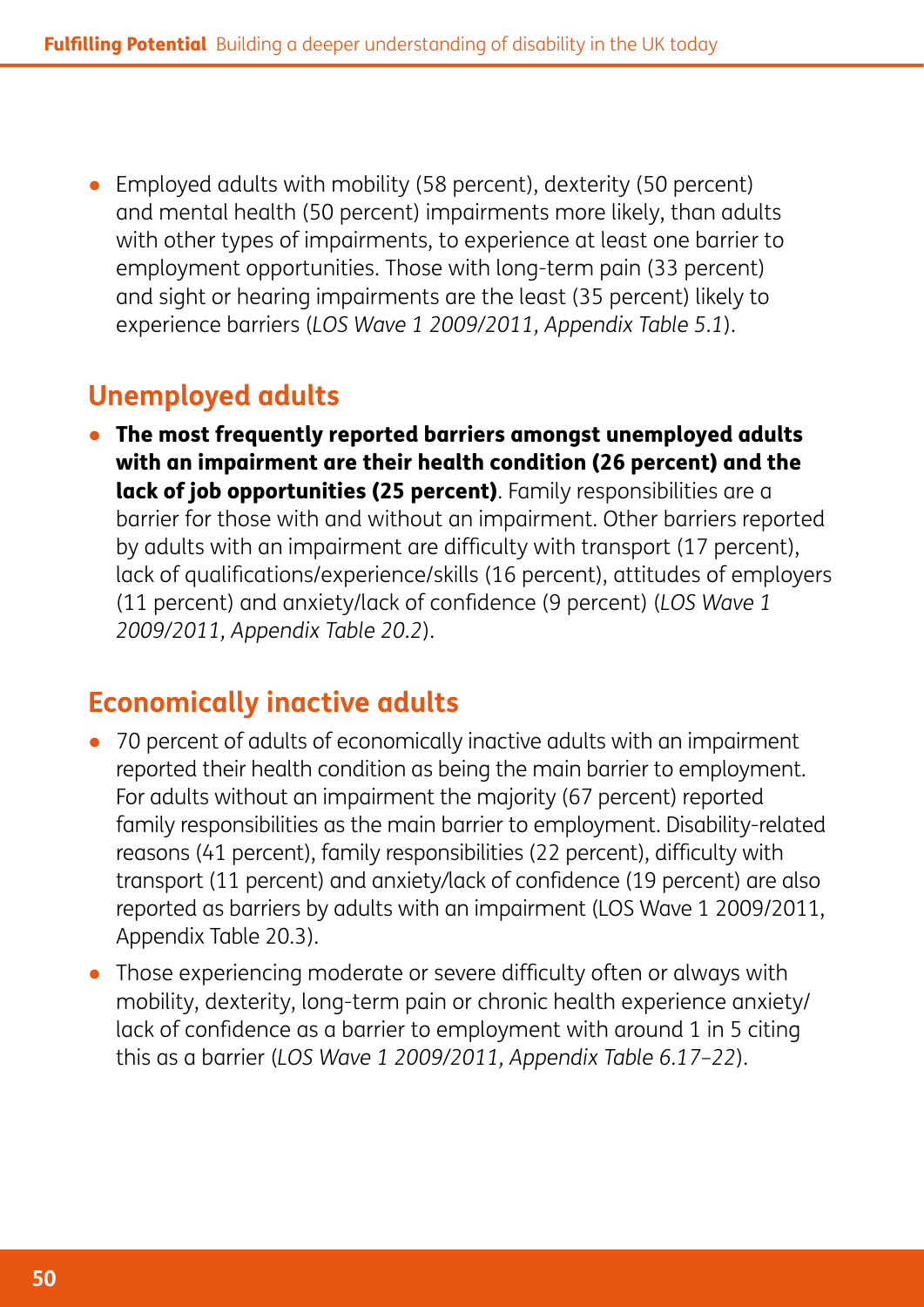- Employed adults with mobility (58 percent), dexterity (50 percent) and mental health (50 percent) impairments more likely, than adults with other types of impairments, to experience at least one barrier to employment opportunities. Those with long-term pain (33 percent) and sight or hearing impairments are the least (35 percent) likely to experience barriers (*LOS Wave 1 2009/2011, Appendix Table 5.1*).

## Unemployed adults

- **The most frequently reported barriers amongst unemployed adults with an impairment are their health condition (26 percent) and the lack of job opportunities (25 percent)**. Family responsibilities are a barrier for those with and without an impairment. Other barriers reported by adults with an impairment are difficulty with transport (17 percent), lack of qualifications/experience/skills (16 percent), attitudes of employers (11 percent) and anxiety/lack of confidence (9 percent) (*LOS Wave 1 2009/2011, Appendix Table 20.2*).

## Economically inactive adults

- 70 percent of adults of economically inactive adults with an impairment reported their health condition as being the main barrier to employment. For adults without an impairment the majority (67 percent) reported family responsibilities as the main barrier to employment. Disability-related reasons (41 percent), family responsibilities (22 percent), difficulty with transport (11 percent) and anxiety/lack of confidence (19 percent) are also reported as barriers by adults with an impairment (LOS Wave 1 2009/2011, Appendix Table 20.3).
- Those experiencing moderate or severe difficulty often or always with mobility, dexterity, long-term pain or chronic health experience anxiety/lack of confidence as a barrier to employment with around 1 in 5 citing this as a barrier (*LOS Wave 1 2009/2011, Appendix Table 6.17–22*).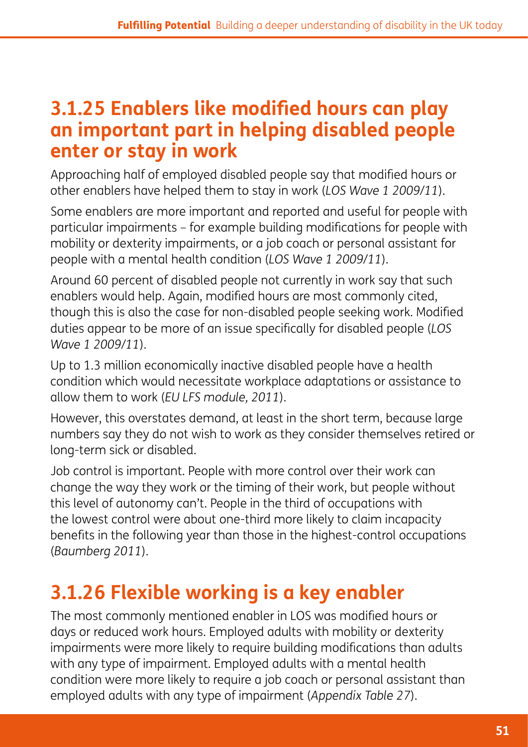## 3.1.25 Enablers like modified hours can play an important part in helping disabled people enter or stay in work

Approaching half of employed disabled people say that modified hours or other enablers have helped them to stay in work (*LOS Wave 1 2009/11*).

Some enablers are more important and reported and useful for people with particular impairments – for example building modifications for people with mobility or dexterity impairments, or a job coach or personal assistant for people with a mental health condition (*LOS Wave 1 2009/11*).

Around 60 percent of disabled people not currently in work say that such enablers would help. Again, modified hours are most commonly cited, though this is also the case for non-disabled people seeking work. Modified duties appear to be more of an issue specifically for disabled people (*LOS Wave 1 2009/11*).

Up to 1.3 million economically inactive disabled people have a health condition which would necessitate workplace adaptations or assistance to allow them to work (*EU LFS module, 2011*).

However, this overstates demand, at least in the short term, because large numbers say they do not wish to work as they consider themselves retired or long-term sick or disabled.

Job control is important. People with more control over their work can change the way they work or the timing of their work, but people without this level of autonomy can't. People in the third of occupations with the lowest control were about one-third more likely to claim incapacity benefits in the following year than those in the highest-control occupations (*Baumberg 2011*).

## 3.1.26 Flexible working is a key enabler

The most commonly mentioned enabler in LOS was modified hours or days or reduced work hours. Employed adults with mobility or dexterity impairments were more likely to require building modifications than adults with any type of impairment. Employed adults with a mental health condition were more likely to require a job coach or personal assistant than employed adults with any type of impairment (*Appendix Table 27*).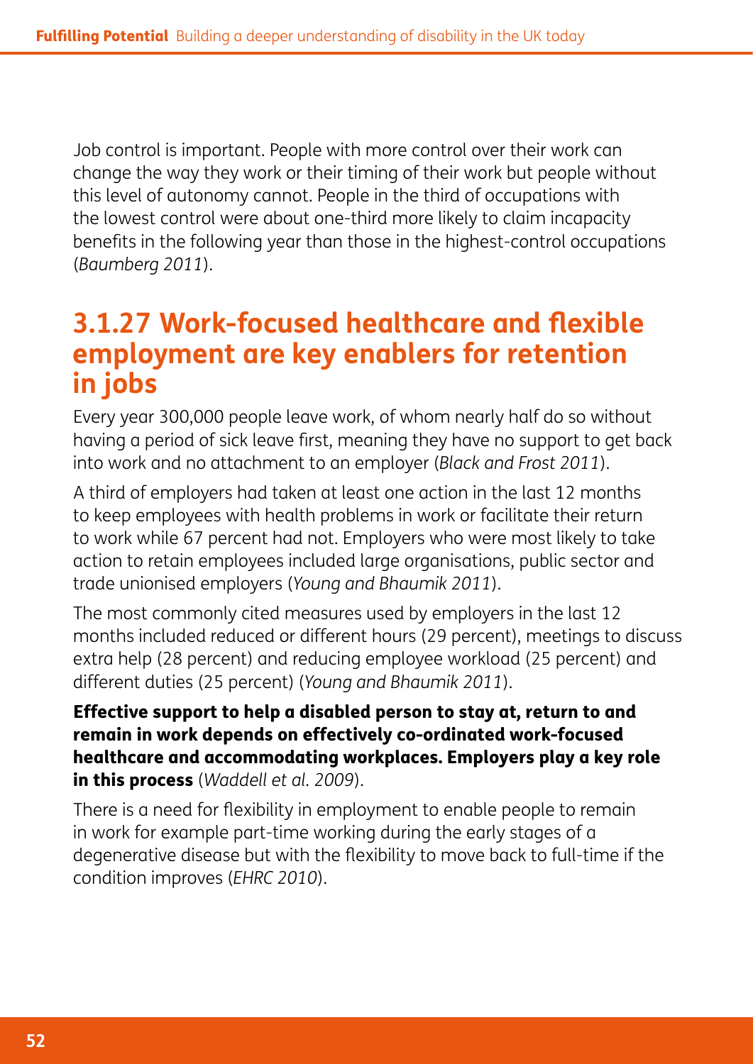Job control is important. People with more control over their work can change the way they work or their timing of their work but people without this level of autonomy cannot. People in the third of occupations with the lowest control were about one-third more likely to claim incapacity benefits in the following year than those in the highest-control occupations (*Baumberg 2011*).

## 3.1.27 Work-focused healthcare and flexible employment are key enablers for retention in jobs

Every year 300,000 people leave work, of whom nearly half do so without having a period of sick leave first, meaning they have no support to get back into work and no attachment to an employer (*Black and Frost 2011*).

A third of employers had taken at least one action in the last 12 months to keep employees with health problems in work or facilitate their return to work while 67 percent had not. Employers who were most likely to take action to retain employees included large organisations, public sector and trade unionised employers (*Young and Bhaumik 2011*).

The most commonly cited measures used by employers in the last 12 months included reduced or different hours (29 percent), meetings to discuss extra help (28 percent) and reducing employee workload (25 percent) and different duties (25 percent) (*Young and Bhaumik 2011*).

**Effective support to help a disabled person to stay at, return to and remain in work depends on effectively co-ordinated work-focused healthcare and accommodating workplaces. Employers play a key role in this process** (*Waddell et al. 2009*).

There is a need for flexibility in employment to enable people to remain in work for example part-time working during the early stages of a degenerative disease but with the flexibility to move back to full-time if the condition improves (*EHRC 2010*).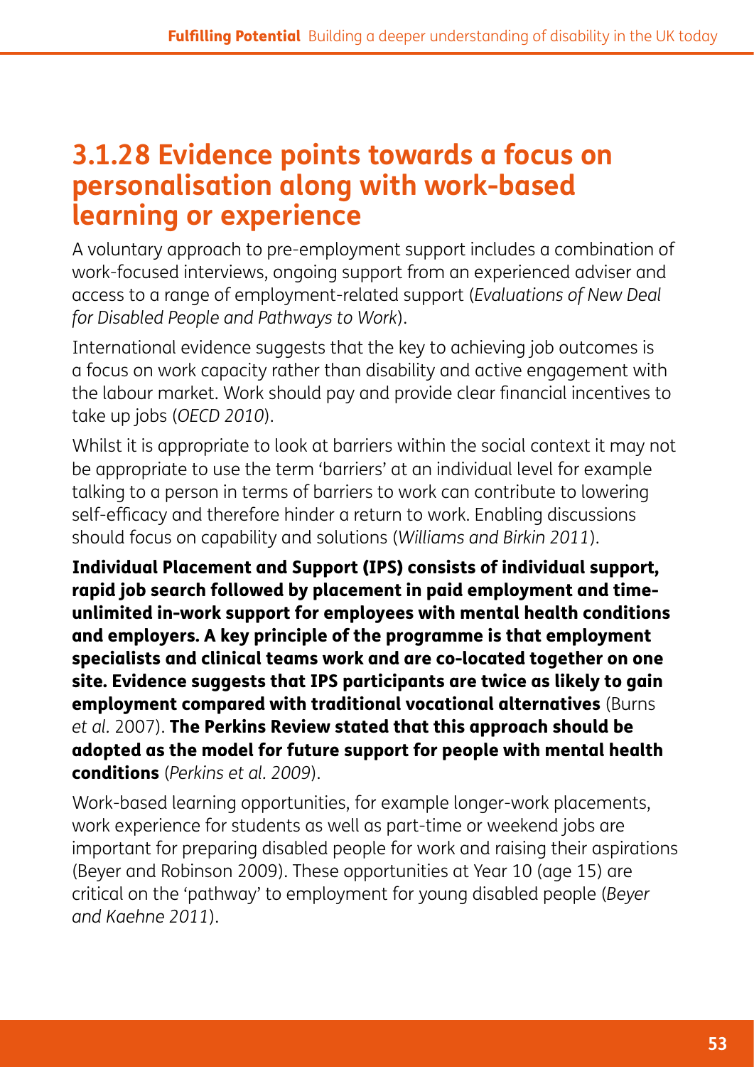## 3.1.28 Evidence points towards a focus on personalisation along with work-based learning or experience

A voluntary approach to pre-employment support includes a combination of work-focused interviews, ongoing support from an experienced adviser and access to a range of employment-related support (*Evaluations of New Deal for Disabled People and Pathways to Work*).

International evidence suggests that the key to achieving job outcomes is a focus on work capacity rather than disability and active engagement with the labour market. Work should pay and provide clear financial incentives to take up jobs (*OECD 2010*).

Whilst it is appropriate to look at barriers within the social context it may not be appropriate to use the term 'barriers' at an individual level for example talking to a person in terms of barriers to work can contribute to lowering self-efficacy and therefore hinder a return to work. Enabling discussions should focus on capability and solutions (*Williams and Birkin 2011*).

**Individual Placement and Support (IPS) consists of individual support, rapid job search followed by placement in paid employment and time-unlimited in-work support for employees with mental health conditions and employers. A key principle of the programme is that employment specialists and clinical teams work and are co-located together on one site. Evidence suggests that IPS participants are twice as likely to gain employment compared with traditional vocational alternatives** (Burns *et al.* 2007). **The Perkins Review stated that this approach should be adopted as the model for future support for people with mental health conditions** (*Perkins et al. 2009*).

Work-based learning opportunities, for example longer-work placements, work experience for students as well as part-time or weekend jobs are important for preparing disabled people for work and raising their aspirations (Beyer and Robinson 2009). These opportunities at Year 10 (age 15) are critical on the 'pathway' to employment for young disabled people (*Beyer and Kaehne 2011*).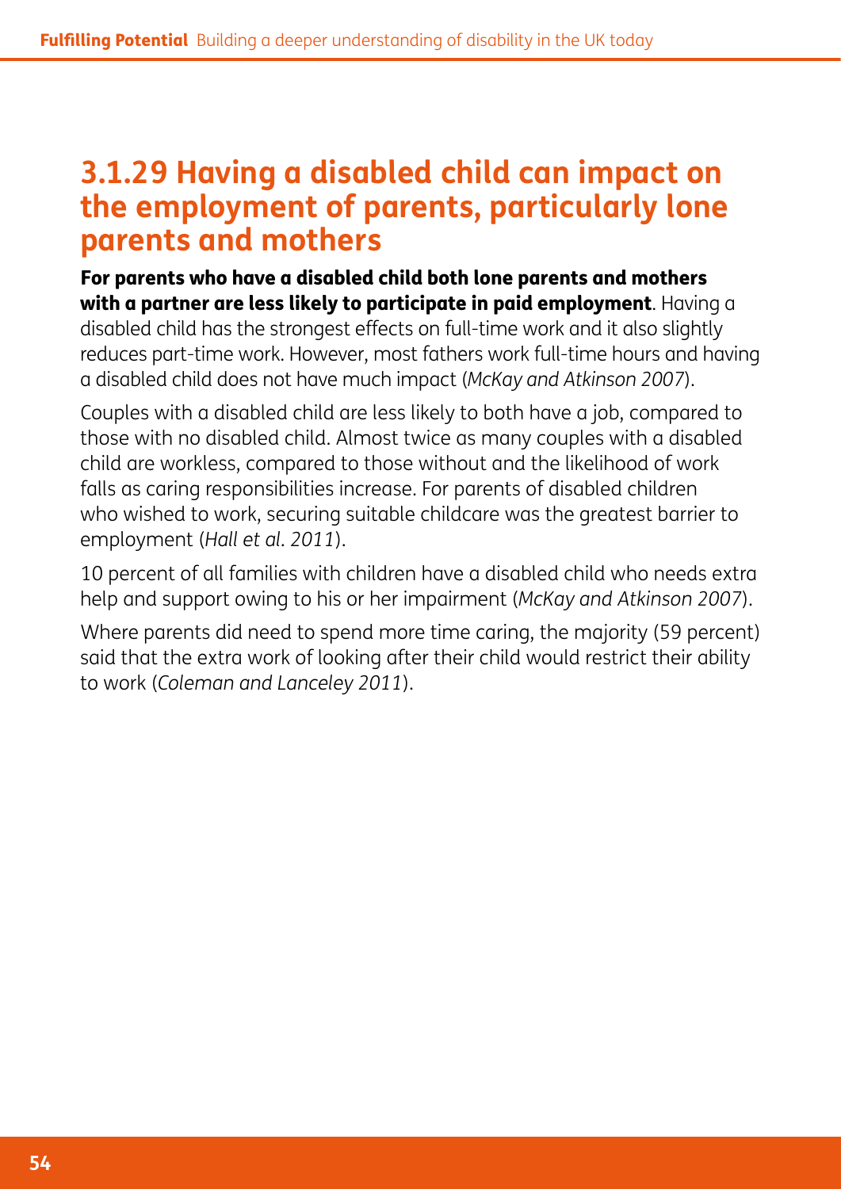## 3.1.29 Having a disabled child can impact on the employment of parents, particularly lone parents and mothers

**For parents who have a disabled child both lone parents and mothers with a partner are less likely to participate in paid employment**. Having a disabled child has the strongest effects on full-time work and it also slightly reduces part-time work. However, most fathers work full-time hours and having a disabled child does not have much impact (*McKay and Atkinson 2007*).

Couples with a disabled child are less likely to both have a job, compared to those with no disabled child. Almost twice as many couples with a disabled child are workless, compared to those without and the likelihood of work falls as caring responsibilities increase. For parents of disabled children who wished to work, securing suitable childcare was the greatest barrier to employment (*Hall et al. 2011*).

10 percent of all families with children have a disabled child who needs extra help and support owing to his or her impairment (*McKay and Atkinson 2007*).

Where parents did need to spend more time caring, the majority (59 percent) said that the extra work of looking after their child would restrict their ability to work (*Coleman and Lanceley 2011*).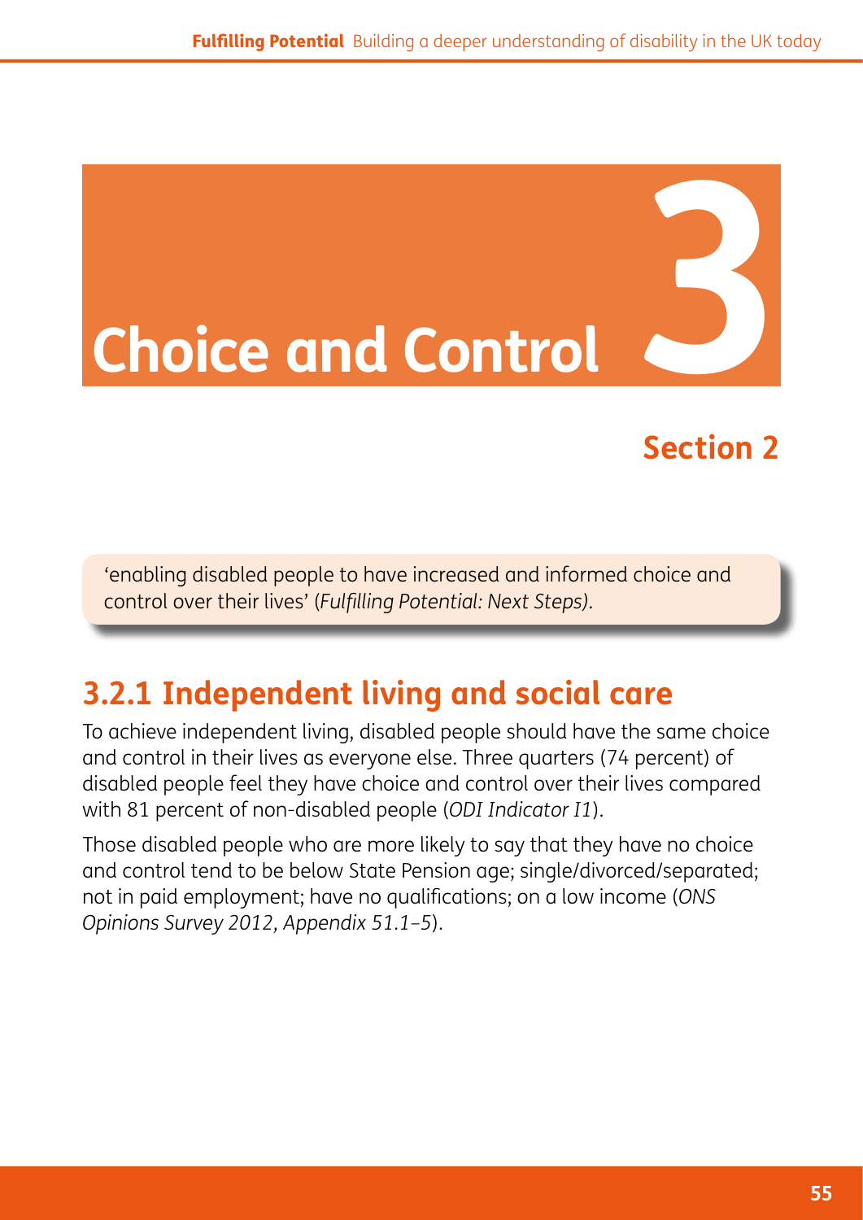# Choice and Control 3

## Section 2

'enabling disabled people to have increased and informed choice and control over their lives' (*Fulfilling Potential: Next Steps)*.

## 3.2.1 Independent living and social care

To achieve independent living, disabled people should have the same choice and control in their lives as everyone else. Three quarters (74 percent) of disabled people feel they have choice and control over their lives compared with 81 percent of non-disabled people (*ODI Indicator I1*).

Those disabled people who are more likely to say that they have no choice and control tend to be below State Pension age; single/divorced/separated; not in paid employment; have no qualifications; on a low income (*ONS Opinions Survey 2012, Appendix 51.1–5*).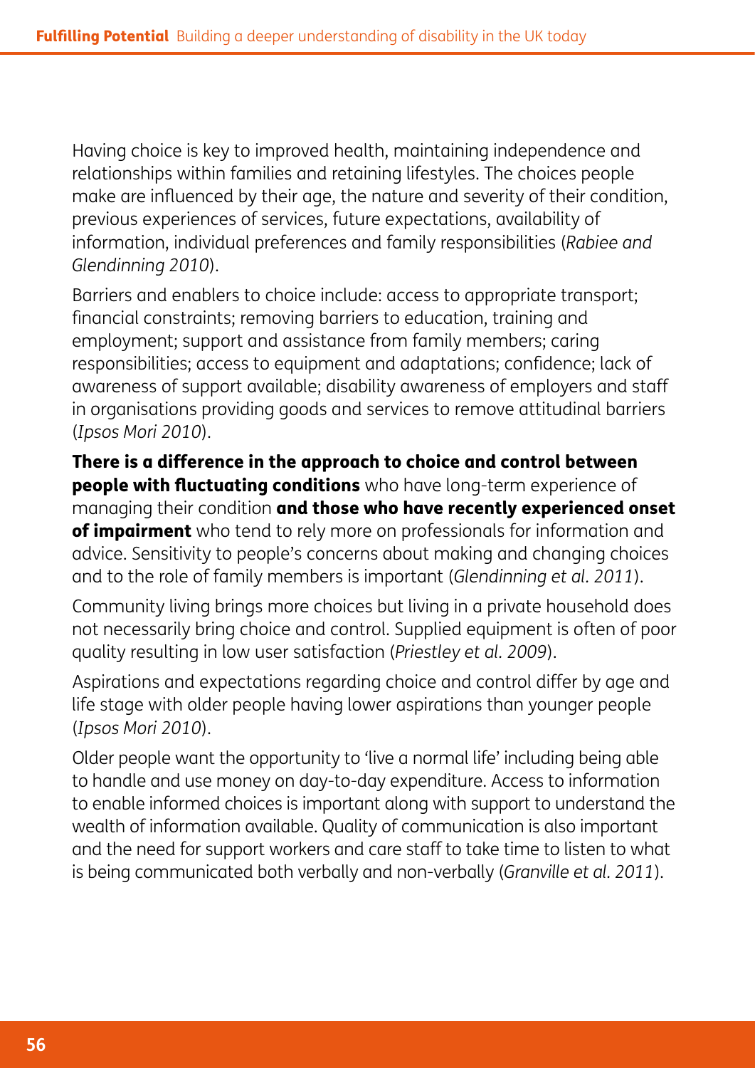Having choice is key to improved health, maintaining independence and relationships within families and retaining lifestyles. The choices people make are influenced by their age, the nature and severity of their condition, previous experiences of services, future expectations, availability of information, individual preferences and family responsibilities (*Rabiee and Glendinning 2010*).

Barriers and enablers to choice include: access to appropriate transport; financial constraints; removing barriers to education, training and employment; support and assistance from family members; caring responsibilities; access to equipment and adaptations; confidence; lack of awareness of support available; disability awareness of employers and staff in organisations providing goods and services to remove attitudinal barriers (*Ipsos Mori 2010*).

**There is a difference in the approach to choice and control between people with fluctuating conditions** who have long-term experience of managing their condition **and those who have recently experienced onset of impairment** who tend to rely more on professionals for information and advice. Sensitivity to people's concerns about making and changing choices and to the role of family members is important (*Glendinning et al. 2011*).

Community living brings more choices but living in a private household does not necessarily bring choice and control. Supplied equipment is often of poor quality resulting in low user satisfaction (*Priestley et al. 2009*).

Aspirations and expectations regarding choice and control differ by age and life stage with older people having lower aspirations than younger people (*Ipsos Mori 2010*).

Older people want the opportunity to 'live a normal life' including being able to handle and use money on day-to-day expenditure. Access to information to enable informed choices is important along with support to understand the wealth of information available. Quality of communication is also important and the need for support workers and care staff to take time to listen to what is being communicated both verbally and non-verbally (*Granville et al. 2011*).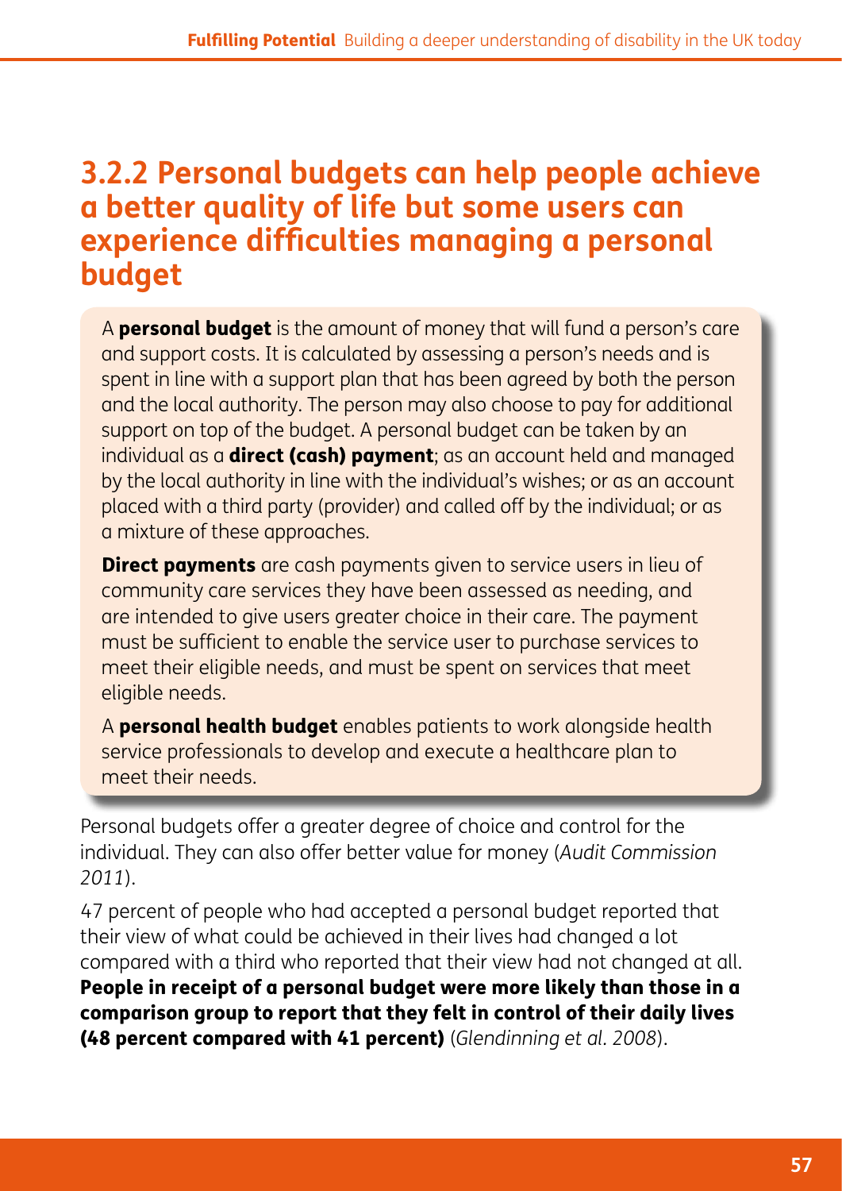### 3.2.2 Personal budgets can help people achieve a better quality of life but some users can experience difficulties managing a personal budget

A **personal budget** is the amount of money that will fund a person's care and support costs. It is calculated by assessing a person's needs and is spent in line with a support plan that has been agreed by both the person and the local authority. The person may also choose to pay for additional support on top of the budget. A personal budget can be taken by an individual as a **direct (cash) payment**; as an account held and managed by the local authority in line with the individual's wishes; or as an account placed with a third party (provider) and called off by the individual; or as a mixture of these approaches.

**Direct payments** are cash payments given to service users in lieu of community care services they have been assessed as needing, and are intended to give users greater choice in their care. The payment must be sufficient to enable the service user to purchase services to meet their eligible needs, and must be spent on services that meet eligible needs.

A **personal health budget** enables patients to work alongside health service professionals to develop and execute a healthcare plan to meet their needs.

Personal budgets offer a greater degree of choice and control for the individual. They can also offer better value for money (*Audit Commission 2011*).

47 percent of people who had accepted a personal budget reported that their view of what could be achieved in their lives had changed a lot compared with a third who reported that their view had not changed at all. **People in receipt of a personal budget were more likely than those in a comparison group to report that they felt in control of their daily lives (48 percent compared with 41 percent)** (*Glendinning et al. 2008*).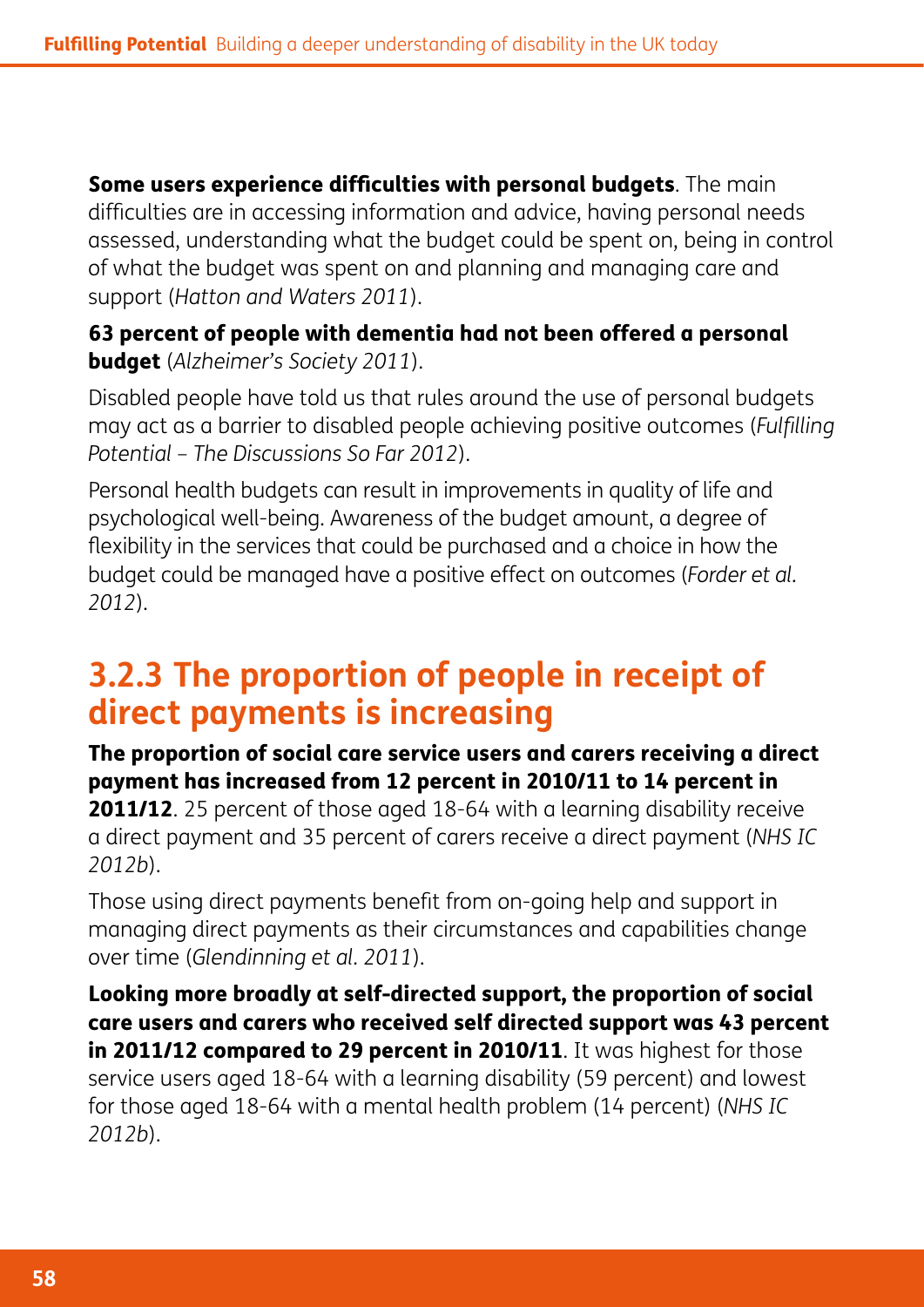**Some users experience difficulties with personal budgets**. The main difficulties are in accessing information and advice, having personal needs assessed, understanding what the budget could be spent on, being in control of what the budget was spent on and planning and managing care and support (*Hatton and Waters 2011*).

**63 percent of people with dementia had not been offered a personal budget** (*Alzheimer's Society 2011*).

Disabled people have told us that rules around the use of personal budgets may act as a barrier to disabled people achieving positive outcomes (*Fulfilling Potential – The Discussions So Far 2012*).

Personal health budgets can result in improvements in quality of life and psychological well-being. Awareness of the budget amount, a degree of flexibility in the services that could be purchased and a choice in how the budget could be managed have a positive effect on outcomes (*Forder et al. 2012*).

### 3.2.3 The proportion of people in receipt of direct payments is increasing

**The proportion of social care service users and carers receiving a direct payment has increased from 12 percent in 2010/11 to 14 percent in 2011/12**. 25 percent of those aged 18-64 with a learning disability receive a direct payment and 35 percent of carers receive a direct payment (*NHS IC 2012b*).

Those using direct payments benefit from on-going help and support in managing direct payments as their circumstances and capabilities change over time (*Glendinning et al. 2011*).

**Looking more broadly at self-directed support, the proportion of social care users and carers who received self directed support was 43 percent in 2011/12 compared to 29 percent in 2010/11**. It was highest for those service users aged 18-64 with a learning disability (59 percent) and lowest for those aged 18-64 with a mental health problem (14 percent) (*NHS IC 2012b*).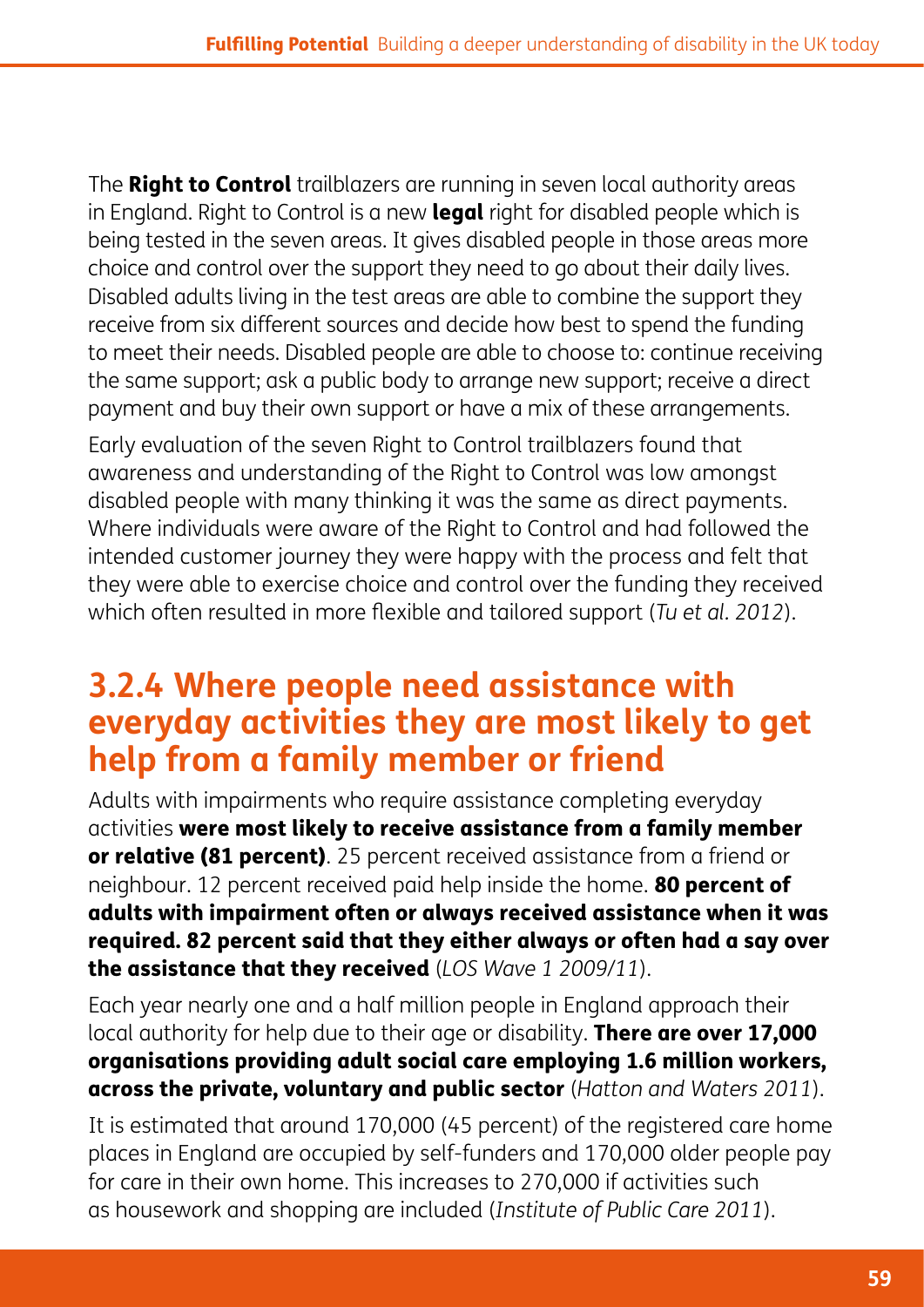The **Right to Control** trailblazers are running in seven local authority areas in England. Right to Control is a new **legal** right for disabled people which is being tested in the seven areas. It gives disabled people in those areas more choice and control over the support they need to go about their daily lives. Disabled adults living in the test areas are able to combine the support they receive from six different sources and decide how best to spend the funding to meet their needs. Disabled people are able to choose to: continue receiving the same support; ask a public body to arrange new support; receive a direct payment and buy their own support or have a mix of these arrangements.

Early evaluation of the seven Right to Control trailblazers found that awareness and understanding of the Right to Control was low amongst disabled people with many thinking it was the same as direct payments. Where individuals were aware of the Right to Control and had followed the intended customer journey they were happy with the process and felt that they were able to exercise choice and control over the funding they received which often resulted in more flexible and tailored support (*Tu et al. 2012*).

### 3.2.4 Where people need assistance with everyday activities they are most likely to get help from a family member or friend

Adults with impairments who require assistance completing everyday activities **were most likely to receive assistance from a family member or relative (81 percent)**. 25 percent received assistance from a friend or neighbour. 12 percent received paid help inside the home. **80 percent of adults with impairment often or always received assistance when it was required. 82 percent said that they either always or often had a say over the assistance that they received** (*LOS Wave 1 2009/11*).

Each year nearly one and a half million people in England approach their local authority for help due to their age or disability. **There are over 17,000 organisations providing adult social care employing 1.6 million workers, across the private, voluntary and public sector** (*Hatton and Waters 2011*).

It is estimated that around 170,000 (45 percent) of the registered care home places in England are occupied by self-funders and 170,000 older people pay for care in their own home. This increases to 270,000 if activities such as housework and shopping are included (*Institute of Public Care 2011*).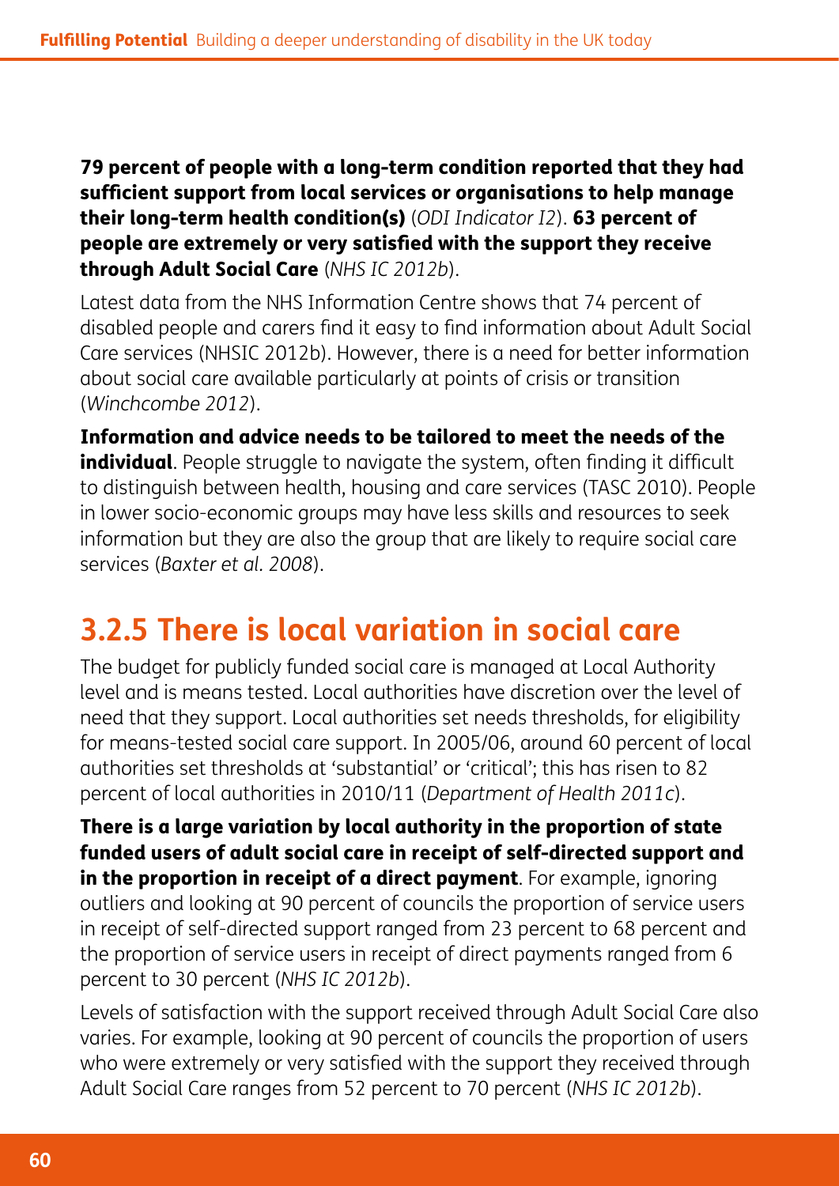**79 percent of people with a long-term condition reported that they had sufficient support from local services or organisations to help manage their long-term health condition(s)** (*ODI Indicator I2*). **63 percent of people are extremely or very satisfied with the support they receive through Adult Social Care** (*NHS IC 2012b*).

Latest data from the NHS Information Centre shows that 74 percent of disabled people and carers find it easy to find information about Adult Social Care services (NHSIC 2012b). However, there is a need for better information about social care available particularly at points of crisis or transition (*Winchcombe 2012*).

**Information and advice needs to be tailored to meet the needs of the individual**. People struggle to navigate the system, often finding it difficult to distinguish between health, housing and care services (TASC 2010). People in lower socio-economic groups may have less skills and resources to seek information but they are also the group that are likely to require social care services (*Baxter et al. 2008*).

## 3.2.5 There is local variation in social care

The budget for publicly funded social care is managed at Local Authority level and is means tested. Local authorities have discretion over the level of need that they support. Local authorities set needs thresholds, for eligibility for means-tested social care support. In 2005/06, around 60 percent of local authorities set thresholds at 'substantial' or 'critical'; this has risen to 82 percent of local authorities in 2010/11 (*Department of Health 2011c*).

**There is a large variation by local authority in the proportion of state funded users of adult social care in receipt of self-directed support and in the proportion in receipt of a direct payment**. For example, ignoring outliers and looking at 90 percent of councils the proportion of service users in receipt of self-directed support ranged from 23 percent to 68 percent and the proportion of service users in receipt of direct payments ranged from 6 percent to 30 percent (*NHS IC 2012b*).

Levels of satisfaction with the support received through Adult Social Care also varies. For example, looking at 90 percent of councils the proportion of users who were extremely or very satisfied with the support they received through Adult Social Care ranges from 52 percent to 70 percent (*NHS IC 2012b*).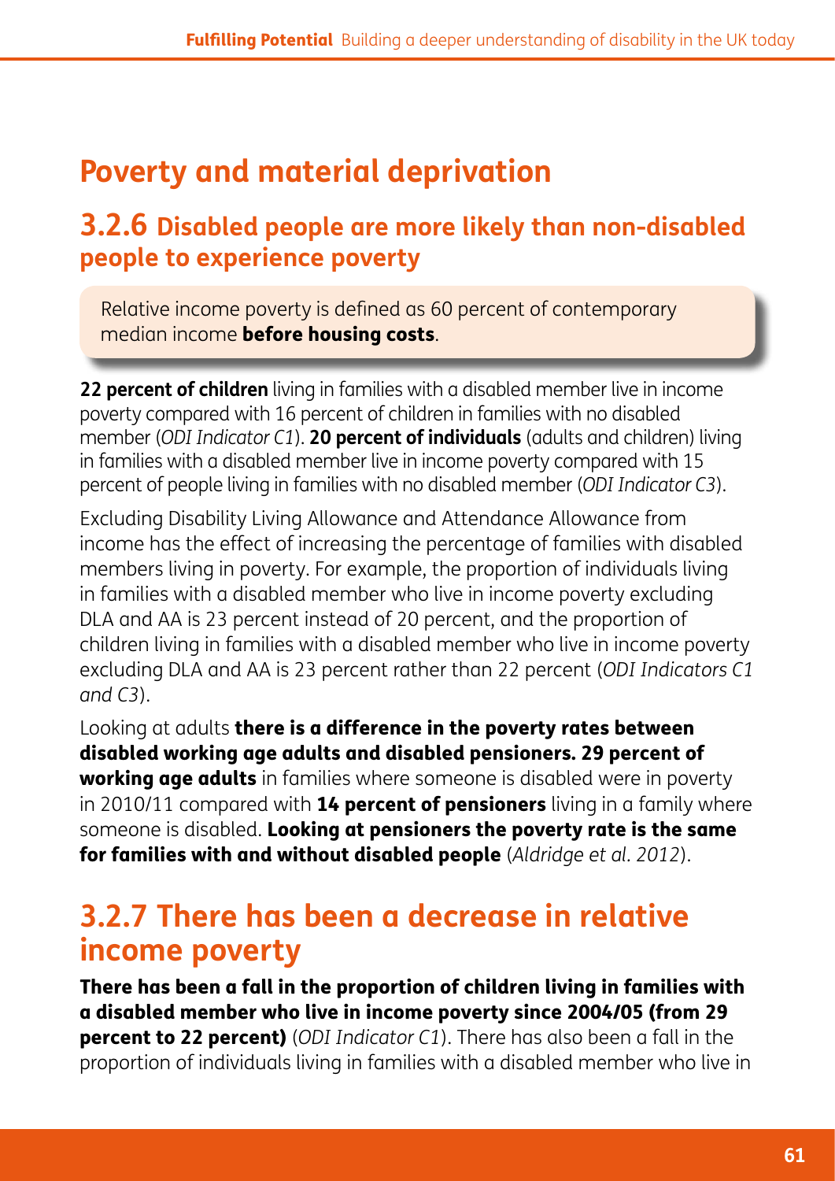# Poverty and material deprivation

## 3.2.6 Disabled people are more likely than non-disabled people to experience poverty

> Relative income poverty is defined as 60 percent of contemporary median income **before housing costs**.

**22 percent of children** living in families with a disabled member live in income poverty compared with 16 percent of children in families with no disabled member (*ODI Indicator C1*). **20 percent of individuals** (adults and children) living in families with a disabled member live in income poverty compared with 15 percent of people living in families with no disabled member (*ODI Indicator C3*).

Excluding Disability Living Allowance and Attendance Allowance from income has the effect of increasing the percentage of families with disabled members living in poverty. For example, the proportion of individuals living in families with a disabled member who live in income poverty excluding DLA and AA is 23 percent instead of 20 percent, and the proportion of children living in families with a disabled member who live in income poverty excluding DLA and AA is 23 percent rather than 22 percent (*ODI Indicators C1 and C3*).

Looking at adults **there is a difference in the poverty rates between disabled working age adults and disabled pensioners. 29 percent of working age adults** in families where someone is disabled were in poverty in 2010/11 compared with **14 percent of pensioners** living in a family where someone is disabled. **Looking at pensioners the poverty rate is the same for families with and without disabled people** (*Aldridge et al. 2012*).

## 3.2.7 There has been a decrease in relative income poverty

**There has been a fall in the proportion of children living in families with a disabled member who live in income poverty since 2004/05 (from 29 percent to 22 percent)** (*ODI Indicator C1*). There has also been a fall in the proportion of individuals living in families with a disabled member who live in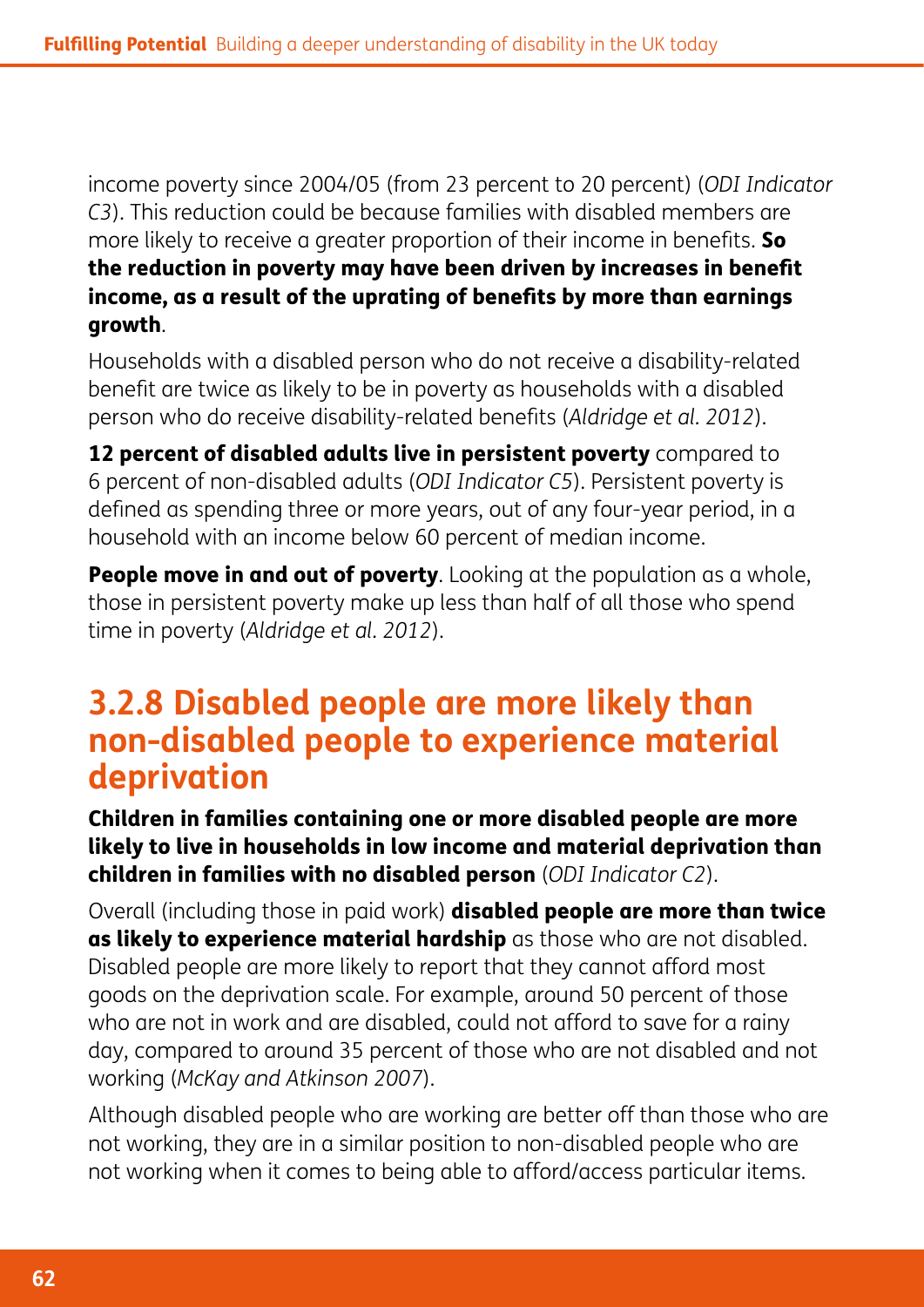income poverty since 2004/05 (from 23 percent to 20 percent) (*ODI Indicator C3*). This reduction could be because families with disabled members are more likely to receive a greater proportion of their income in benefits. **So the reduction in poverty may have been driven by increases in benefit income, as a result of the uprating of benefits by more than earnings growth**.

Households with a disabled person who do not receive a disability-related benefit are twice as likely to be in poverty as households with a disabled person who do receive disability-related benefits (*Aldridge et al. 2012*).

**12 percent of disabled adults live in persistent poverty** compared to 6 percent of non-disabled adults (*ODI Indicator C5*). Persistent poverty is defined as spending three or more years, out of any four-year period, in a household with an income below 60 percent of median income.

**People move in and out of poverty**. Looking at the population as a whole, those in persistent poverty make up less than half of all those who spend time in poverty (*Aldridge et al. 2012*).

## 3.2.8 Disabled people are more likely than non-disabled people to experience material deprivation

**Children in families containing one or more disabled people are more likely to live in households in low income and material deprivation than children in families with no disabled person** (*ODI Indicator C2*).

Overall (including those in paid work) **disabled people are more than twice as likely to experience material hardship** as those who are not disabled. Disabled people are more likely to report that they cannot afford most goods on the deprivation scale. For example, around 50 percent of those who are not in work and are disabled, could not afford to save for a rainy day, compared to around 35 percent of those who are not disabled and not working (*McKay and Atkinson 2007*).

Although disabled people who are working are better off than those who are not working, they are in a similar position to non-disabled people who are not working when it comes to being able to afford/access particular items.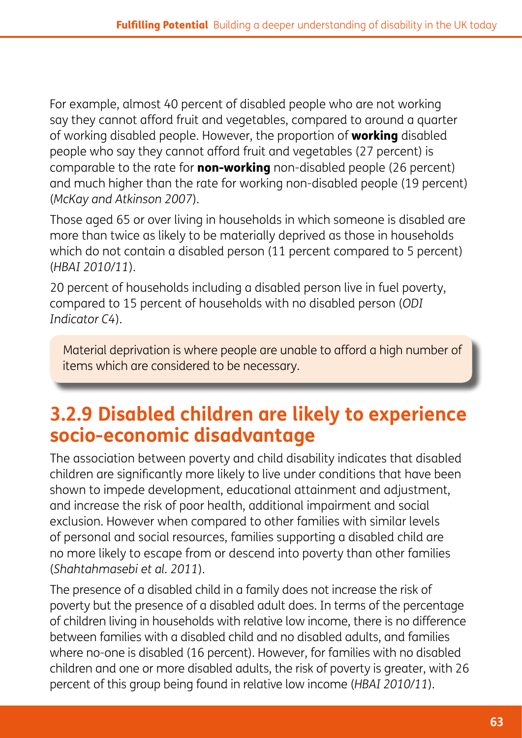For example, almost 40 percent of disabled people who are not working say they cannot afford fruit and vegetables, compared to around a quarter of working disabled people. However, the proportion of **working** disabled people who say they cannot afford fruit and vegetables (27 percent) is comparable to the rate for **non-working** non-disabled people (26 percent) and much higher than the rate for working non-disabled people (19 percent) (*McKay and Atkinson 2007*).

Those aged 65 or over living in households in which someone is disabled are more than twice as likely to be materially deprived as those in households which do not contain a disabled person (11 percent compared to 5 percent) (*HBAI 2010/11*).

20 percent of households including a disabled person live in fuel poverty, compared to 15 percent of households with no disabled person (*ODI Indicator C4*).

> Material deprivation is where people are unable to afford a high number of items which are considered to be necessary.

## 3.2.9 Disabled children are likely to experience socio-economic disadvantage

The association between poverty and child disability indicates that disabled children are significantly more likely to live under conditions that have been shown to impede development, educational attainment and adjustment, and increase the risk of poor health, additional impairment and social exclusion. However when compared to other families with similar levels of personal and social resources, families supporting a disabled child are no more likely to escape from or descend into poverty than other families (*Shahtahmasebi et al. 2011*).

The presence of a disabled child in a family does not increase the risk of poverty but the presence of a disabled adult does. In terms of the percentage of children living in households with relative low income, there is no difference between families with a disabled child and no disabled adults, and families where no-one is disabled (16 percent). However, for families with no disabled children and one or more disabled adults, the risk of poverty is greater, with 26 percent of this group being found in relative low income (*HBAI 2010/11*).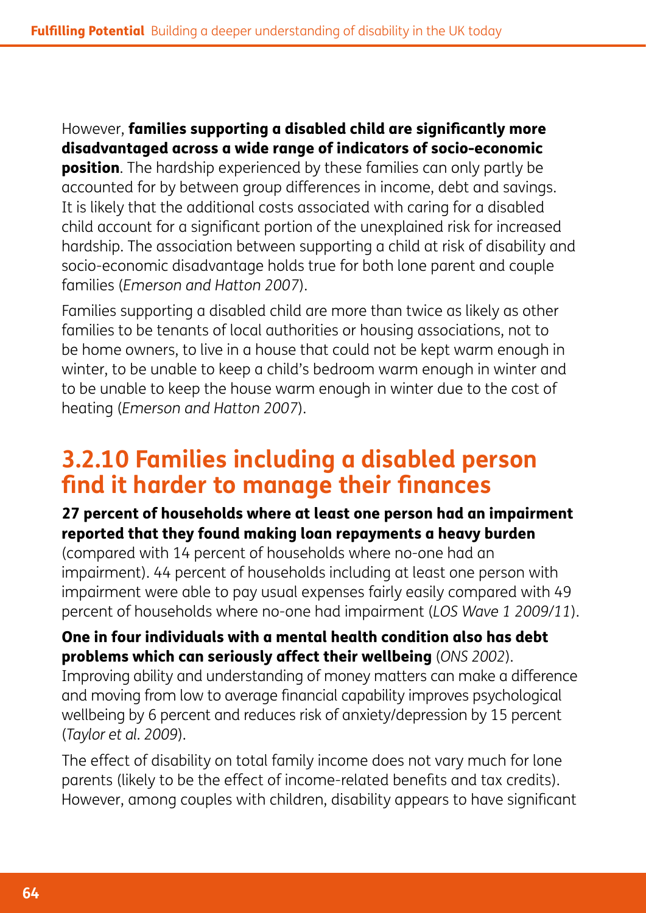However, **families supporting a disabled child are significantly more disadvantaged across a wide range of indicators of socio-economic position**. The hardship experienced by these families can only partly be accounted for by between group differences in income, debt and savings. It is likely that the additional costs associated with caring for a disabled child account for a significant portion of the unexplained risk for increased hardship. The association between supporting a child at risk of disability and socio-economic disadvantage holds true for both lone parent and couple families (*Emerson and Hatton 2007*).

Families supporting a disabled child are more than twice as likely as other families to be tenants of local authorities or housing associations, not to be home owners, to live in a house that could not be kept warm enough in winter, to be unable to keep a child's bedroom warm enough in winter and to be unable to keep the house warm enough in winter due to the cost of heating (*Emerson and Hatton 2007*).

## 3.2.10 Families including a disabled person find it harder to manage their finances

**27 percent of households where at least one person had an impairment reported that they found making loan repayments a heavy burden** (compared with 14 percent of households where no-one had an impairment). 44 percent of households including at least one person with impairment were able to pay usual expenses fairly easily compared with 49 percent of households where no-one had impairment (*LOS Wave 1 2009/11*).

**One in four individuals with a mental health condition also has debt problems which can seriously affect their wellbeing** (*ONS 2002*). Improving ability and understanding of money matters can make a difference and moving from low to average financial capability improves psychological wellbeing by 6 percent and reduces risk of anxiety/depression by 15 percent (*Taylor et al. 2009*).

The effect of disability on total family income does not vary much for lone parents (likely to be the effect of income-related benefits and tax credits). However, among couples with children, disability appears to have significant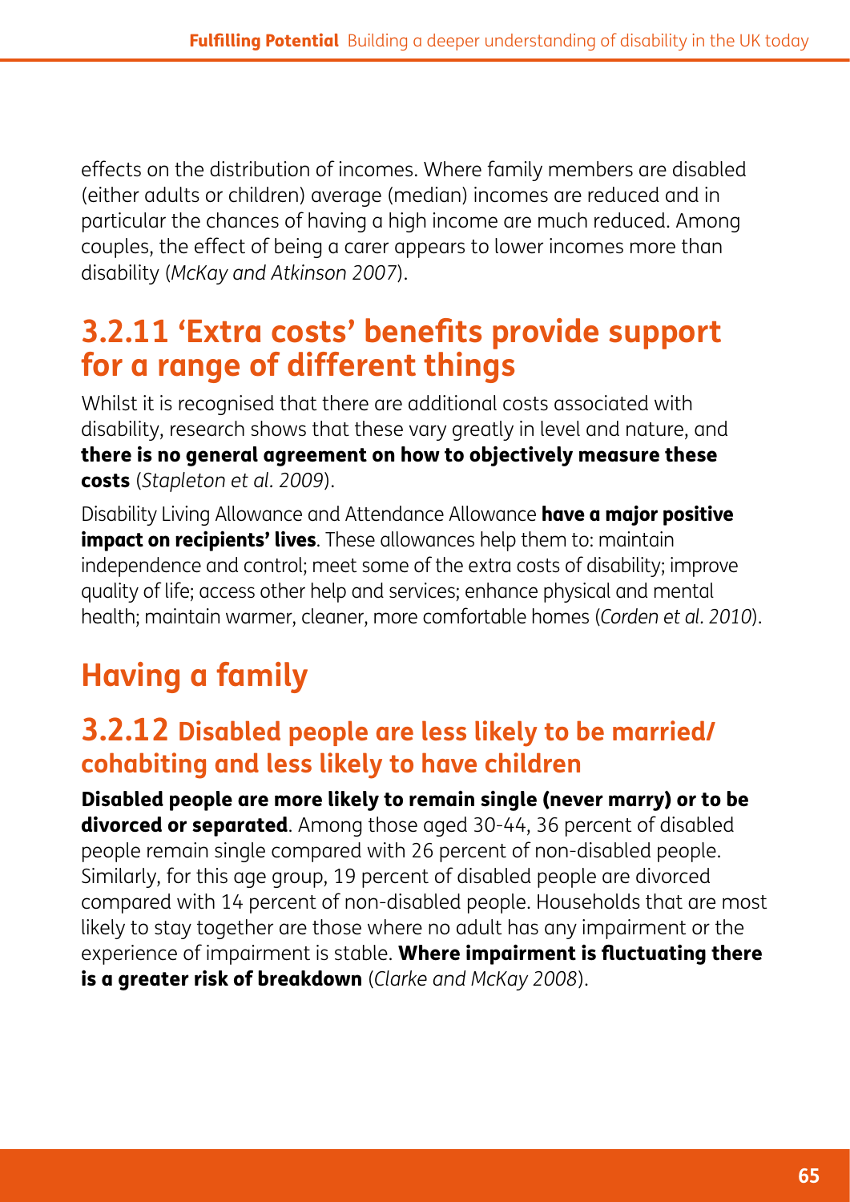effects on the distribution of incomes. Where family members are disabled (either adults or children) average (median) incomes are reduced and in particular the chances of having a high income are much reduced. Among couples, the effect of being a carer appears to lower incomes more than disability (*McKay and Atkinson 2007*).

### 3.2.11 'Extra costs' benefits provide support for a range of different things

Whilst it is recognised that there are additional costs associated with disability, research shows that these vary greatly in level and nature, and **there is no general agreement on how to objectively measure these costs** (*Stapleton et al. 2009*).

Disability Living Allowance and Attendance Allowance **have a major positive impact on recipients' lives**. These allowances help them to: maintain independence and control; meet some of the extra costs of disability; improve quality of life; access other help and services; enhance physical and mental health; maintain warmer, cleaner, more comfortable homes (*Corden et al. 2010*).

## Having a family

### 3.2.12 Disabled people are less likely to be married/ cohabiting and less likely to have children

**Disabled people are more likely to remain single (never marry) or to be divorced or separated**. Among those aged 30-44, 36 percent of disabled people remain single compared with 26 percent of non-disabled people. Similarly, for this age group, 19 percent of disabled people are divorced compared with 14 percent of non-disabled people. Households that are most likely to stay together are those where no adult has any impairment or the experience of impairment is stable. **Where impairment is fluctuating there is a greater risk of breakdown** (*Clarke and McKay 2008*).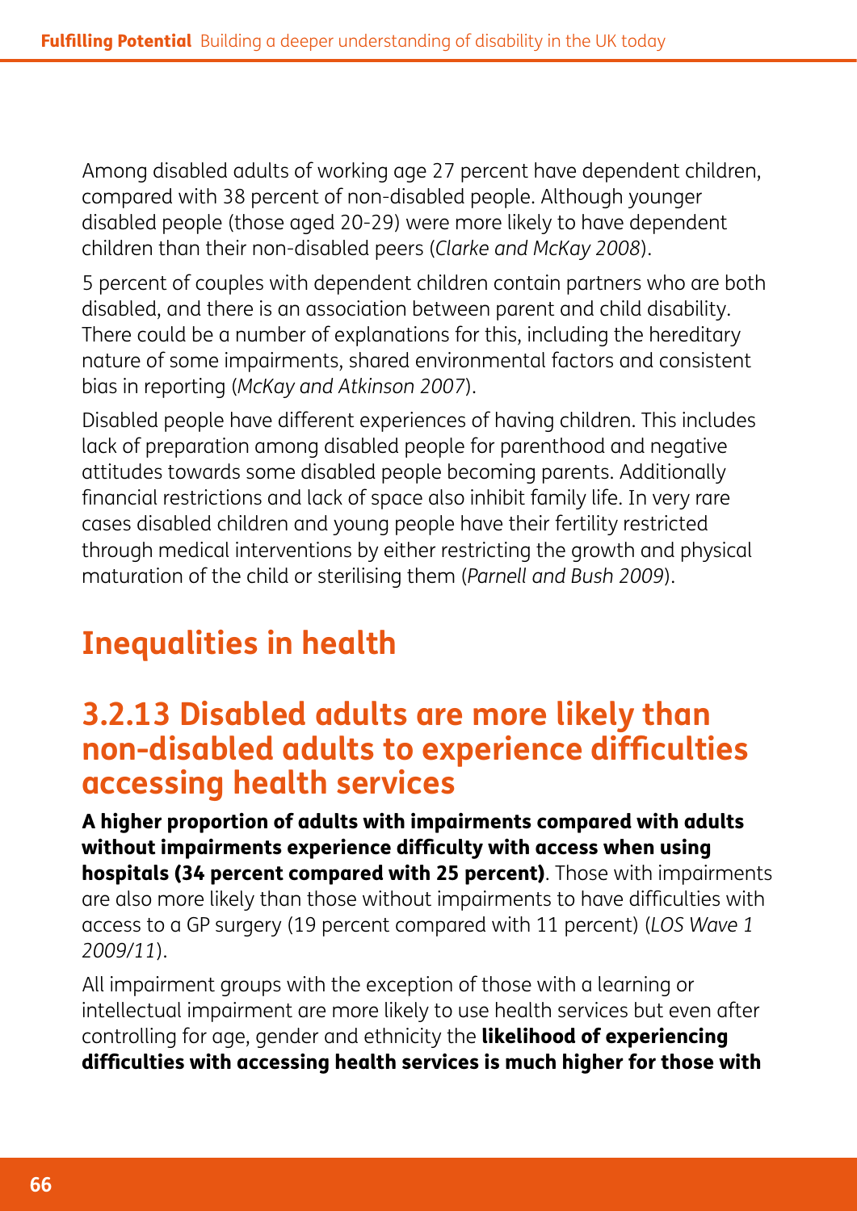Among disabled adults of working age 27 percent have dependent children, compared with 38 percent of non-disabled people. Although younger disabled people (those aged 20-29) were more likely to have dependent children than their non-disabled peers (*Clarke and McKay 2008*).

5 percent of couples with dependent children contain partners who are both disabled, and there is an association between parent and child disability. There could be a number of explanations for this, including the hereditary nature of some impairments, shared environmental factors and consistent bias in reporting (*McKay and Atkinson 2007*).

Disabled people have different experiences of having children. This includes lack of preparation among disabled people for parenthood and negative attitudes towards some disabled people becoming parents. Additionally financial restrictions and lack of space also inhibit family life. In very rare cases disabled children and young people have their fertility restricted through medical interventions by either restricting the growth and physical maturation of the child or sterilising them (*Parnell and Bush 2009*).

## Inequalities in health

### 3.2.13 Disabled adults are more likely than non-disabled adults to experience difficulties accessing health services

**A higher proportion of adults with impairments compared with adults without impairments experience difficulty with access when using hospitals (34 percent compared with 25 percent)**. Those with impairments are also more likely than those without impairments to have difficulties with access to a GP surgery (19 percent compared with 11 percent) (*LOS Wave 1 2009/11*).

All impairment groups with the exception of those with a learning or intellectual impairment are more likely to use health services but even after controlling for age, gender and ethnicity the **likelihood of experiencing difficulties with accessing health services is much higher for those with**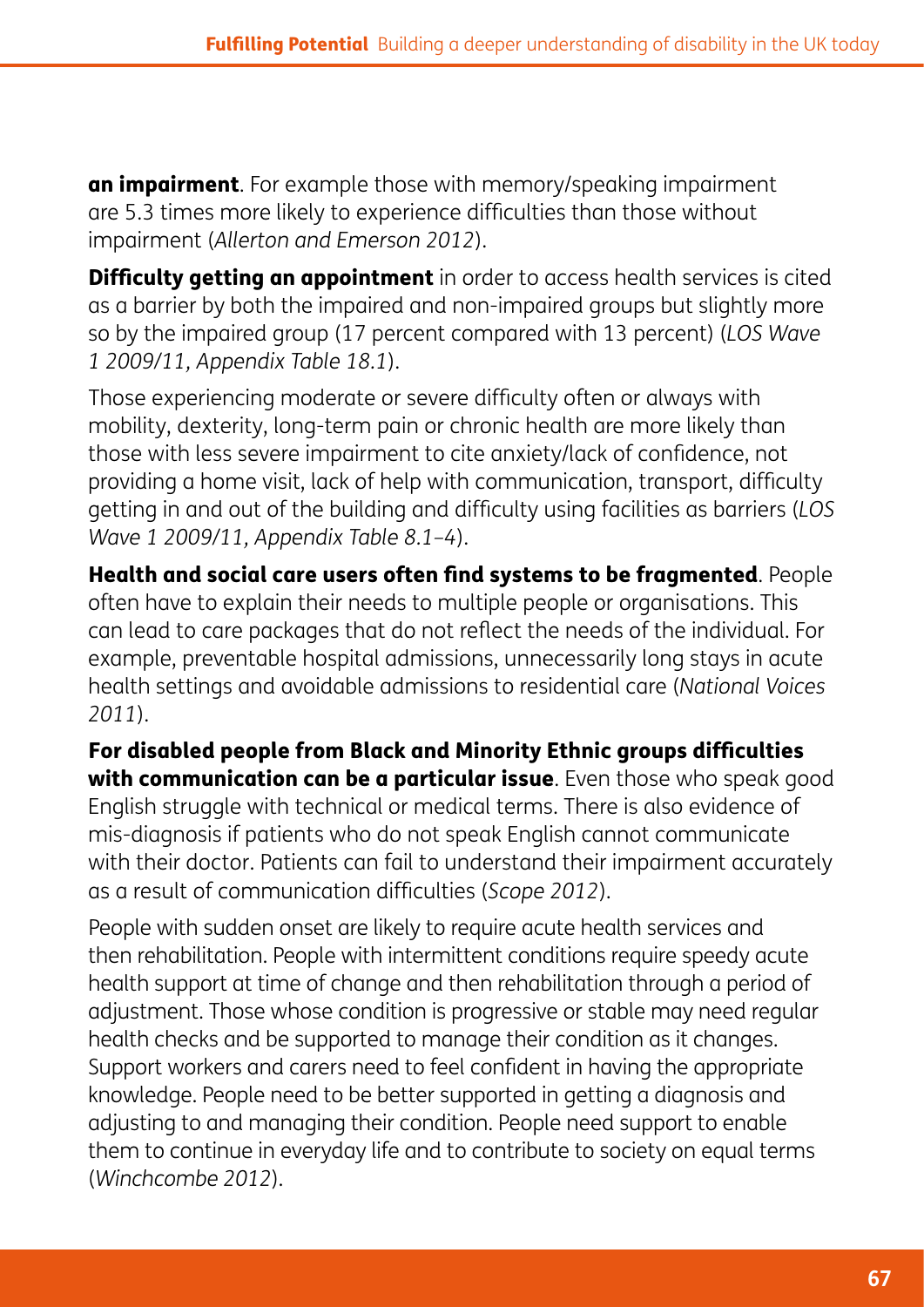**an impairment**. For example those with memory/speaking impairment are 5.3 times more likely to experience difficulties than those without impairment (*Allerton and Emerson 2012*).

**Difficulty getting an appointment** in order to access health services is cited as a barrier by both the impaired and non-impaired groups but slightly more so by the impaired group (17 percent compared with 13 percent) (*LOS Wave 1 2009/11, Appendix Table 18.1*).

Those experiencing moderate or severe difficulty often or always with mobility, dexterity, long-term pain or chronic health are more likely than those with less severe impairment to cite anxiety/lack of confidence, not providing a home visit, lack of help with communication, transport, difficulty getting in and out of the building and difficulty using facilities as barriers (*LOS Wave 1 2009/11, Appendix Table 8.1–4*).

**Health and social care users often find systems to be fragmented**. People often have to explain their needs to multiple people or organisations. This can lead to care packages that do not reflect the needs of the individual. For example, preventable hospital admissions, unnecessarily long stays in acute health settings and avoidable admissions to residential care (*National Voices 2011*).

**For disabled people from Black and Minority Ethnic groups difficulties with communication can be a particular issue**. Even those who speak good English struggle with technical or medical terms. There is also evidence of mis-diagnosis if patients who do not speak English cannot communicate with their doctor. Patients can fail to understand their impairment accurately as a result of communication difficulties (*Scope 2012*).

People with sudden onset are likely to require acute health services and then rehabilitation. People with intermittent conditions require speedy acute health support at time of change and then rehabilitation through a period of adjustment. Those whose condition is progressive or stable may need regular health checks and be supported to manage their condition as it changes. Support workers and carers need to feel confident in having the appropriate knowledge. People need to be better supported in getting a diagnosis and adjusting to and managing their condition. People need support to enable them to continue in everyday life and to contribute to society on equal terms (*Winchcombe 2012*).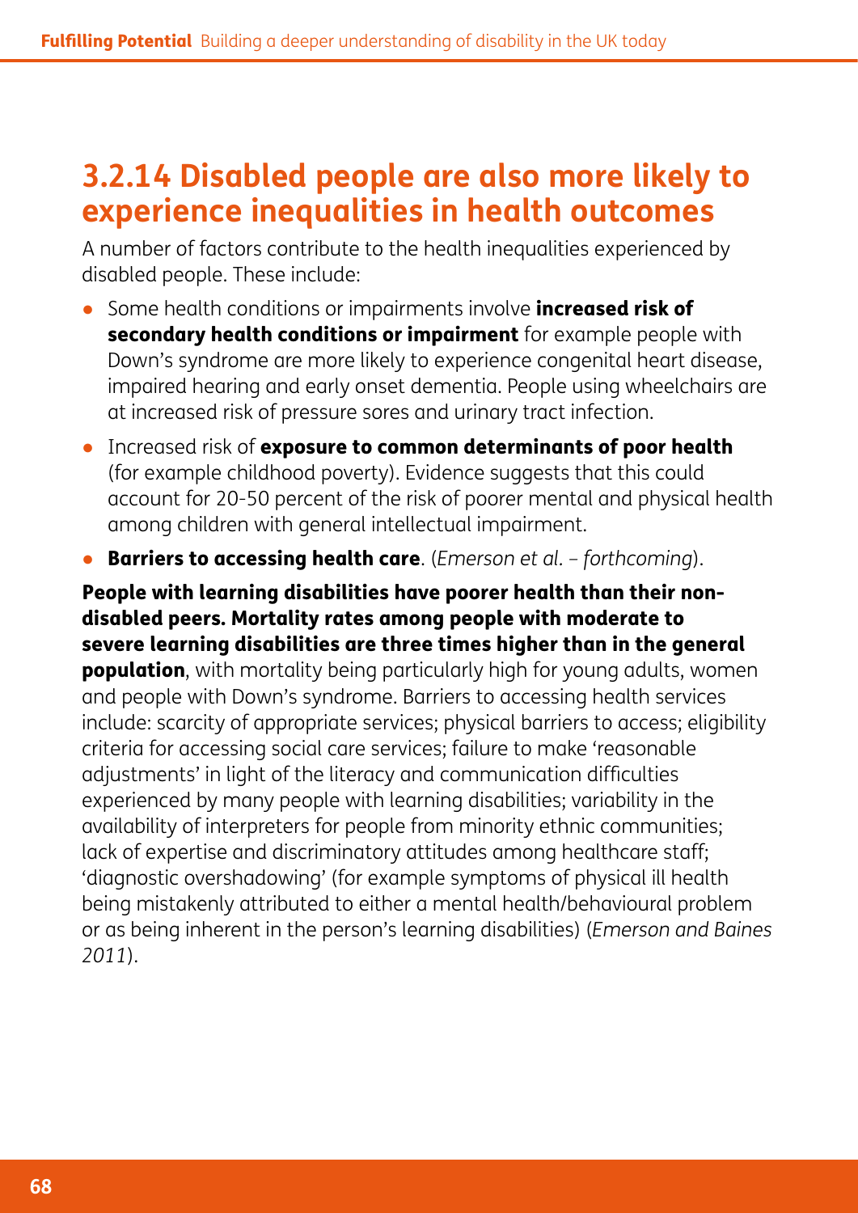## 3.2.14 Disabled people are also more likely to experience inequalities in health outcomes

A number of factors contribute to the health inequalities experienced by disabled people. These include:

- Some health conditions or impairments involve **increased risk of secondary health conditions or impairment** for example people with Down's syndrome are more likely to experience congenital heart disease, impaired hearing and early onset dementia. People using wheelchairs are at increased risk of pressure sores and urinary tract infection.
- Increased risk of **exposure to common determinants of poor health** (for example childhood poverty). Evidence suggests that this could account for 20-50 percent of the risk of poorer mental and physical health among children with general intellectual impairment.
- **Barriers to accessing health care**. (*Emerson et al. – forthcoming*).

**People with learning disabilities have poorer health than their non-disabled peers. Mortality rates among people with moderate to severe learning disabilities are three times higher than in the general population**, with mortality being particularly high for young adults, women and people with Down's syndrome. Barriers to accessing health services include: scarcity of appropriate services; physical barriers to access; eligibility criteria for accessing social care services; failure to make 'reasonable adjustments' in light of the literacy and communication difficulties experienced by many people with learning disabilities; variability in the availability of interpreters for people from minority ethnic communities; lack of expertise and discriminatory attitudes among healthcare staff; 'diagnostic overshadowing' (for example symptoms of physical ill health being mistakenly attributed to either a mental health/behavioural problem or as being inherent in the person's learning disabilities) (*Emerson and Baines 2011*).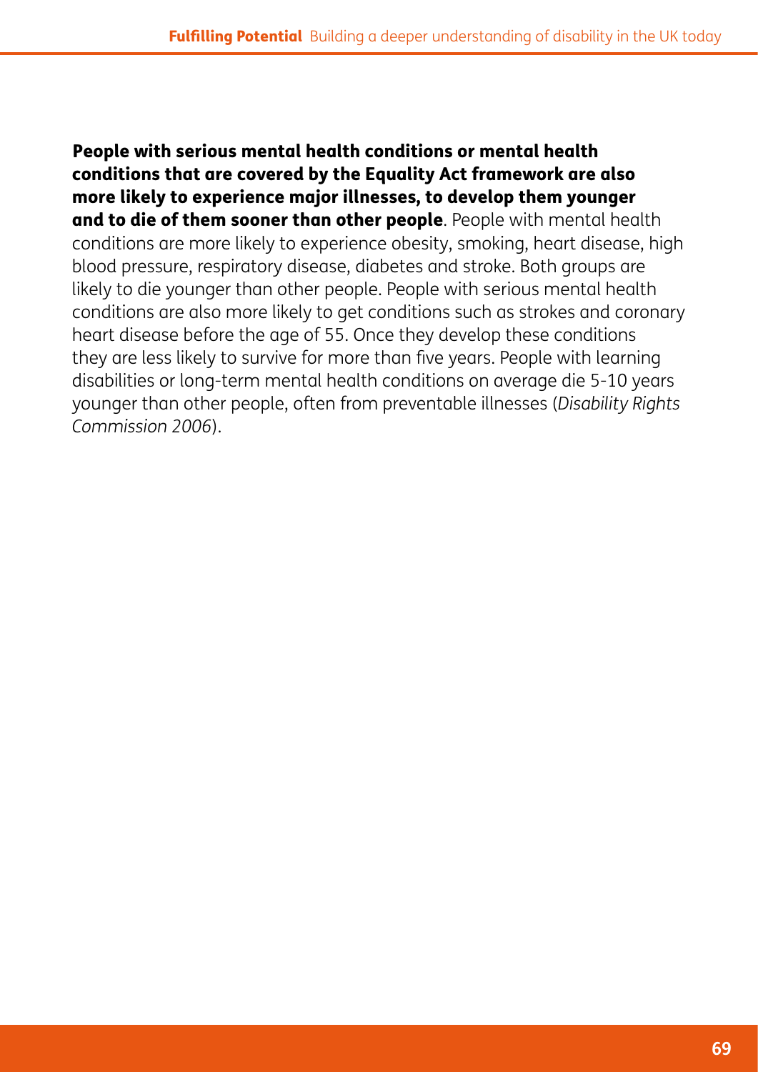**People with serious mental health conditions or mental health conditions that are covered by the Equality Act framework are also more likely to experience major illnesses, to develop them younger and to die of them sooner than other people**. People with mental health conditions are more likely to experience obesity, smoking, heart disease, high blood pressure, respiratory disease, diabetes and stroke. Both groups are likely to die younger than other people. People with serious mental health conditions are also more likely to get conditions such as strokes and coronary heart disease before the age of 55. Once they develop these conditions they are less likely to survive for more than five years. People with learning disabilities or long-term mental health conditions on average die 5-10 years younger than other people, often from preventable illnesses (*Disability Rights Commission 2006*).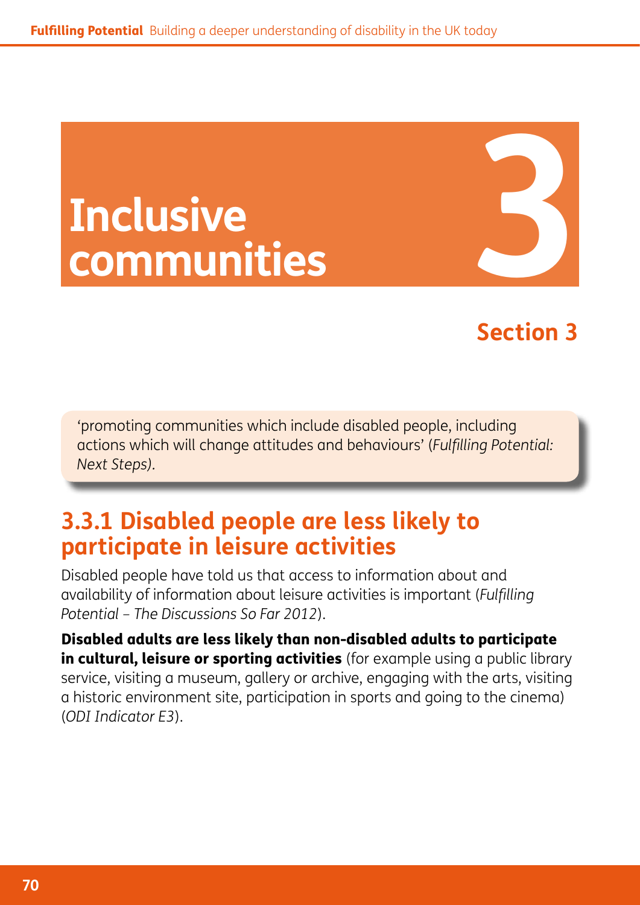# Inclusive communities

3

## Section 3

> 'promoting communities which include disabled people, including actions which will change attitudes and behaviours' (*Fulfilling Potential: Next Steps*).

## 3.3.1 Disabled people are less likely to participate in leisure activities

Disabled people have told us that access to information about and availability of information about leisure activities is important (*Fulfilling Potential – The Discussions So Far 2012*).

**Disabled adults are less likely than non-disabled adults to participate in cultural, leisure or sporting activities** (for example using a public library service, visiting a museum, gallery or archive, engaging with the arts, visiting a historic environment site, participation in sports and going to the cinema) (*ODI Indicator E3*).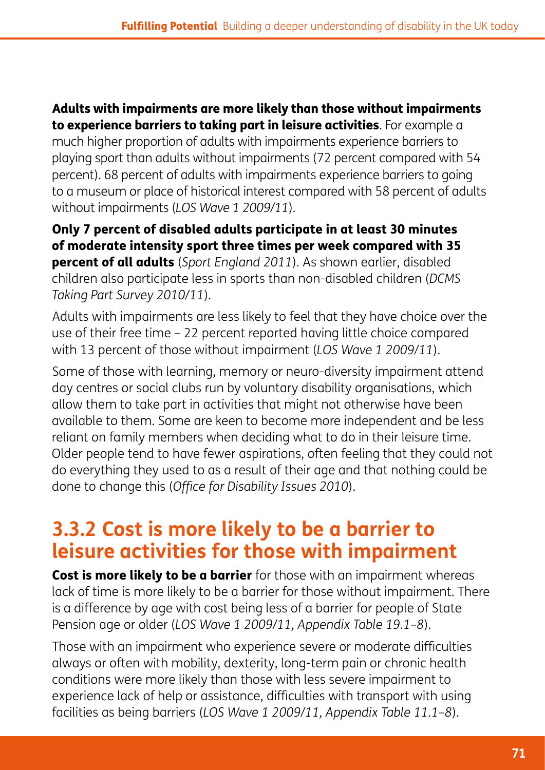**Adults with impairments are more likely than those without impairments to experience barriers to taking part in leisure activities**. For example a much higher proportion of adults with impairments experience barriers to playing sport than adults without impairments (72 percent compared with 54 percent). 68 percent of adults with impairments experience barriers to going to a museum or place of historical interest compared with 58 percent of adults without impairments (*LOS Wave 1 2009/11*).

**Only 7 percent of disabled adults participate in at least 30 minutes of moderate intensity sport three times per week compared with 35 percent of all adults** (*Sport England 2011*). As shown earlier, disabled children also participate less in sports than non-disabled children (*DCMS Taking Part Survey 2010/11*).

Adults with impairments are less likely to feel that they have choice over the use of their free time – 22 percent reported having little choice compared with 13 percent of those without impairment (*LOS Wave 1 2009/11*).

Some of those with learning, memory or neuro-diversity impairment attend day centres or social clubs run by voluntary disability organisations, which allow them to take part in activities that might not otherwise have been available to them. Some are keen to become more independent and be less reliant on family members when deciding what to do in their leisure time. Older people tend to have fewer aspirations, often feeling that they could not do everything they used to as a result of their age and that nothing could be done to change this (*Office for Disability Issues 2010*).

## 3.3.2 Cost is more likely to be a barrier to leisure activities for those with impairment

**Cost is more likely to be a barrier** for those with an impairment whereas lack of time is more likely to be a barrier for those without impairment. There is a difference by age with cost being less of a barrier for people of State Pension age or older (*LOS Wave 1 2009/11, Appendix Table 19.1–8*).

Those with an impairment who experience severe or moderate difficulties always or often with mobility, dexterity, long-term pain or chronic health conditions were more likely than those with less severe impairment to experience lack of help or assistance, difficulties with transport with using facilities as being barriers (*LOS Wave 1 2009/11, Appendix Table 11.1–8*).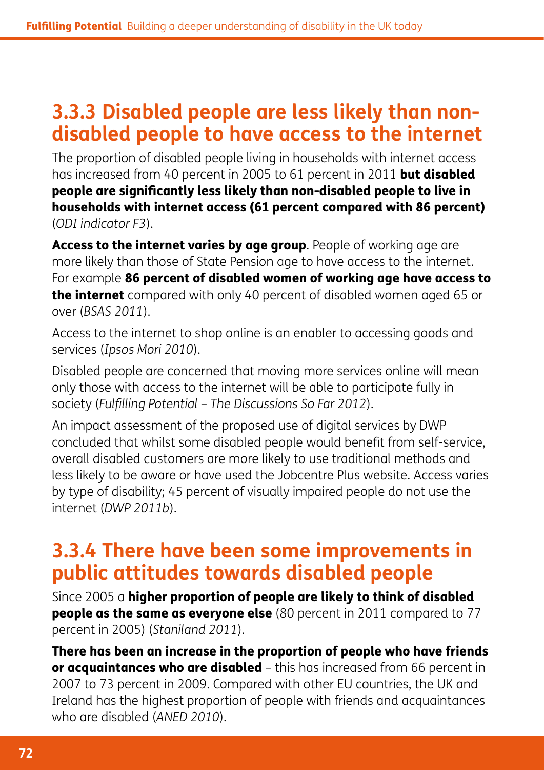## 3.3.3 Disabled people are less likely than non-disabled people to have access to the internet

The proportion of disabled people living in households with internet access has increased from 40 percent in 2005 to 61 percent in 2011 **but disabled people are significantly less likely than non-disabled people to live in households with internet access (61 percent compared with 86 percent)** (*ODI indicator F3*).

**Access to the internet varies by age group**. People of working age are more likely than those of State Pension age to have access to the internet. For example **86 percent of disabled women of working age have access to the internet** compared with only 40 percent of disabled women aged 65 or over (*BSAS 2011*).

Access to the internet to shop online is an enabler to accessing goods and services (*Ipsos Mori 2010*).

Disabled people are concerned that moving more services online will mean only those with access to the internet will be able to participate fully in society (*Fulfilling Potential – The Discussions So Far 2012*).

An impact assessment of the proposed use of digital services by DWP concluded that whilst some disabled people would benefit from self-service, overall disabled customers are more likely to use traditional methods and less likely to be aware or have used the Jobcentre Plus website. Access varies by type of disability; 45 percent of visually impaired people do not use the internet (*DWP 2011b*).

## 3.3.4 There have been some improvements in public attitudes towards disabled people

Since 2005 a **higher proportion of people are likely to think of disabled people as the same as everyone else** (80 percent in 2011 compared to 77 percent in 2005) (*Staniland 2011*).

**There has been an increase in the proportion of people who have friends or acquaintances who are disabled** – this has increased from 66 percent in 2007 to 73 percent in 2009. Compared with other EU countries, the UK and Ireland has the highest proportion of people with friends and acquaintances who are disabled (*ANED 2010*).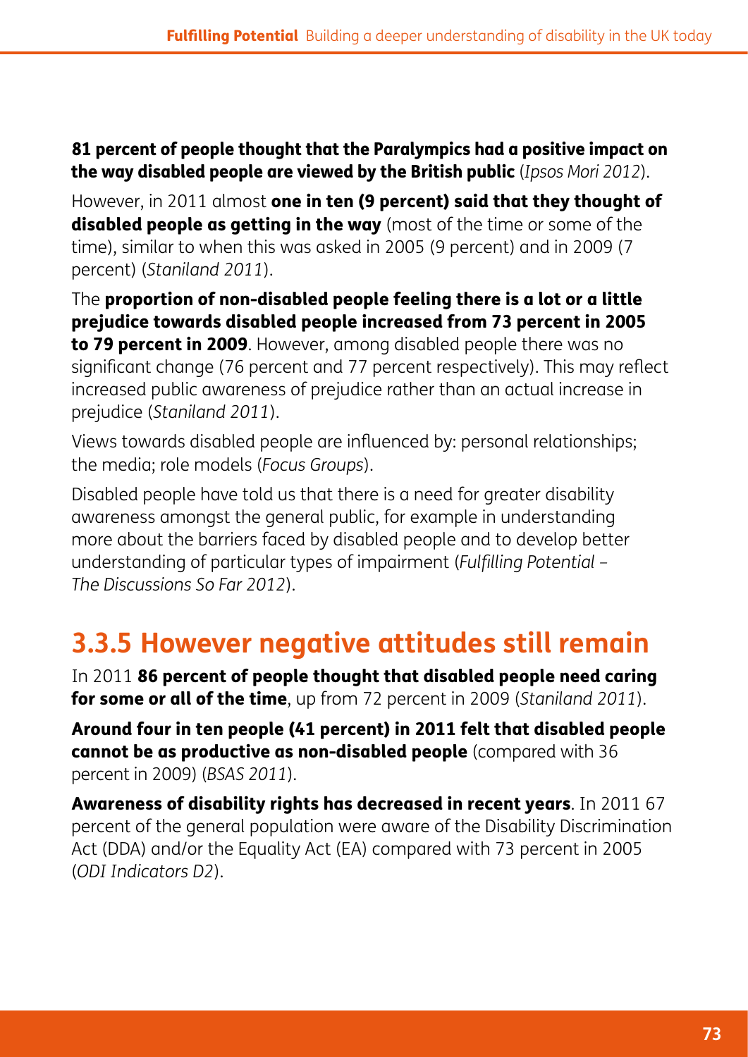**81 percent of people thought that the Paralympics had a positive impact on the way disabled people are viewed by the British public** (*Ipsos Mori 2012*).

However, in 2011 almost **one in ten (9 percent) said that they thought of disabled people as getting in the way** (most of the time or some of the time), similar to when this was asked in 2005 (9 percent) and in 2009 (7 percent) (*Staniland 2011*).

The **proportion of non-disabled people feeling there is a lot or a little prejudice towards disabled people increased from 73 percent in 2005 to 79 percent in 2009**. However, among disabled people there was no significant change (76 percent and 77 percent respectively). This may reflect increased public awareness of prejudice rather than an actual increase in prejudice (*Staniland 2011*).

Views towards disabled people are influenced by: personal relationships; the media; role models (*Focus Groups*).

Disabled people have told us that there is a need for greater disability awareness amongst the general public, for example in understanding more about the barriers faced by disabled people and to develop better understanding of particular types of impairment (*Fulfilling Potential – The Discussions So Far 2012*).

## 3.3.5 However negative attitudes still remain

In 2011 **86 percent of people thought that disabled people need caring for some or all of the time**, up from 72 percent in 2009 (*Staniland 2011*).

**Around four in ten people (41 percent) in 2011 felt that disabled people cannot be as productive as non-disabled people** (compared with 36 percent in 2009) (*BSAS 2011*).

**Awareness of disability rights has decreased in recent years**. In 2011 67 percent of the general population were aware of the Disability Discrimination Act (DDA) and/or the Equality Act (EA) compared with 73 percent in 2005 (*ODI Indicators D2*).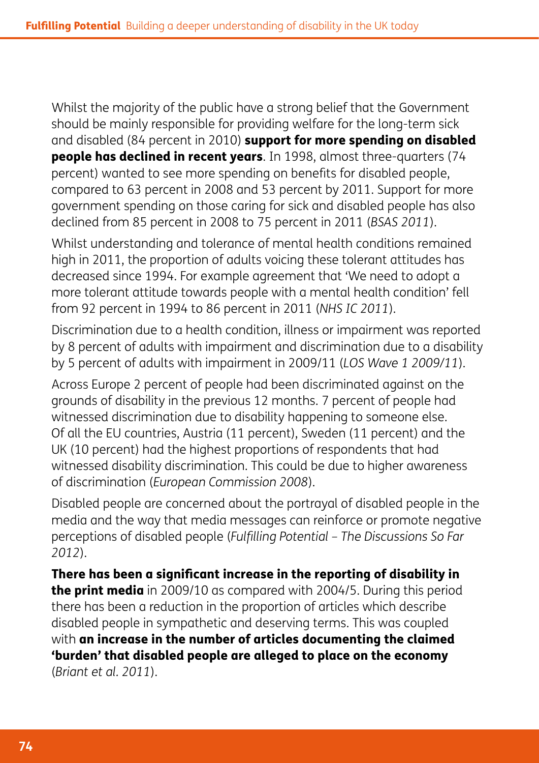Whilst the majority of the public have a strong belief that the Government should be mainly responsible for providing welfare for the long-term sick and disabled (84 percent in 2010) **support for more spending on disabled people has declined in recent years**. In 1998, almost three-quarters (74 percent) wanted to see more spending on benefits for disabled people, compared to 63 percent in 2008 and 53 percent by 2011. Support for more government spending on those caring for sick and disabled people has also declined from 85 percent in 2008 to 75 percent in 2011 (*BSAS 2011*).

Whilst understanding and tolerance of mental health conditions remained high in 2011, the proportion of adults voicing these tolerant attitudes has decreased since 1994. For example agreement that 'We need to adopt a more tolerant attitude towards people with a mental health condition' fell from 92 percent in 1994 to 86 percent in 2011 (*NHS IC 2011*).

Discrimination due to a health condition, illness or impairment was reported by 8 percent of adults with impairment and discrimination due to a disability by 5 percent of adults with impairment in 2009/11 (*LOS Wave 1 2009/11*).

Across Europe 2 percent of people had been discriminated against on the grounds of disability in the previous 12 months. 7 percent of people had witnessed discrimination due to disability happening to someone else. Of all the EU countries, Austria (11 percent), Sweden (11 percent) and the UK (10 percent) had the highest proportions of respondents that had witnessed disability discrimination. This could be due to higher awareness of discrimination (*European Commission 2008*).

Disabled people are concerned about the portrayal of disabled people in the media and the way that media messages can reinforce or promote negative perceptions of disabled people (*Fulfilling Potential – The Discussions So Far 2012*).

**There has been a significant increase in the reporting of disability in the print media** in 2009/10 as compared with 2004/5. During this period there has been a reduction in the proportion of articles which describe disabled people in sympathetic and deserving terms. This was coupled with **an increase in the number of articles documenting the claimed 'burden' that disabled people are alleged to place on the economy** (*Briant et al. 2011*).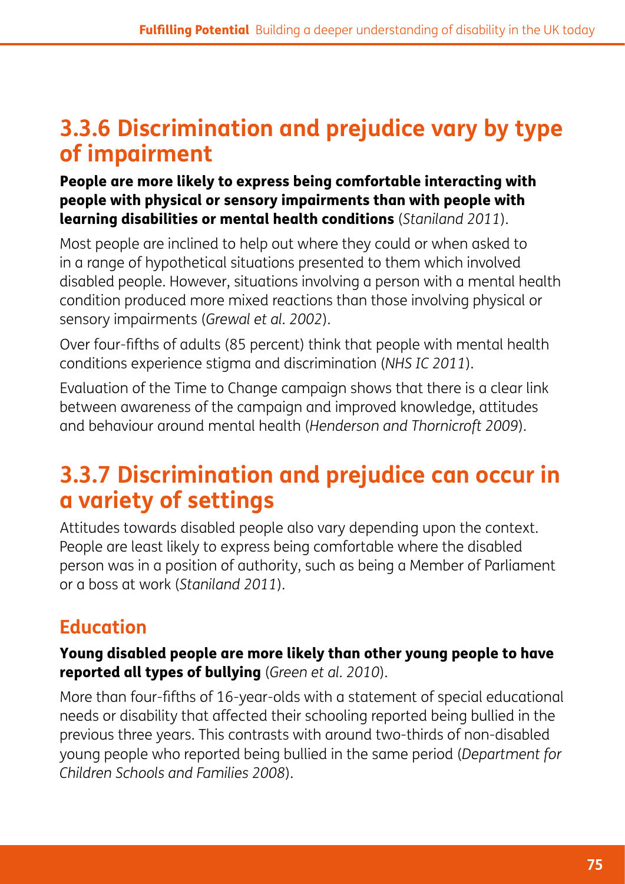## 3.3.6 Discrimination and prejudice vary by type of impairment

**People are more likely to express being comfortable interacting with people with physical or sensory impairments than with people with learning disabilities or mental health conditions** (*Staniland 2011*).

Most people are inclined to help out where they could or when asked to in a range of hypothetical situations presented to them which involved disabled people. However, situations involving a person with a mental health condition produced more mixed reactions than those involving physical or sensory impairments (*Grewal et al. 2002*).

Over four-fifths of adults (85 percent) think that people with mental health conditions experience stigma and discrimination (*NHS IC 2011*).

Evaluation of the Time to Change campaign shows that there is a clear link between awareness of the campaign and improved knowledge, attitudes and behaviour around mental health (*Henderson and Thornicroft 2009*).

## 3.3.7 Discrimination and prejudice can occur in a variety of settings

Attitudes towards disabled people also vary depending upon the context. People are least likely to express being comfortable where the disabled person was in a position of authority, such as being a Member of Parliament or a boss at work (*Staniland 2011*).

### Education

**Young disabled people are more likely than other young people to have reported all types of bullying** (*Green et al. 2010*).

More than four-fifths of 16-year-olds with a statement of special educational needs or disability that affected their schooling reported being bullied in the previous three years. This contrasts with around two-thirds of non-disabled young people who reported being bullied in the same period (*Department for Children Schools and Families 2008*).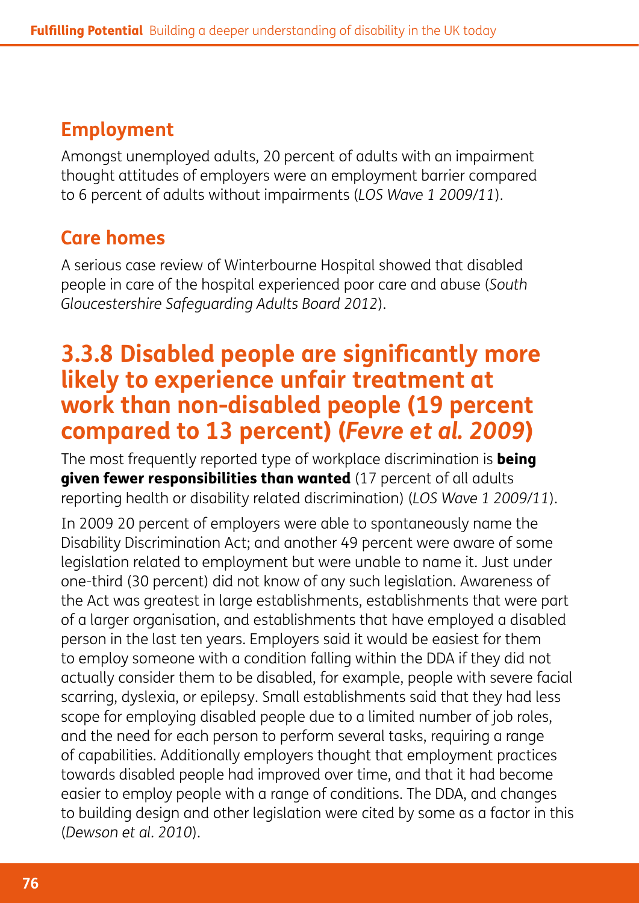### Employment

Amongst unemployed adults, 20 percent of adults with an impairment thought attitudes of employers were an employment barrier compared to 6 percent of adults without impairments (*LOS Wave 1 2009/11*).

### Care homes

A serious case review of Winterbourne Hospital showed that disabled people in care of the hospital experienced poor care and abuse (*South Gloucestershire Safeguarding Adults Board 2012*).

## 3.3.8 Disabled people are significantly more likely to experience unfair treatment at work than non-disabled people (19 percent compared to 13 percent) (*Fevre et al. 2009*)

The most frequently reported type of workplace discrimination is **being given fewer responsibilities than wanted** (17 percent of all adults reporting health or disability related discrimination) (*LOS Wave 1 2009/11*).

In 2009 20 percent of employers were able to spontaneously name the Disability Discrimination Act; and another 49 percent were aware of some legislation related to employment but were unable to name it. Just under one-third (30 percent) did not know of any such legislation. Awareness of the Act was greatest in large establishments, establishments that were part of a larger organisation, and establishments that have employed a disabled person in the last ten years. Employers said it would be easiest for them to employ someone with a condition falling within the DDA if they did not actually consider them to be disabled, for example, people with severe facial scarring, dyslexia, or epilepsy. Small establishments said that they had less scope for employing disabled people due to a limited number of job roles, and the need for each person to perform several tasks, requiring a range of capabilities. Additionally employers thought that employment practices towards disabled people had improved over time, and that it had become easier to employ people with a range of conditions. The DDA, and changes to building design and other legislation were cited by some as a factor in this (*Dewson et al. 2010*).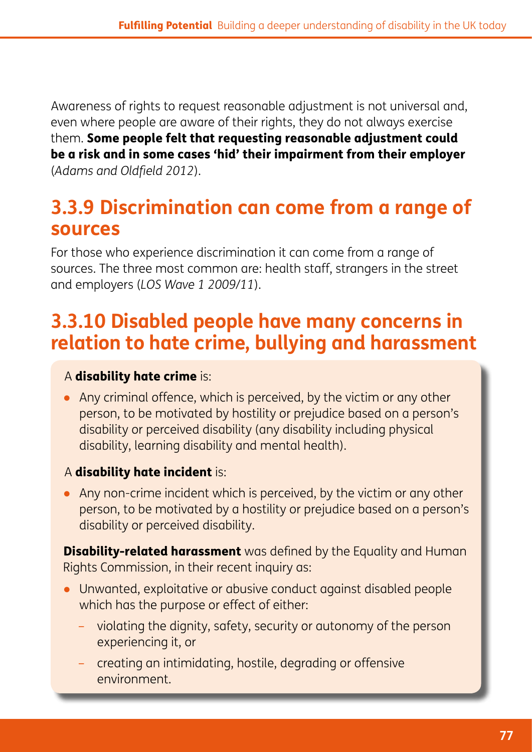Awareness of rights to request reasonable adjustment is not universal and, even where people are aware of their rights, they do not always exercise them. **Some people felt that requesting reasonable adjustment could be a risk and in some cases 'hid' their impairment from their employer** (*Adams and Oldfield 2012*).

## 3.3.9 Discrimination can come from a range of sources

For those who experience discrimination it can come from a range of sources. The three most common are: health staff, strangers in the street and employers (*LOS Wave 1 2009/11*).

## 3.3.10 Disabled people have many concerns in relation to hate crime, bullying and harassment

A **disability hate crime** is:

- Any criminal offence, which is perceived, by the victim or any other person, to be motivated by hostility or prejudice based on a person's disability or perceived disability (any disability including physical disability, learning disability and mental health).

A **disability hate incident** is:

- Any non-crime incident which is perceived, by the victim or any other person, to be motivated by a hostility or prejudice based on a person's disability or perceived disability.

**Disability-related harassment** was defined by the Equality and Human Rights Commission, in their recent inquiry as:

- Unwanted, exploitative or abusive conduct against disabled people which has the purpose or effect of either:
  - violating the dignity, safety, security or autonomy of the person experiencing it, or
  - creating an intimidating, hostile, degrading or offensive environment.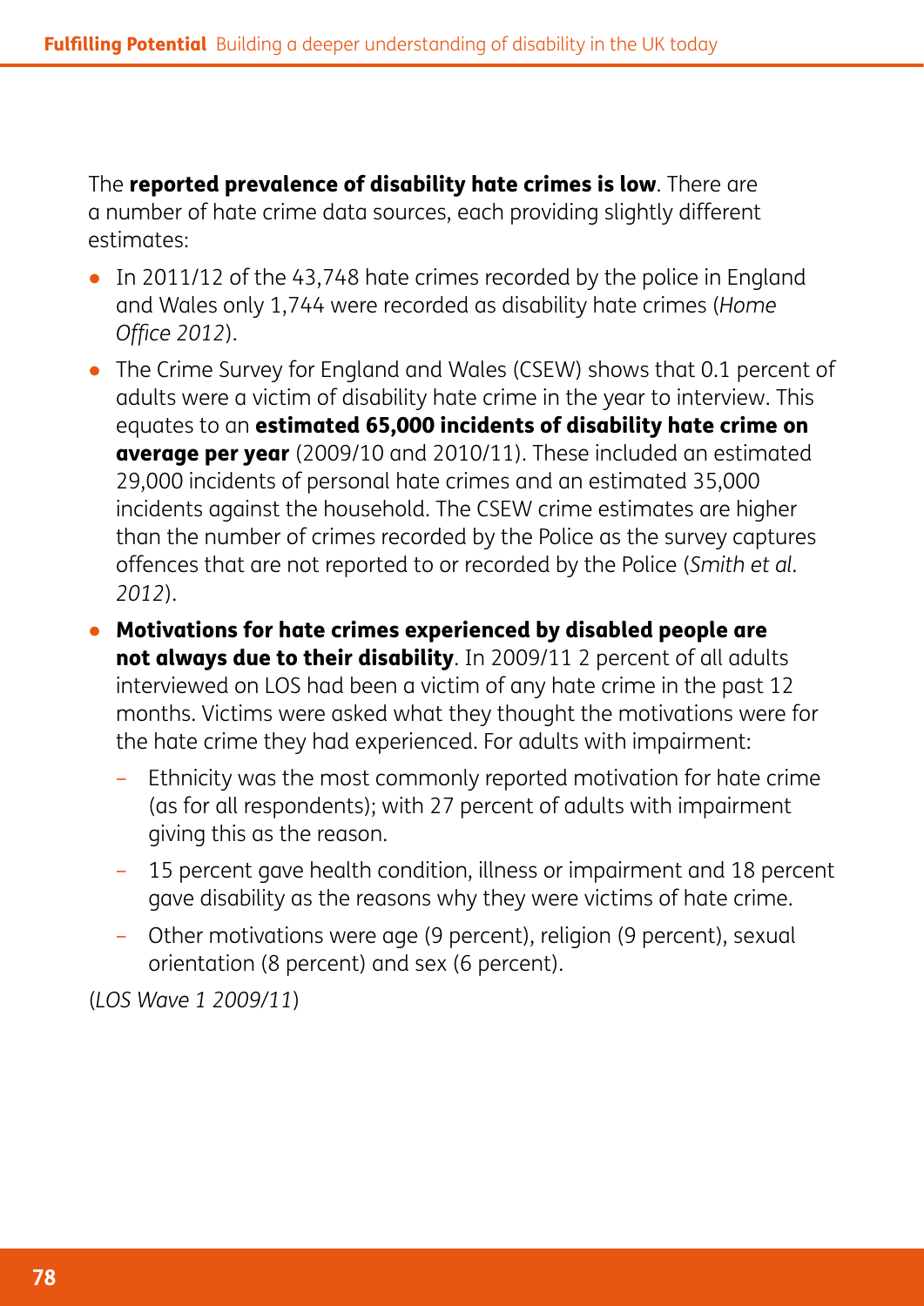The **reported prevalence of disability hate crimes is low**. There are a number of hate crime data sources, each providing slightly different estimates:

- In 2011/12 of the 43,748 hate crimes recorded by the police in England and Wales only 1,744 were recorded as disability hate crimes (*Home Office 2012*).
- The Crime Survey for England and Wales (CSEW) shows that 0.1 percent of adults were a victim of disability hate crime in the year to interview. This equates to an **estimated 65,000 incidents of disability hate crime on average per year** (2009/10 and 2010/11). These included an estimated 29,000 incidents of personal hate crimes and an estimated 35,000 incidents against the household. The CSEW crime estimates are higher than the number of crimes recorded by the Police as the survey captures offences that are not reported to or recorded by the Police (*Smith et al. 2012*).
- **Motivations for hate crimes experienced by disabled people are not always due to their disability**. In 2009/11 2 percent of all adults interviewed on LOS had been a victim of any hate crime in the past 12 months. Victims were asked what they thought the motivations were for the hate crime they had experienced. For adults with impairment:
  - Ethnicity was the most commonly reported motivation for hate crime (as for all respondents); with 27 percent of adults with impairment giving this as the reason.
  - 15 percent gave health condition, illness or impairment and 18 percent gave disability as the reasons why they were victims of hate crime.
  - Other motivations were age (9 percent), religion (9 percent), sexual orientation (8 percent) and sex (6 percent).

(*LOS Wave 1 2009/11*)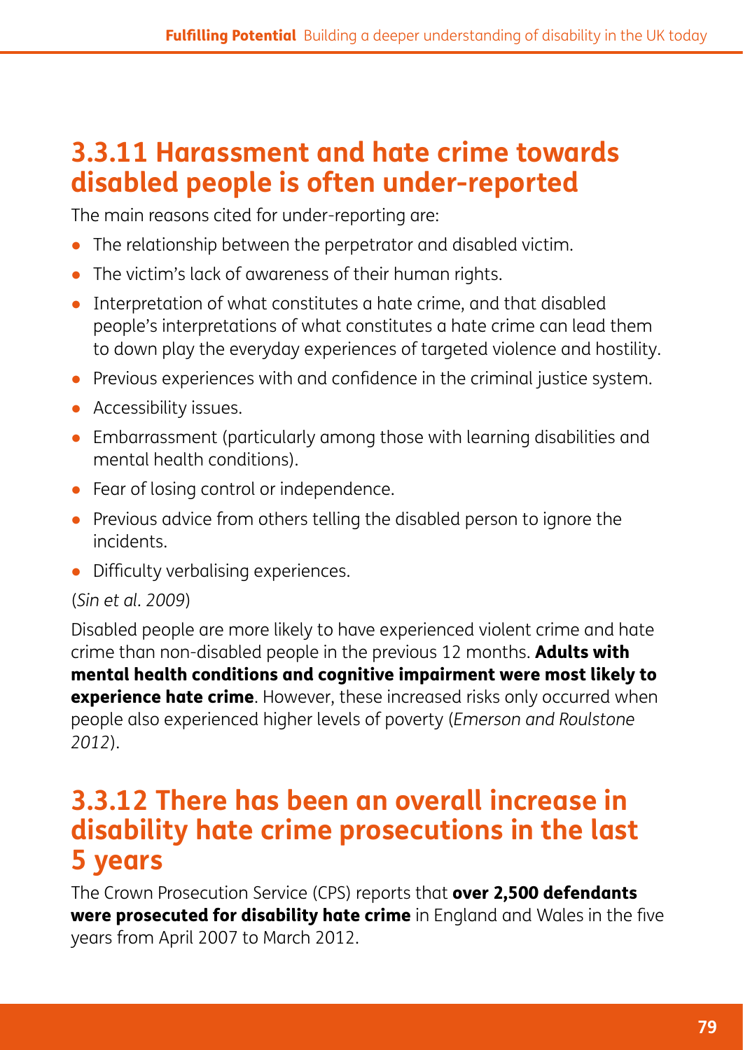## 3.3.11 Harassment and hate crime towards disabled people is often under-reported

The main reasons cited for under-reporting are:

- The relationship between the perpetrator and disabled victim.
- The victim's lack of awareness of their human rights.
- Interpretation of what constitutes a hate crime, and that disabled people's interpretations of what constitutes a hate crime can lead them to down play the everyday experiences of targeted violence and hostility.
- Previous experiences with and confidence in the criminal justice system.
- Accessibility issues.
- Embarrassment (particularly among those with learning disabilities and mental health conditions).
- Fear of losing control or independence.
- Previous advice from others telling the disabled person to ignore the incidents.
- Difficulty verbalising experiences.

(*Sin et al. 2009*)

Disabled people are more likely to have experienced violent crime and hate crime than non-disabled people in the previous 12 months. **Adults with mental health conditions and cognitive impairment were most likely to experience hate crime**. However, these increased risks only occurred when people also experienced higher levels of poverty (*Emerson and Roulstone 2012*).

## 3.3.12 There has been an overall increase in disability hate crime prosecutions in the last 5 years

The Crown Prosecution Service (CPS) reports that **over 2,500 defendants were prosecuted for disability hate crime** in England and Wales in the five years from April 2007 to March 2012.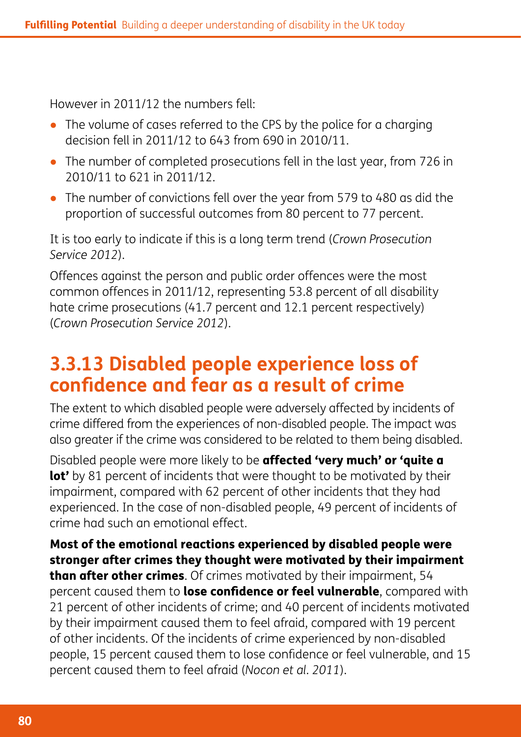However in 2011/12 the numbers fell:

- The volume of cases referred to the CPS by the police for a charging decision fell in 2011/12 to 643 from 690 in 2010/11.
- The number of completed prosecutions fell in the last year, from 726 in 2010/11 to 621 in 2011/12.
- The number of convictions fell over the year from 579 to 480 as did the proportion of successful outcomes from 80 percent to 77 percent.

It is too early to indicate if this is a long term trend (*Crown Prosecution Service 2012*).

Offences against the person and public order offences were the most common offences in 2011/12, representing 53.8 percent of all disability hate crime prosecutions (41.7 percent and 12.1 percent respectively) (*Crown Prosecution Service 2012*).

## 3.3.13 Disabled people experience loss of confidence and fear as a result of crime

The extent to which disabled people were adversely affected by incidents of crime differed from the experiences of non-disabled people. The impact was also greater if the crime was considered to be related to them being disabled.

Disabled people were more likely to be **affected 'very much' or 'quite a lot'** by 81 percent of incidents that were thought to be motivated by their impairment, compared with 62 percent of other incidents that they had experienced. In the case of non-disabled people, 49 percent of incidents of crime had such an emotional effect.

**Most of the emotional reactions experienced by disabled people were stronger after crimes they thought were motivated by their impairment than after other crimes**. Of crimes motivated by their impairment, 54 percent caused them to **lose confidence or feel vulnerable**, compared with 21 percent of other incidents of crime; and 40 percent of incidents motivated by their impairment caused them to feel afraid, compared with 19 percent of other incidents. Of the incidents of crime experienced by non-disabled people, 15 percent caused them to lose confidence or feel vulnerable, and 15 percent caused them to feel afraid (*Nocon et al. 2011*).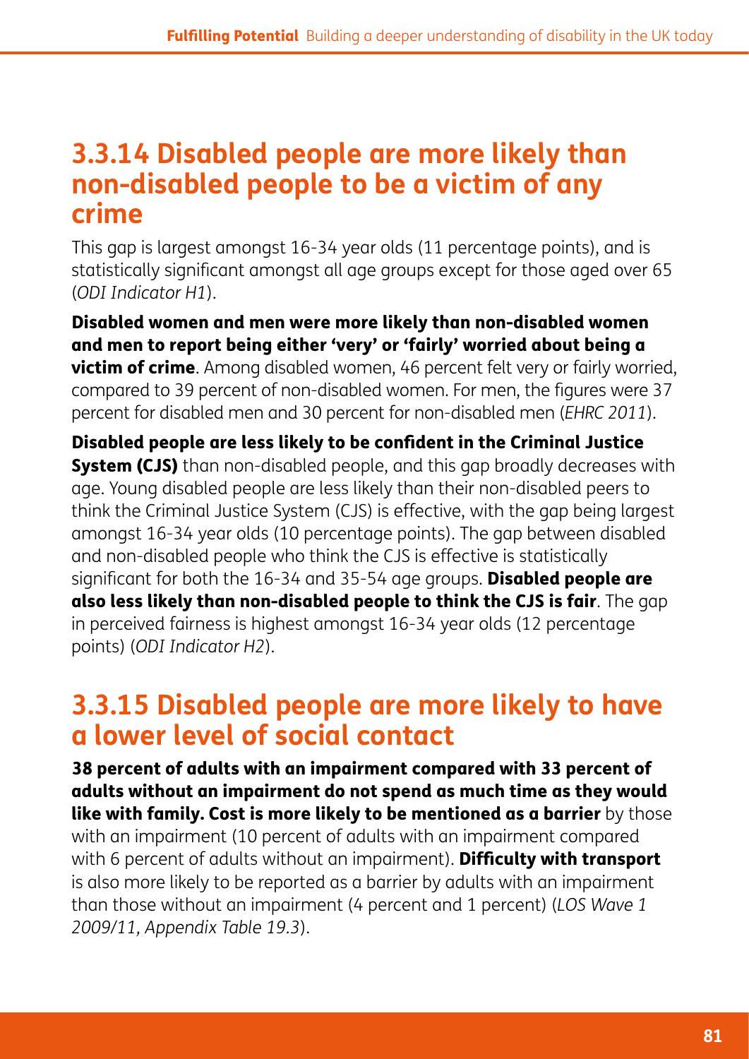## 3.3.14 Disabled people are more likely than non-disabled people to be a victim of any crime

This gap is largest amongst 16-34 year olds (11 percentage points), and is statistically significant amongst all age groups except for those aged over 65 (*ODI Indicator H1*).

**Disabled women and men were more likely than non-disabled women and men to report being either 'very' or 'fairly' worried about being a victim of crime**. Among disabled women, 46 percent felt very or fairly worried, compared to 39 percent of non-disabled women. For men, the figures were 37 percent for disabled men and 30 percent for non-disabled men (*EHRC 2011*).

**Disabled people are less likely to be confident in the Criminal Justice System (CJS)** than non-disabled people, and this gap broadly decreases with age. Young disabled people are less likely than their non-disabled peers to think the Criminal Justice System (CJS) is effective, with the gap being largest amongst 16-34 year olds (10 percentage points). The gap between disabled and non-disabled people who think the CJS is effective is statistically significant for both the 16-34 and 35-54 age groups. **Disabled people are also less likely than non-disabled people to think the CJS is fair**. The gap in perceived fairness is highest amongst 16-34 year olds (12 percentage points) (*ODI Indicator H2*).

## 3.3.15 Disabled people are more likely to have a lower level of social contact

**38 percent of adults with an impairment compared with 33 percent of adults without an impairment do not spend as much time as they would like with family. Cost is more likely to be mentioned as a barrier** by those with an impairment (10 percent of adults with an impairment compared with 6 percent of adults without an impairment). **Difficulty with transport** is also more likely to be reported as a barrier by adults with an impairment than those without an impairment (4 percent and 1 percent) (*LOS Wave 1 2009/11, Appendix Table 19.3*).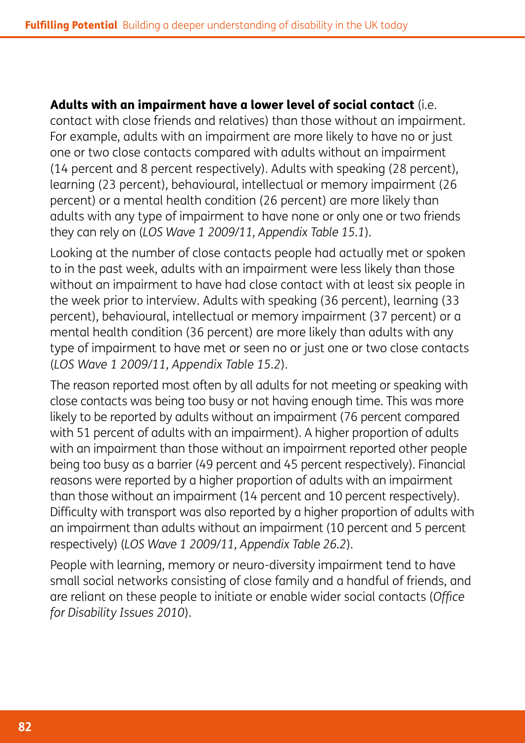**Adults with an impairment have a lower level of social contact** (i.e. contact with close friends and relatives) than those without an impairment. For example, adults with an impairment are more likely to have no or just one or two close contacts compared with adults without an impairment (14 percent and 8 percent respectively). Adults with speaking (28 percent), learning (23 percent), behavioural, intellectual or memory impairment (26 percent) or a mental health condition (26 percent) are more likely than adults with any type of impairment to have none or only one or two friends they can rely on (*LOS Wave 1 2009/11, Appendix Table 15.1*).

Looking at the number of close contacts people had actually met or spoken to in the past week, adults with an impairment were less likely than those without an impairment to have had close contact with at least six people in the week prior to interview. Adults with speaking (36 percent), learning (33 percent), behavioural, intellectual or memory impairment (37 percent) or a mental health condition (36 percent) are more likely than adults with any type of impairment to have met or seen no or just one or two close contacts (*LOS Wave 1 2009/11, Appendix Table 15.2*).

The reason reported most often by all adults for not meeting or speaking with close contacts was being too busy or not having enough time. This was more likely to be reported by adults without an impairment (76 percent compared with 51 percent of adults with an impairment). A higher proportion of adults with an impairment than those without an impairment reported other people being too busy as a barrier (49 percent and 45 percent respectively). Financial reasons were reported by a higher proportion of adults with an impairment than those without an impairment (14 percent and 10 percent respectively). Difficulty with transport was also reported by a higher proportion of adults with an impairment than adults without an impairment (10 percent and 5 percent respectively) (*LOS Wave 1 2009/11, Appendix Table 26.2*).

People with learning, memory or neuro-diversity impairment tend to have small social networks consisting of close family and a handful of friends, and are reliant on these people to initiate or enable wider social contacts (*Office for Disability Issues 2010*).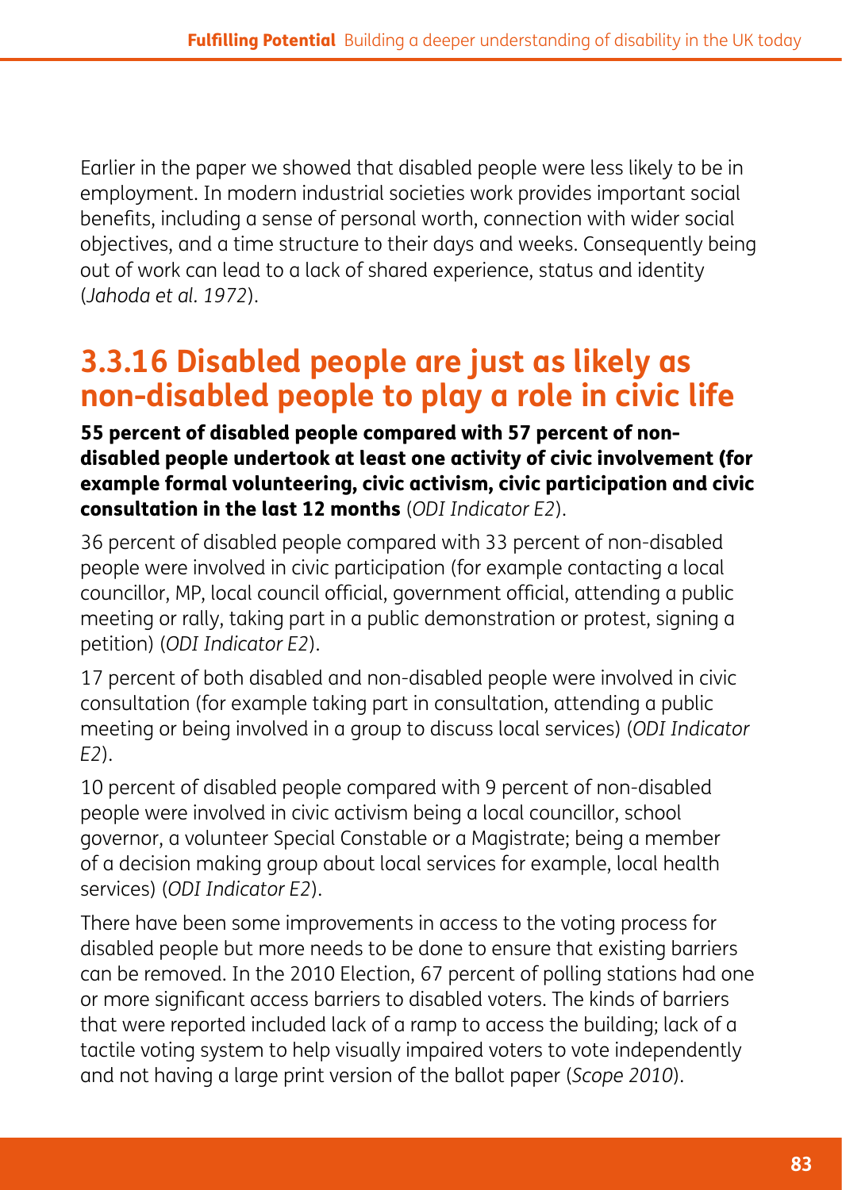Earlier in the paper we showed that disabled people were less likely to be in employment. In modern industrial societies work provides important social benefits, including a sense of personal worth, connection with wider social objectives, and a time structure to their days and weeks. Consequently being out of work can lead to a lack of shared experience, status and identity (*Jahoda et al. 1972*).

## 3.3.16 Disabled people are just as likely as non-disabled people to play a role in civic life

**55 percent of disabled people compared with 57 percent of non-disabled people undertook at least one activity of civic involvement (for example formal volunteering, civic activism, civic participation and civic consultation in the last 12 months** (*ODI Indicator E2*).

36 percent of disabled people compared with 33 percent of non-disabled people were involved in civic participation (for example contacting a local councillor, MP, local council official, government official, attending a public meeting or rally, taking part in a public demonstration or protest, signing a petition) (*ODI Indicator E2*).

17 percent of both disabled and non-disabled people were involved in civic consultation (for example taking part in consultation, attending a public meeting or being involved in a group to discuss local services) (*ODI Indicator E2*).

10 percent of disabled people compared with 9 percent of non-disabled people were involved in civic activism being a local councillor, school governor, a volunteer Special Constable or a Magistrate; being a member of a decision making group about local services for example, local health services) (*ODI Indicator E2*).

There have been some improvements in access to the voting process for disabled people but more needs to be done to ensure that existing barriers can be removed. In the 2010 Election, 67 percent of polling stations had one or more significant access barriers to disabled voters. The kinds of barriers that were reported included lack of a ramp to access the building; lack of a tactile voting system to help visually impaired voters to vote independently and not having a large print version of the ballot paper (*Scope 2010*).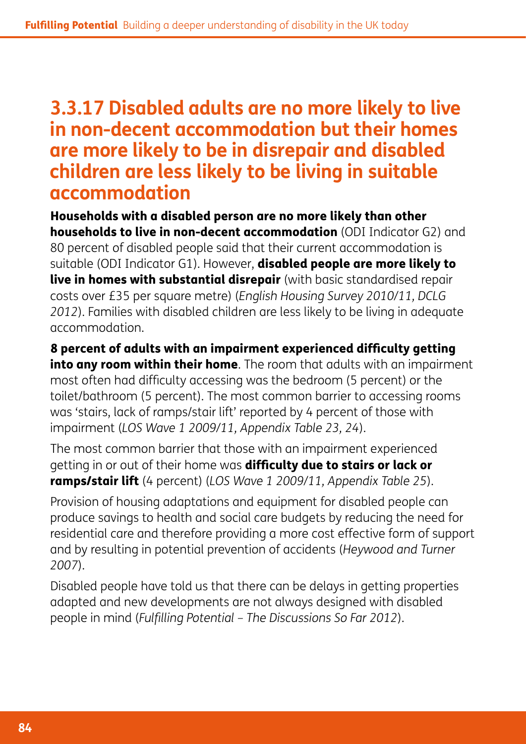### 3.3.17 Disabled adults are no more likely to live in non-decent accommodation but their homes are more likely to be in disrepair and disabled children are less likely to be living in suitable accommodation

**Households with a disabled person are no more likely than other households to live in non-decent accommodation** (ODI Indicator G2) and 80 percent of disabled people said that their current accommodation is suitable (ODI Indicator G1). However, **disabled people are more likely to live in homes with substantial disrepair** (with basic standardised repair costs over £35 per square metre) (*English Housing Survey 2010/11, DCLG 2012*). Families with disabled children are less likely to be living in adequate accommodation.

**8 percent of adults with an impairment experienced difficulty getting into any room within their home**. The room that adults with an impairment most often had difficulty accessing was the bedroom (5 percent) or the toilet/bathroom (5 percent). The most common barrier to accessing rooms was 'stairs, lack of ramps/stair lift' reported by 4 percent of those with impairment (*LOS Wave 1 2009/11, Appendix Table 23, 24*).

The most common barrier that those with an impairment experienced getting in or out of their home was **difficulty due to stairs or lack or ramps/stair lift** (4 percent) (*LOS Wave 1 2009/11, Appendix Table 25*).

Provision of housing adaptations and equipment for disabled people can produce savings to health and social care budgets by reducing the need for residential care and therefore providing a more cost effective form of support and by resulting in potential prevention of accidents (*Heywood and Turner 2007*).

Disabled people have told us that there can be delays in getting properties adapted and new developments are not always designed with disabled people in mind (*Fulfilling Potential – The Discussions So Far 2012*).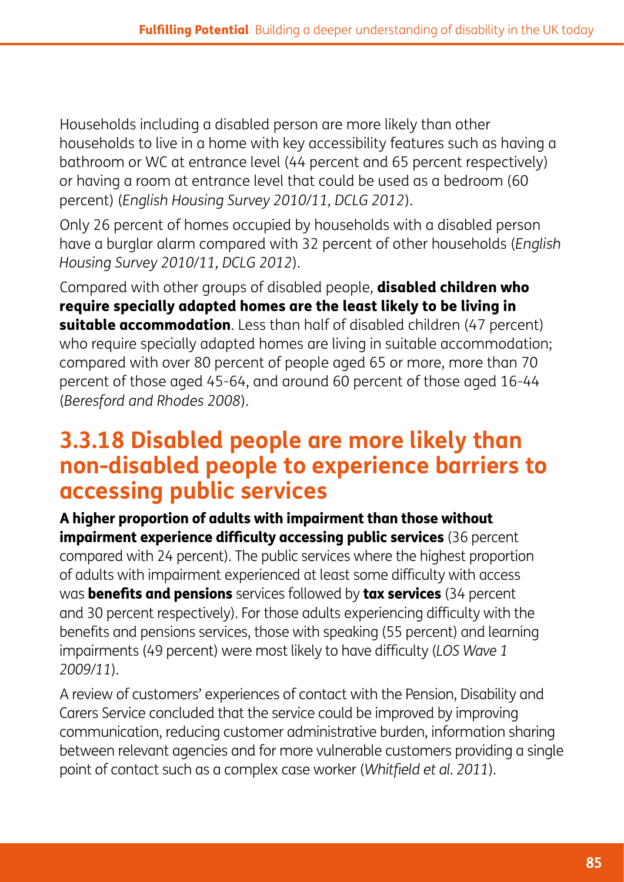Households including a disabled person are more likely than other households to live in a home with key accessibility features such as having a bathroom or WC at entrance level (44 percent and 65 percent respectively) or having a room at entrance level that could be used as a bedroom (60 percent) (*English Housing Survey 2010/11, DCLG 2012*).

Only 26 percent of homes occupied by households with a disabled person have a burglar alarm compared with 32 percent of other households (*English Housing Survey 2010/11, DCLG 2012*).

Compared with other groups of disabled people, **disabled children who require specially adapted homes are the least likely to be living in suitable accommodation**. Less than half of disabled children (47 percent) who require specially adapted homes are living in suitable accommodation; compared with over 80 percent of people aged 65 or more, more than 70 percent of those aged 45-64, and around 60 percent of those aged 16-44 (*Beresford and Rhodes 2008*).

## 3.3.18 Disabled people are more likely than non-disabled people to experience barriers to accessing public services

**A higher proportion of adults with impairment than those without impairment experience difficulty accessing public services** (36 percent compared with 24 percent). The public services where the highest proportion of adults with impairment experienced at least some difficulty with access was **benefits and pensions** services followed by **tax services** (34 percent and 30 percent respectively). For those adults experiencing difficulty with the benefits and pensions services, those with speaking (55 percent) and learning impairments (49 percent) were most likely to have difficulty (*LOS Wave 1 2009/11*).

A review of customers' experiences of contact with the Pension, Disability and Carers Service concluded that the service could be improved by improving communication, reducing customer administrative burden, information sharing between relevant agencies and for more vulnerable customers providing a single point of contact such as a complex case worker (*Whitfield et al. 2011*).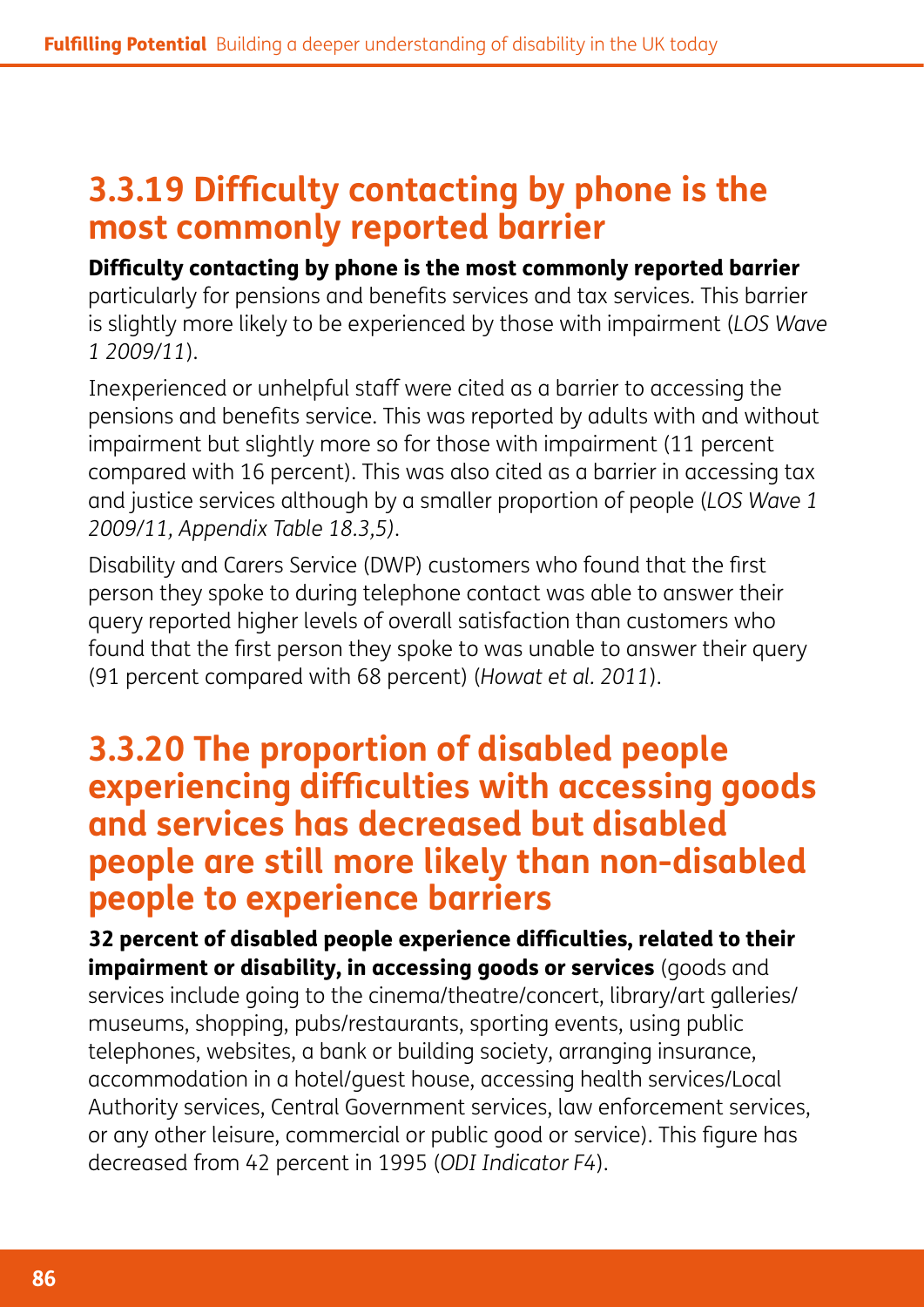## 3.3.19 Difficulty contacting by phone is the most commonly reported barrier

**Difficulty contacting by phone is the most commonly reported barrier** particularly for pensions and benefits services and tax services. This barrier is slightly more likely to be experienced by those with impairment (*LOS Wave 1 2009/11*).

Inexperienced or unhelpful staff were cited as a barrier to accessing the pensions and benefits service. This was reported by adults with and without impairment but slightly more so for those with impairment (11 percent compared with 16 percent). This was also cited as a barrier in accessing tax and justice services although by a smaller proportion of people (*LOS Wave 1 2009/11, Appendix Table 18.3,5)*.

Disability and Carers Service (DWP) customers who found that the first person they spoke to during telephone contact was able to answer their query reported higher levels of overall satisfaction than customers who found that the first person they spoke to was unable to answer their query (91 percent compared with 68 percent) (*Howat et al. 2011*).

## 3.3.20 The proportion of disabled people experiencing difficulties with accessing goods and services has decreased but disabled people are still more likely than non-disabled people to experience barriers

**32 percent of disabled people experience difficulties, related to their impairment or disability, in accessing goods or services** (goods and services include going to the cinema/theatre/concert, library/art galleries/museums, shopping, pubs/restaurants, sporting events, using public telephones, websites, a bank or building society, arranging insurance, accommodation in a hotel/guest house, accessing health services/Local Authority services, Central Government services, law enforcement services, or any other leisure, commercial or public good or service). This figure has decreased from 42 percent in 1995 (*ODI Indicator F4*).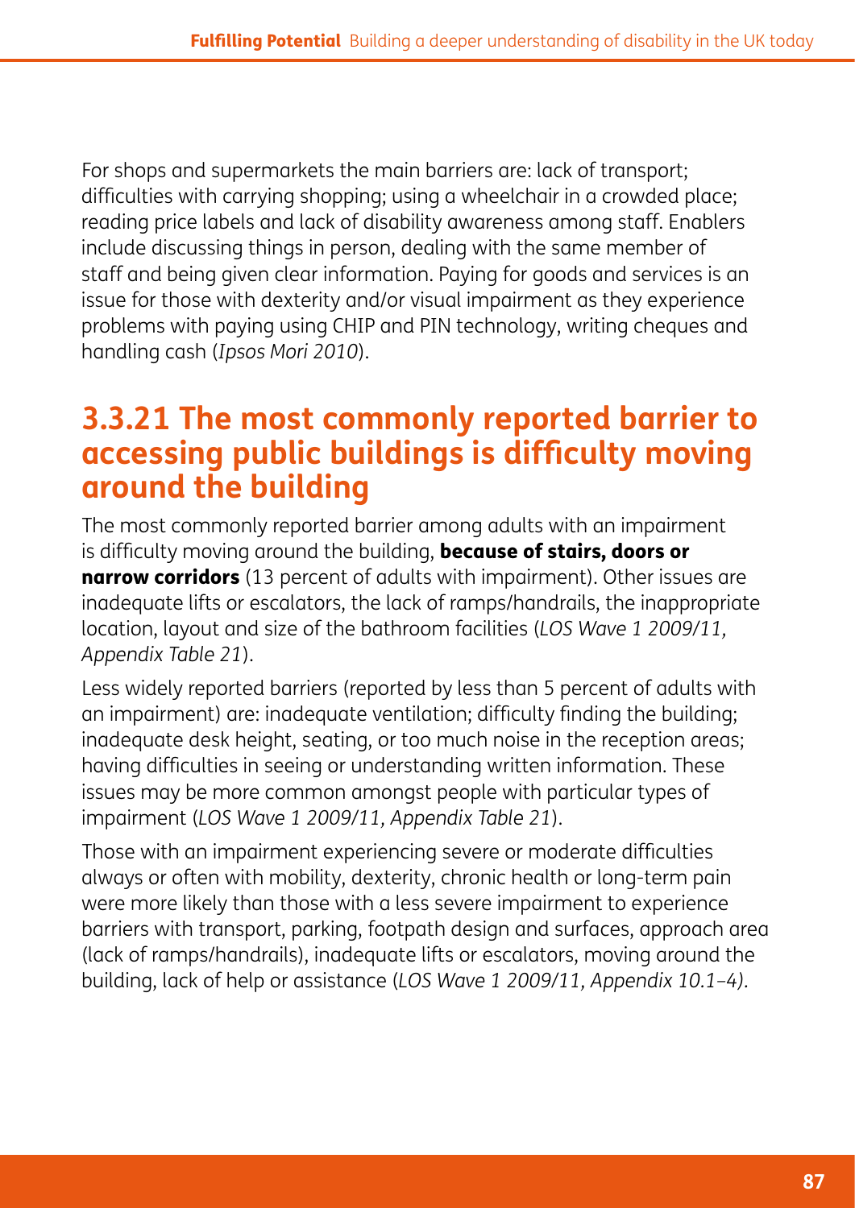For shops and supermarkets the main barriers are: lack of transport; difficulties with carrying shopping; using a wheelchair in a crowded place; reading price labels and lack of disability awareness among staff. Enablers include discussing things in person, dealing with the same member of staff and being given clear information. Paying for goods and services is an issue for those with dexterity and/or visual impairment as they experience problems with paying using CHIP and PIN technology, writing cheques and handling cash (*Ipsos Mori 2010*).

## 3.3.21 The most commonly reported barrier to accessing public buildings is difficulty moving around the building

The most commonly reported barrier among adults with an impairment is difficulty moving around the building, **because of stairs, doors or narrow corridors** (13 percent of adults with impairment). Other issues are inadequate lifts or escalators, the lack of ramps/handrails, the inappropriate location, layout and size of the bathroom facilities (*LOS Wave 1 2009/11, Appendix Table 21*).

Less widely reported barriers (reported by less than 5 percent of adults with an impairment) are: inadequate ventilation; difficulty finding the building; inadequate desk height, seating, or too much noise in the reception areas; having difficulties in seeing or understanding written information. These issues may be more common amongst people with particular types of impairment (*LOS Wave 1 2009/11, Appendix Table 21*).

Those with an impairment experiencing severe or moderate difficulties always or often with mobility, dexterity, chronic health or long-term pain were more likely than those with a less severe impairment to experience barriers with transport, parking, footpath design and surfaces, approach area (lack of ramps/handrails), inadequate lifts or escalators, moving around the building, lack of help or assistance (*LOS Wave 1 2009/11, Appendix 10.1–4).*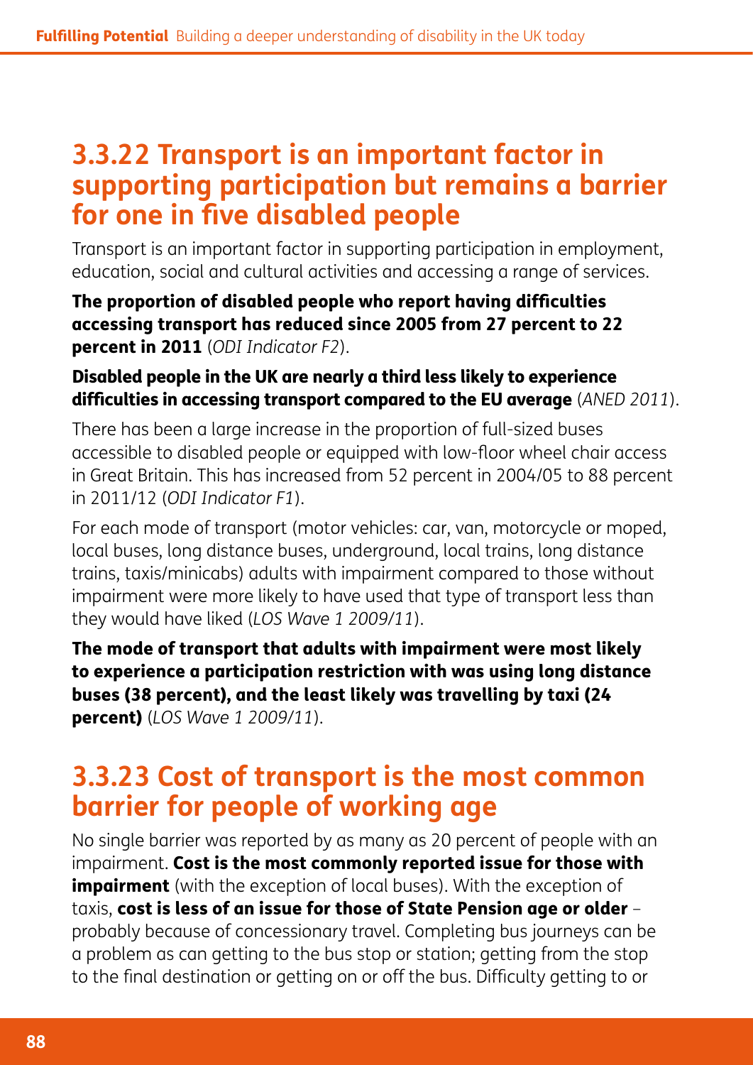## 3.3.22 Transport is an important factor in supporting participation but remains a barrier for one in five disabled people

Transport is an important factor in supporting participation in employment, education, social and cultural activities and accessing a range of services.

**The proportion of disabled people who report having difficulties accessing transport has reduced since 2005 from 27 percent to 22 percent in 2011** (*ODI Indicator F2*).

**Disabled people in the UK are nearly a third less likely to experience difficulties in accessing transport compared to the EU average** (*ANED 2011*).

There has been a large increase in the proportion of full-sized buses accessible to disabled people or equipped with low-floor wheel chair access in Great Britain. This has increased from 52 percent in 2004/05 to 88 percent in 2011/12 (*ODI Indicator F1*).

For each mode of transport (motor vehicles: car, van, motorcycle or moped, local buses, long distance buses, underground, local trains, long distance trains, taxis/minicabs) adults with impairment compared to those without impairment were more likely to have used that type of transport less than they would have liked (*LOS Wave 1 2009/11*).

**The mode of transport that adults with impairment were most likely to experience a participation restriction with was using long distance buses (38 percent), and the least likely was travelling by taxi (24 percent)** (*LOS Wave 1 2009/11*).

## 3.3.23 Cost of transport is the most common barrier for people of working age

No single barrier was reported by as many as 20 percent of people with an impairment. **Cost is the most commonly reported issue for those with impairment** (with the exception of local buses). With the exception of taxis, **cost is less of an issue for those of State Pension age or older** – probably because of concessionary travel. Completing bus journeys can be a problem as can getting to the bus stop or station; getting from the stop to the final destination or getting on or off the bus. Difficulty getting to or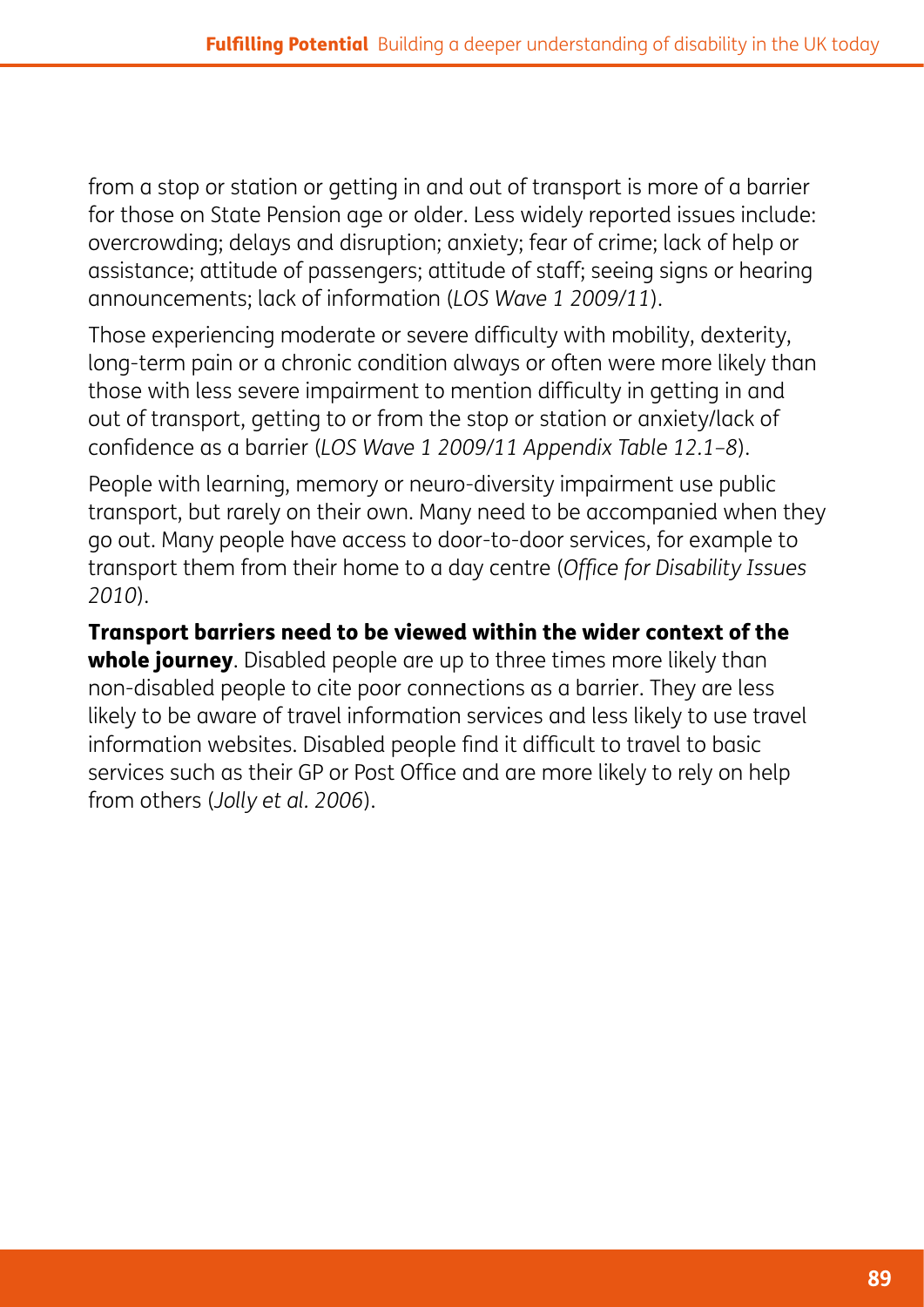from a stop or station or getting in and out of transport is more of a barrier for those on State Pension age or older. Less widely reported issues include: overcrowding; delays and disruption; anxiety; fear of crime; lack of help or assistance; attitude of passengers; attitude of staff; seeing signs or hearing announcements; lack of information (*LOS Wave 1 2009/11*).

Those experiencing moderate or severe difficulty with mobility, dexterity, long-term pain or a chronic condition always or often were more likely than those with less severe impairment to mention difficulty in getting in and out of transport, getting to or from the stop or station or anxiety/lack of confidence as a barrier (*LOS Wave 1 2009/11 Appendix Table 12.1–8*).

People with learning, memory or neuro-diversity impairment use public transport, but rarely on their own. Many need to be accompanied when they go out. Many people have access to door-to-door services, for example to transport them from their home to a day centre (*Office for Disability Issues 2010*).

**Transport barriers need to be viewed within the wider context of the whole journey**. Disabled people are up to three times more likely than non-disabled people to cite poor connections as a barrier. They are less likely to be aware of travel information services and less likely to use travel information websites. Disabled people find it difficult to travel to basic services such as their GP or Post Office and are more likely to rely on help from others (*Jolly et al. 2006*).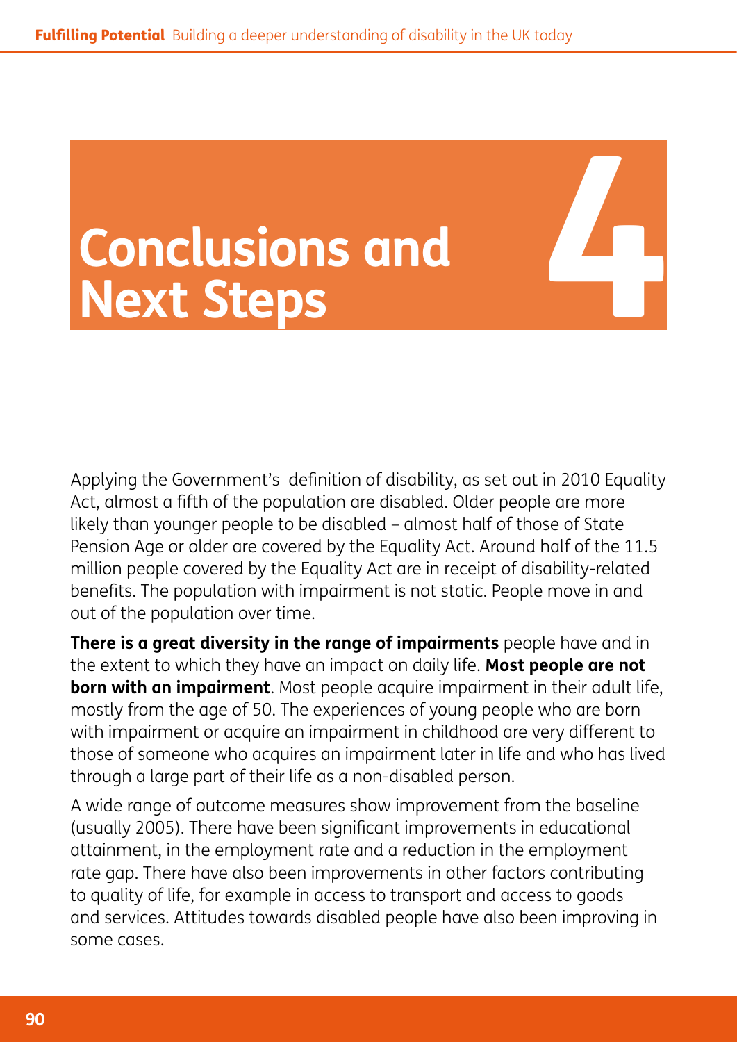# 4 Conclusions and Next Steps

Applying the Government's definition of disability, as set out in 2010 Equality Act, almost a fifth of the population are disabled. Older people are more likely than younger people to be disabled – almost half of those of State Pension Age or older are covered by the Equality Act. Around half of the 11.5 million people covered by the Equality Act are in receipt of disability-related benefits. The population with impairment is not static. People move in and out of the population over time.

**There is a great diversity in the range of impairments** people have and in the extent to which they have an impact on daily life. **Most people are not born with an impairment**. Most people acquire impairment in their adult life, mostly from the age of 50. The experiences of young people who are born with impairment or acquire an impairment in childhood are very different to those of someone who acquires an impairment later in life and who has lived through a large part of their life as a non-disabled person.

A wide range of outcome measures show improvement from the baseline (usually 2005). There have been significant improvements in educational attainment, in the employment rate and a reduction in the employment rate gap. There have also been improvements in other factors contributing to quality of life, for example in access to transport and access to goods and services. Attitudes towards disabled people have also been improving in some cases.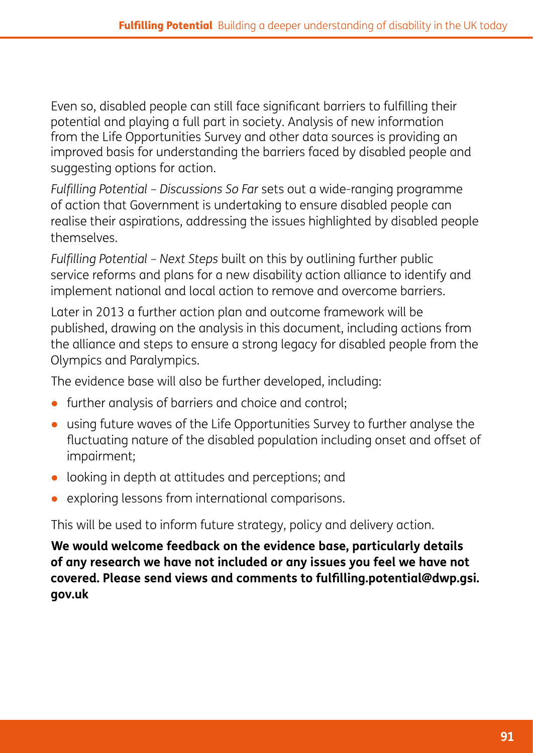Even so, disabled people can still face significant barriers to fulfilling their potential and playing a full part in society. Analysis of new information from the Life Opportunities Survey and other data sources is providing an improved basis for understanding the barriers faced by disabled people and suggesting options for action.

*Fulfilling Potential – Discussions So Far* sets out a wide-ranging programme of action that Government is undertaking to ensure disabled people can realise their aspirations, addressing the issues highlighted by disabled people themselves.

*Fulfilling Potential – Next Steps* built on this by outlining further public service reforms and plans for a new disability action alliance to identify and implement national and local action to remove and overcome barriers.

Later in 2013 a further action plan and outcome framework will be published, drawing on the analysis in this document, including actions from the alliance and steps to ensure a strong legacy for disabled people from the Olympics and Paralympics.

The evidence base will also be further developed, including:

- further analysis of barriers and choice and control;
- using future waves of the Life Opportunities Survey to further analyse the fluctuating nature of the disabled population including onset and offset of impairment;
- looking in depth at attitudes and perceptions; and
- exploring lessons from international comparisons.

This will be used to inform future strategy, policy and delivery action.

**We would welcome feedback on the evidence base, particularly details of any research we have not included or any issues you feel we have not covered. Please send views and comments to fulfilling.potential@dwp.gsi.gov.uk**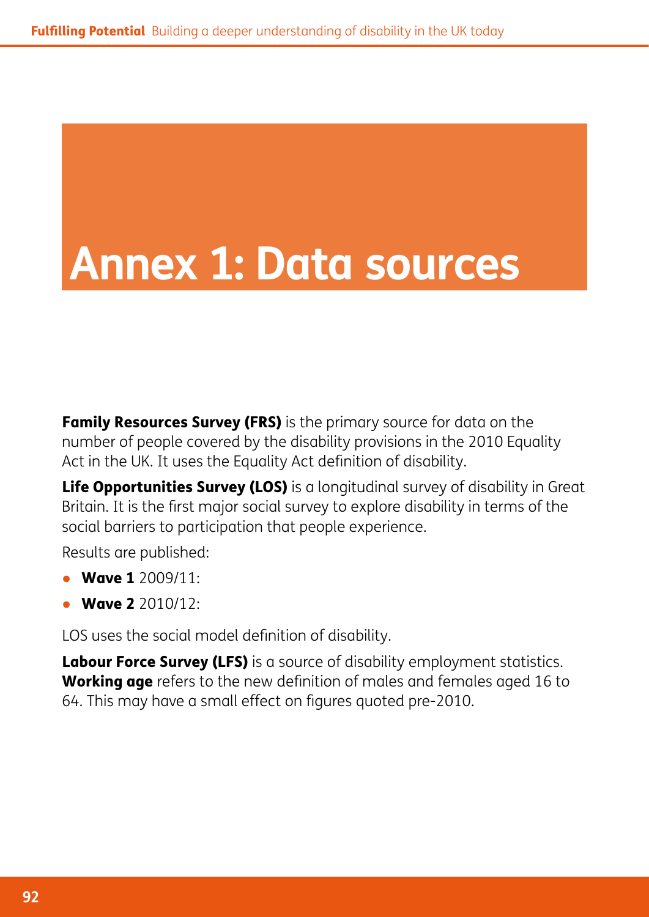# Annex 1: Data sources

**Family Resources Survey (FRS)** is the primary source for data on the number of people covered by the disability provisions in the 2010 Equality Act in the UK. It uses the Equality Act definition of disability.

**Life Opportunities Survey (LOS)** is a longitudinal survey of disability in Great Britain. It is the first major social survey to explore disability in terms of the social barriers to participation that people experience.

Results are published:

- **Wave 1** 2009/11:
- **Wave 2** 2010/12:

LOS uses the social model definition of disability.

**Labour Force Survey (LFS)** is a source of disability employment statistics. **Working age** refers to the new definition of males and females aged 16 to 64. This may have a small effect on figures quoted pre-2010.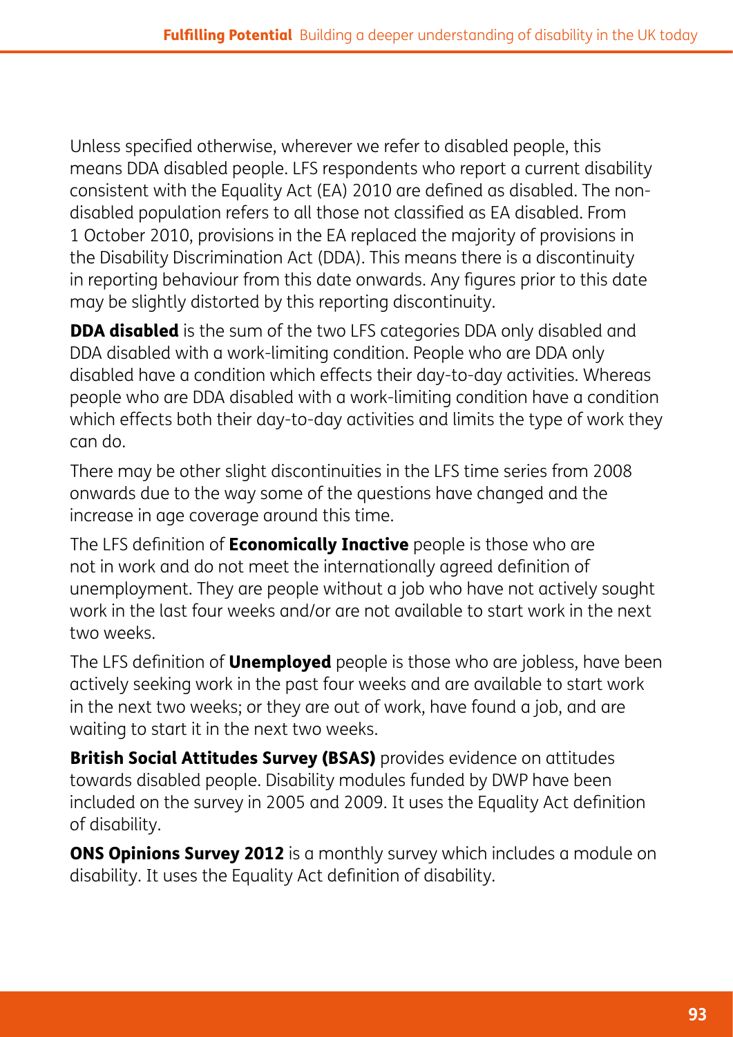Unless specified otherwise, wherever we refer to disabled people, this means DDA disabled people. LFS respondents who report a current disability consistent with the Equality Act (EA) 2010 are defined as disabled. The non-disabled population refers to all those not classified as EA disabled. From 1 October 2010, provisions in the EA replaced the majority of provisions in the Disability Discrimination Act (DDA). This means there is a discontinuity in reporting behaviour from this date onwards. Any figures prior to this date may be slightly distorted by this reporting discontinuity.

**DDA disabled** is the sum of the two LFS categories DDA only disabled and DDA disabled with a work-limiting condition. People who are DDA only disabled have a condition which effects their day-to-day activities. Whereas people who are DDA disabled with a work-limiting condition have a condition which effects both their day-to-day activities and limits the type of work they can do.

There may be other slight discontinuities in the LFS time series from 2008 onwards due to the way some of the questions have changed and the increase in age coverage around this time.

The LFS definition of **Economically Inactive** people is those who are not in work and do not meet the internationally agreed definition of unemployment. They are people without a job who have not actively sought work in the last four weeks and/or are not available to start work in the next two weeks.

The LFS definition of **Unemployed** people is those who are jobless, have been actively seeking work in the past four weeks and are available to start work in the next two weeks; or they are out of work, have found a job, and are waiting to start it in the next two weeks.

**British Social Attitudes Survey (BSAS)** provides evidence on attitudes towards disabled people. Disability modules funded by DWP have been included on the survey in 2005 and 2009. It uses the Equality Act definition of disability.

**ONS Opinions Survey 2012** is a monthly survey which includes a module on disability. It uses the Equality Act definition of disability.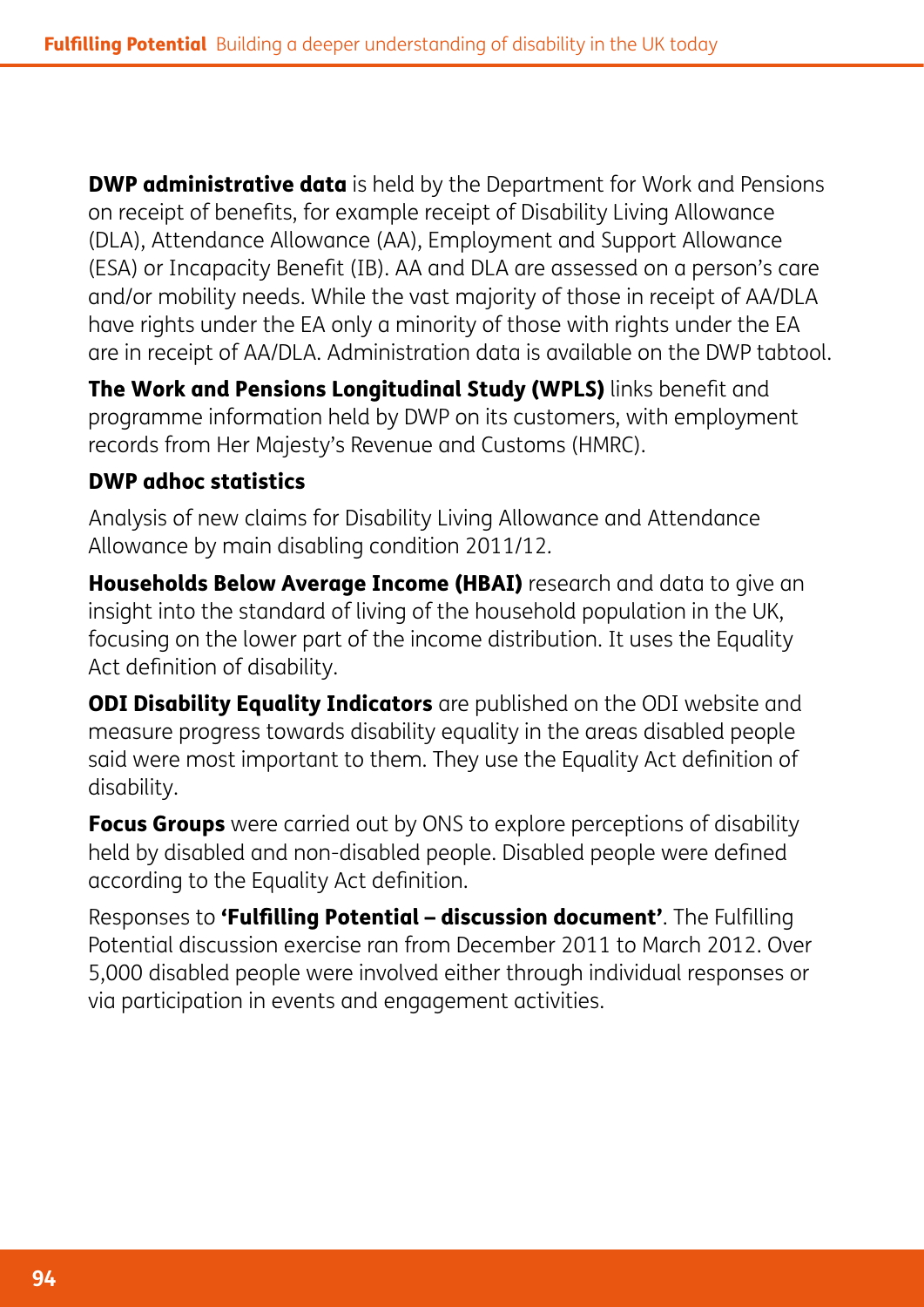**DWP administrative data** is held by the Department for Work and Pensions on receipt of benefits, for example receipt of Disability Living Allowance (DLA), Attendance Allowance (AA), Employment and Support Allowance (ESA) or Incapacity Benefit (IB). AA and DLA are assessed on a person's care and/or mobility needs. While the vast majority of those in receipt of AA/DLA have rights under the EA only a minority of those with rights under the EA are in receipt of AA/DLA. Administration data is available on the DWP tabtool.

**The Work and Pensions Longitudinal Study (WPLS)** links benefit and programme information held by DWP on its customers, with employment records from Her Majesty's Revenue and Customs (HMRC).

**DWP adhoc statistics**

Analysis of new claims for Disability Living Allowance and Attendance Allowance by main disabling condition 2011/12.

**Households Below Average Income (HBAI)** research and data to give an insight into the standard of living of the household population in the UK, focusing on the lower part of the income distribution. It uses the Equality Act definition of disability.

**ODI Disability Equality Indicators** are published on the ODI website and measure progress towards disability equality in the areas disabled people said were most important to them. They use the Equality Act definition of disability.

**Focus Groups** were carried out by ONS to explore perceptions of disability held by disabled and non-disabled people. Disabled people were defined according to the Equality Act definition.

Responses to **'Fulfilling Potential – discussion document'**. The Fulfilling Potential discussion exercise ran from December 2011 to March 2012. Over 5,000 disabled people were involved either through individual responses or via participation in events and engagement activities.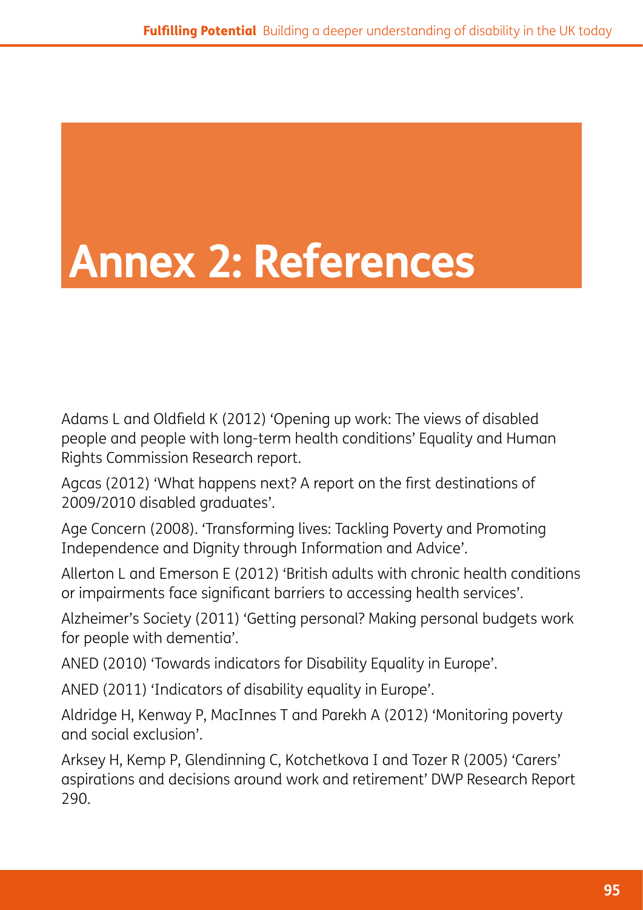# Annex 2: References

Adams L and Oldfield K (2012) 'Opening up work: The views of disabled people and people with long-term health conditions' Equality and Human Rights Commission Research report.

Agcas (2012) 'What happens next? A report on the first destinations of 2009/2010 disabled graduates'.

Age Concern (2008). 'Transforming lives: Tackling Poverty and Promoting Independence and Dignity through Information and Advice'.

Allerton L and Emerson E (2012) 'British adults with chronic health conditions or impairments face significant barriers to accessing health services'.

Alzheimer's Society (2011) 'Getting personal? Making personal budgets work for people with dementia'.

ANED (2010) 'Towards indicators for Disability Equality in Europe'.

ANED (2011) 'Indicators of disability equality in Europe'.

Aldridge H, Kenway P, MacInnes T and Parekh A (2012) 'Monitoring poverty and social exclusion'.

Arksey H, Kemp P, Glendinning C, Kotchetkova I and Tozer R (2005) 'Carers' aspirations and decisions around work and retirement' DWP Research Report 290.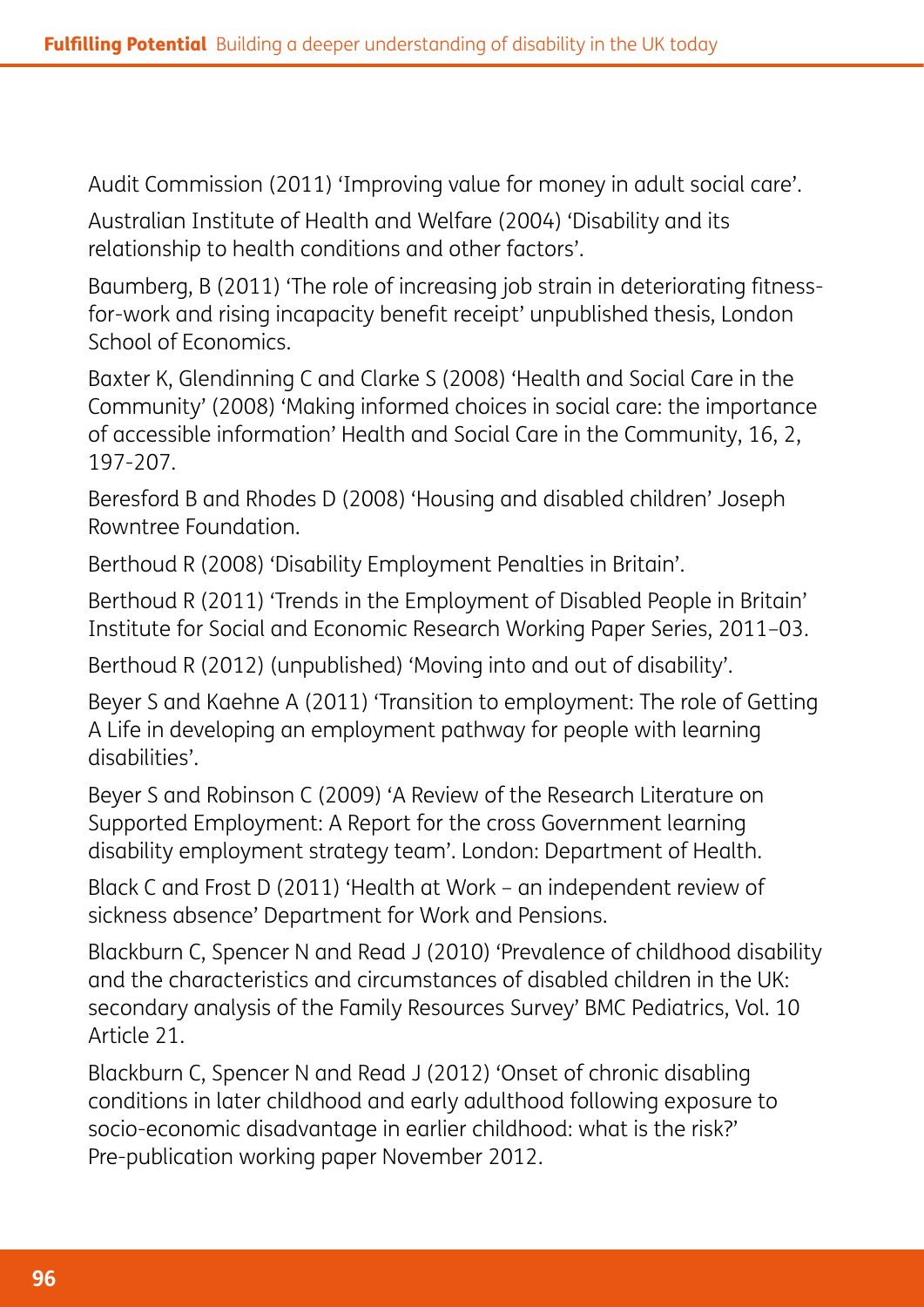Audit Commission (2011) 'Improving value for money in adult social care'.

Australian Institute of Health and Welfare (2004) 'Disability and its relationship to health conditions and other factors'.

Baumberg, B (2011) 'The role of increasing job strain in deteriorating fitness-for-work and rising incapacity benefit receipt' unpublished thesis, London School of Economics.

Baxter K, Glendinning C and Clarke S (2008) 'Health and Social Care in the Community' (2008) 'Making informed choices in social care: the importance of accessible information' Health and Social Care in the Community, 16, 2, 197-207.

Beresford B and Rhodes D (2008) 'Housing and disabled children' Joseph Rowntree Foundation.

Berthoud R (2008) 'Disability Employment Penalties in Britain'.

Berthoud R (2011) 'Trends in the Employment of Disabled People in Britain' Institute for Social and Economic Research Working Paper Series, 2011–03.

Berthoud R (2012) (unpublished) 'Moving into and out of disability'.

Beyer S and Kaehne A (2011) 'Transition to employment: The role of Getting A Life in developing an employment pathway for people with learning disabilities'.

Beyer S and Robinson C (2009) 'A Review of the Research Literature on Supported Employment: A Report for the cross Government learning disability employment strategy team'. London: Department of Health.

Black C and Frost D (2011) 'Health at Work – an independent review of sickness absence' Department for Work and Pensions.

Blackburn C, Spencer N and Read J (2010) 'Prevalence of childhood disability and the characteristics and circumstances of disabled children in the UK: secondary analysis of the Family Resources Survey' BMC Pediatrics, Vol. 10 Article 21.

Blackburn C, Spencer N and Read J (2012) 'Onset of chronic disabling conditions in later childhood and early adulthood following exposure to socio-economic disadvantage in earlier childhood: what is the risk?' Pre-publication working paper November 2012.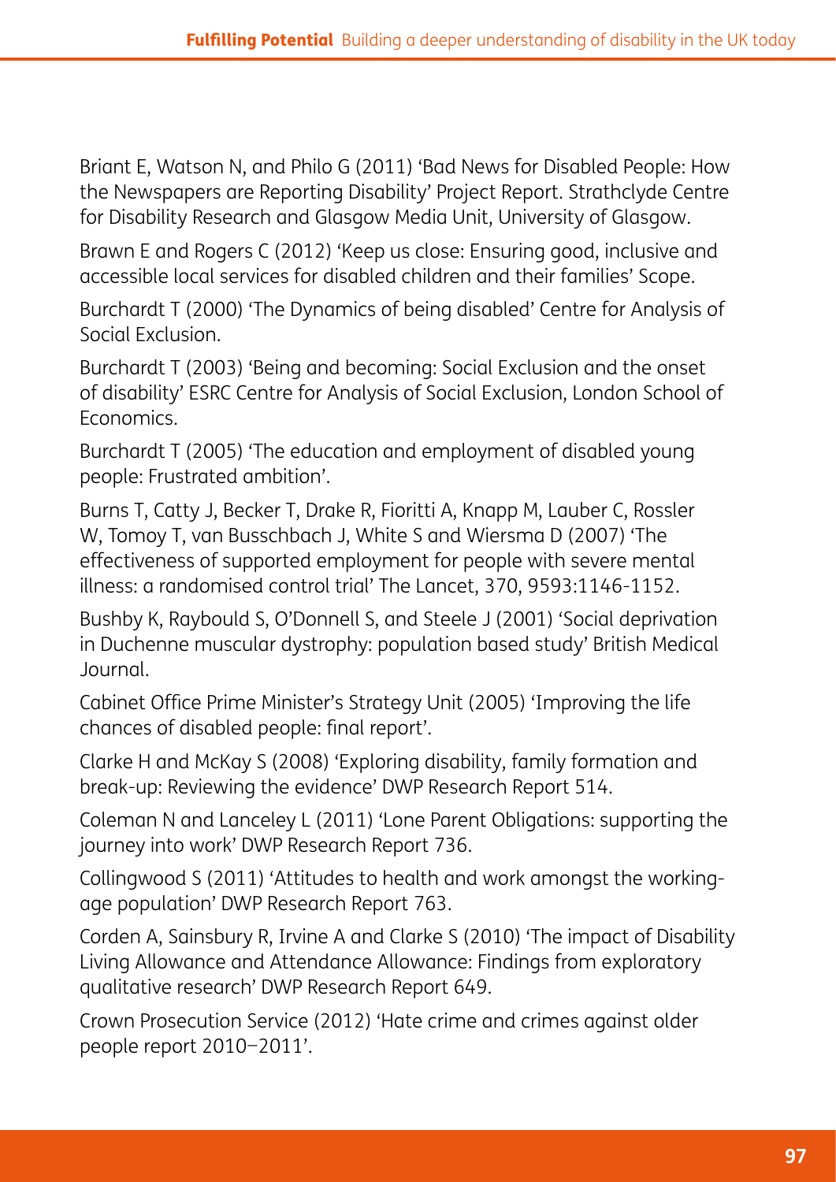Briant E, Watson N, and Philo G (2011) 'Bad News for Disabled People: How the Newspapers are Reporting Disability' Project Report. Strathclyde Centre for Disability Research and Glasgow Media Unit, University of Glasgow.

Brawn E and Rogers C (2012) 'Keep us close: Ensuring good, inclusive and accessible local services for disabled children and their families' Scope.

Burchardt T (2000) 'The Dynamics of being disabled' Centre for Analysis of Social Exclusion.

Burchardt T (2003) 'Being and becoming: Social Exclusion and the onset of disability' ESRC Centre for Analysis of Social Exclusion, London School of Economics.

Burchardt T (2005) 'The education and employment of disabled young people: Frustrated ambition'.

Burns T, Catty J, Becker T, Drake R, Fioritti A, Knapp M, Lauber C, Rossler W, Tomoy T, van Busschbach J, White S and Wiersma D (2007) 'The effectiveness of supported employment for people with severe mental illness: a randomised control trial' The Lancet, 370, 9593:1146-1152.

Bushby K, Raybould S, O'Donnell S, and Steele J (2001) 'Social deprivation in Duchenne muscular dystrophy: population based study' British Medical Journal.

Cabinet Office Prime Minister's Strategy Unit (2005) 'Improving the life chances of disabled people: final report'.

Clarke H and McKay S (2008) 'Exploring disability, family formation and break-up: Reviewing the evidence' DWP Research Report 514.

Coleman N and Lanceley L (2011) 'Lone Parent Obligations: supporting the journey into work' DWP Research Report 736.

Collingwood S (2011) 'Attitudes to health and work amongst the working-age population' DWP Research Report 763.

Corden A, Sainsbury R, Irvine A and Clarke S (2010) 'The impact of Disability Living Allowance and Attendance Allowance: Findings from exploratory qualitative research' DWP Research Report 649.

Crown Prosecution Service (2012) 'Hate crime and crimes against older people report 2010–2011'.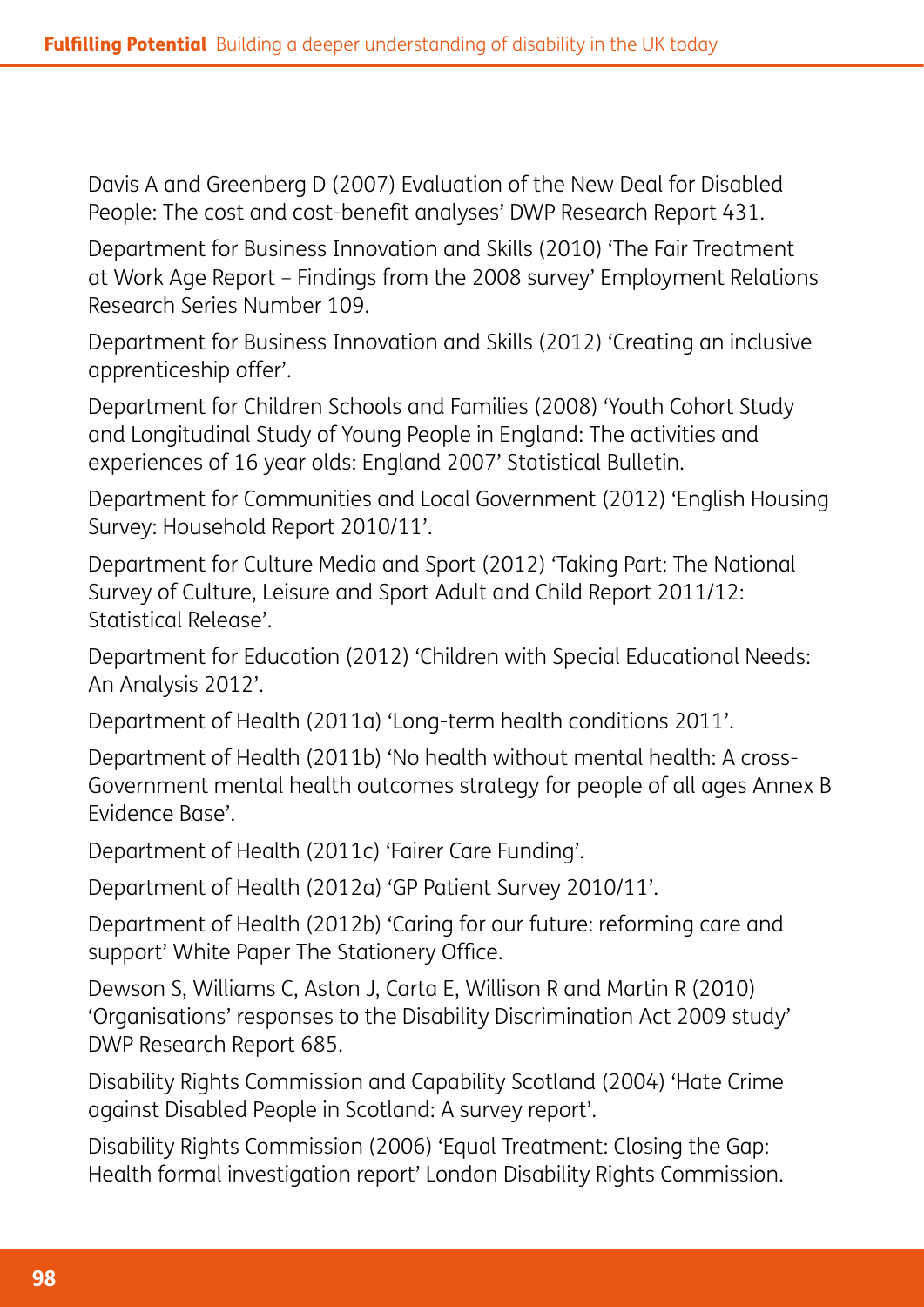Davis A and Greenberg D (2007) Evaluation of the New Deal for Disabled People: The cost and cost-benefit analyses' DWP Research Report 431.

Department for Business Innovation and Skills (2010) 'The Fair Treatment at Work Age Report – Findings from the 2008 survey' Employment Relations Research Series Number 109.

Department for Business Innovation and Skills (2012) 'Creating an inclusive apprenticeship offer'.

Department for Children Schools and Families (2008) 'Youth Cohort Study and Longitudinal Study of Young People in England: The activities and experiences of 16 year olds: England 2007' Statistical Bulletin.

Department for Communities and Local Government (2012) 'English Housing Survey: Household Report 2010/11'.

Department for Culture Media and Sport (2012) 'Taking Part: The National Survey of Culture, Leisure and Sport Adult and Child Report 2011/12: Statistical Release'.

Department for Education (2012) 'Children with Special Educational Needs: An Analysis 2012'.

Department of Health (2011a) 'Long-term health conditions 2011'.

Department of Health (2011b) 'No health without mental health: A cross-Government mental health outcomes strategy for people of all ages Annex B Evidence Base'.

Department of Health (2011c) 'Fairer Care Funding'.

Department of Health (2012a) 'GP Patient Survey 2010/11'.

Department of Health (2012b) 'Caring for our future: reforming care and support' White Paper The Stationery Office.

Dewson S, Williams C, Aston J, Carta E, Willison R and Martin R (2010) 'Organisations' responses to the Disability Discrimination Act 2009 study' DWP Research Report 685.

Disability Rights Commission and Capability Scotland (2004) 'Hate Crime against Disabled People in Scotland: A survey report'.

Disability Rights Commission (2006) 'Equal Treatment: Closing the Gap: Health formal investigation report' London Disability Rights Commission.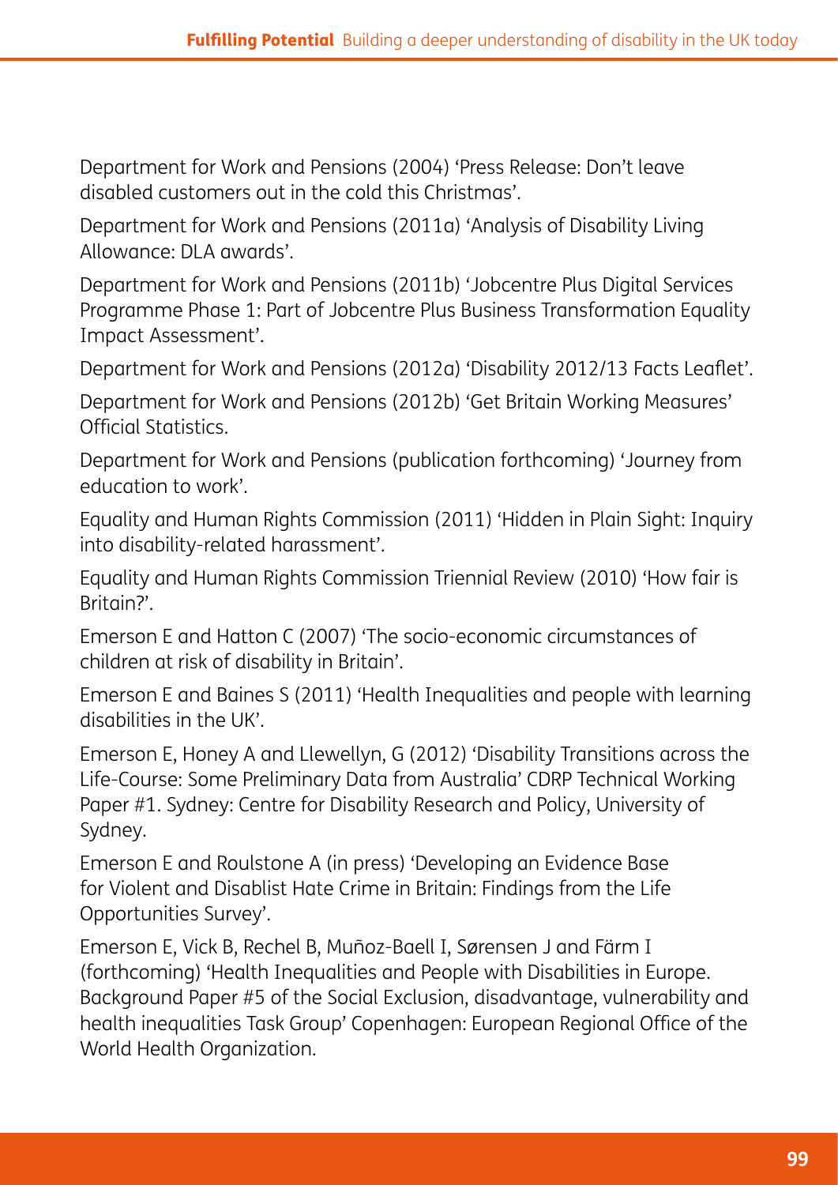Department for Work and Pensions (2004) 'Press Release: Don't leave disabled customers out in the cold this Christmas'.

Department for Work and Pensions (2011a) 'Analysis of Disability Living Allowance: DLA awards'.

Department for Work and Pensions (2011b) 'Jobcentre Plus Digital Services Programme Phase 1: Part of Jobcentre Plus Business Transformation Equality Impact Assessment'.

Department for Work and Pensions (2012a) 'Disability 2012/13 Facts Leaflet'.

Department for Work and Pensions (2012b) 'Get Britain Working Measures' Official Statistics.

Department for Work and Pensions (publication forthcoming) 'Journey from education to work'.

Equality and Human Rights Commission (2011) 'Hidden in Plain Sight: Inquiry into disability-related harassment'.

Equality and Human Rights Commission Triennial Review (2010) 'How fair is Britain?'.

Emerson E and Hatton C (2007) 'The socio-economic circumstances of children at risk of disability in Britain'.

Emerson E and Baines S (2011) 'Health Inequalities and people with learning disabilities in the UK'.

Emerson E, Honey A and Llewellyn, G (2012) 'Disability Transitions across the Life-Course: Some Preliminary Data from Australia' CDRP Technical Working Paper #1. Sydney: Centre for Disability Research and Policy, University of Sydney.

Emerson E and Roulstone A (in press) 'Developing an Evidence Base for Violent and Disablist Hate Crime in Britain: Findings from the Life Opportunities Survey'.

Emerson E, Vick B, Rechel B, Muñoz-Baell I, Sørensen J and Färm I (forthcoming) 'Health Inequalities and People with Disabilities in Europe. Background Paper #5 of the Social Exclusion, disadvantage, vulnerability and health inequalities Task Group' Copenhagen: European Regional Office of the World Health Organization.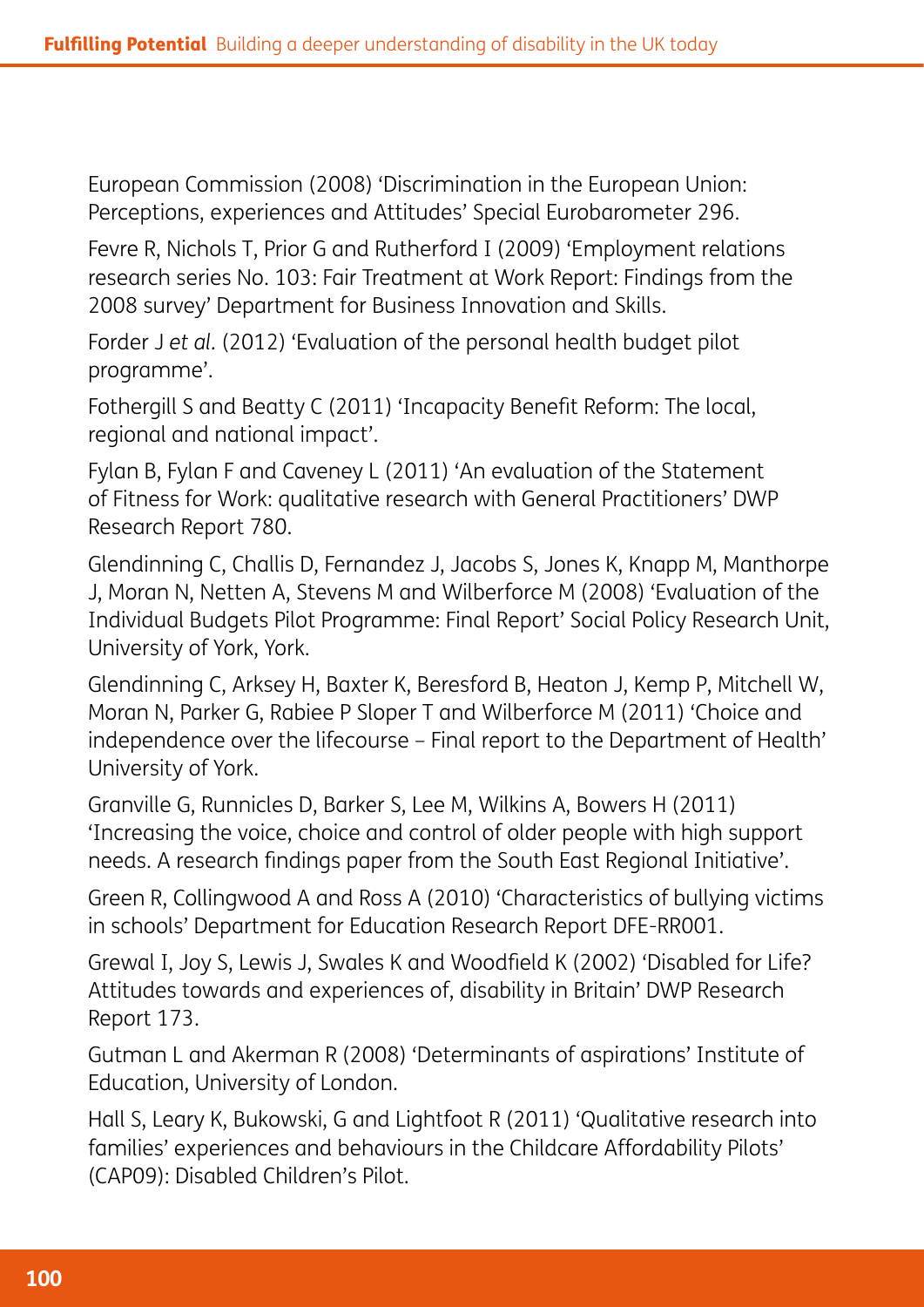European Commission (2008) 'Discrimination in the European Union: Perceptions, experiences and Attitudes' Special Eurobarometer 296.

Fevre R, Nichols T, Prior G and Rutherford I (2009) 'Employment relations research series No. 103: Fair Treatment at Work Report: Findings from the 2008 survey' Department for Business Innovation and Skills.

Forder J *et al.* (2012) 'Evaluation of the personal health budget pilot programme'.

Fothergill S and Beatty C (2011) 'Incapacity Benefit Reform: The local, regional and national impact'.

Fylan B, Fylan F and Caveney L (2011) 'An evaluation of the Statement of Fitness for Work: qualitative research with General Practitioners' DWP Research Report 780.

Glendinning C, Challis D, Fernandez J, Jacobs S, Jones K, Knapp M, Manthorpe J, Moran N, Netten A, Stevens M and Wilberforce M (2008) 'Evaluation of the Individual Budgets Pilot Programme: Final Report' Social Policy Research Unit, University of York, York.

Glendinning C, Arksey H, Baxter K, Beresford B, Heaton J, Kemp P, Mitchell W, Moran N, Parker G, Rabiee P Sloper T and Wilberforce M (2011) 'Choice and independence over the lifecourse – Final report to the Department of Health' University of York.

Granville G, Runnicles D, Barker S, Lee M, Wilkins A, Bowers H (2011) 'Increasing the voice, choice and control of older people with high support needs. A research findings paper from the South East Regional Initiative'.

Green R, Collingwood A and Ross A (2010) 'Characteristics of bullying victims in schools' Department for Education Research Report DFE-RR001.

Grewal I, Joy S, Lewis J, Swales K and Woodfield K (2002) 'Disabled for Life? Attitudes towards and experiences of, disability in Britain' DWP Research Report 173.

Gutman L and Akerman R (2008) 'Determinants of aspirations' Institute of Education, University of London.

Hall S, Leary K, Bukowski, G and Lightfoot R (2011) 'Qualitative research into families' experiences and behaviours in the Childcare Affordability Pilots' (CAP09): Disabled Children's Pilot.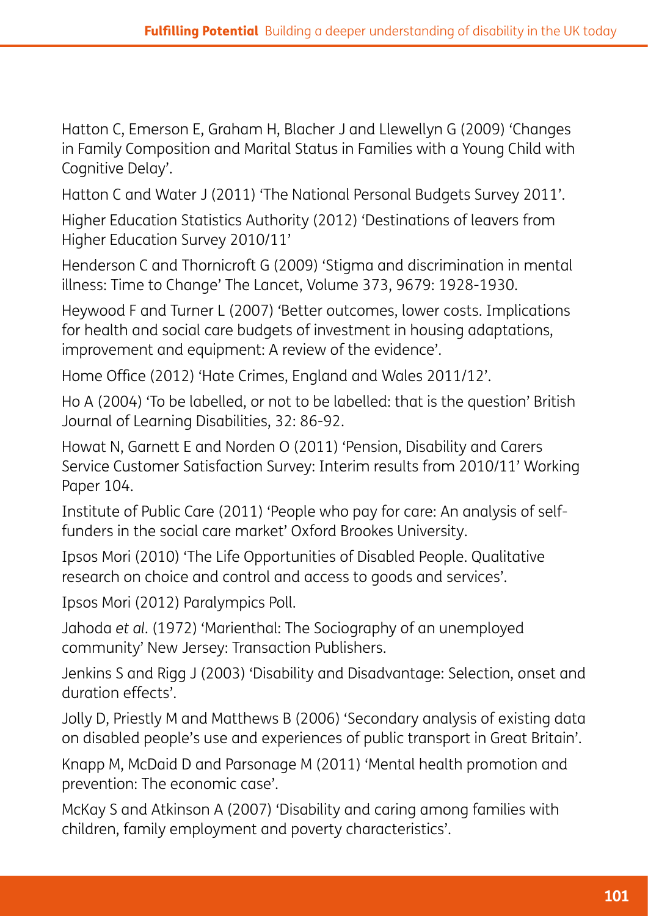Hatton C, Emerson E, Graham H, Blacher J and Llewellyn G (2009) 'Changes in Family Composition and Marital Status in Families with a Young Child with Cognitive Delay'.

Hatton C and Water J (2011) 'The National Personal Budgets Survey 2011'.

Higher Education Statistics Authority (2012) 'Destinations of leavers from Higher Education Survey 2010/11'

Henderson C and Thornicroft G (2009) 'Stigma and discrimination in mental illness: Time to Change' The Lancet, Volume 373, 9679: 1928-1930.

Heywood F and Turner L (2007) 'Better outcomes, lower costs. Implications for health and social care budgets of investment in housing adaptations, improvement and equipment: A review of the evidence'.

Home Office (2012) 'Hate Crimes, England and Wales 2011/12'.

Ho A (2004) 'To be labelled, or not to be labelled: that is the question' British Journal of Learning Disabilities, 32: 86-92.

Howat N, Garnett E and Norden O (2011) 'Pension, Disability and Carers Service Customer Satisfaction Survey: Interim results from 2010/11' Working Paper 104.

Institute of Public Care (2011) 'People who pay for care: An analysis of self-funders in the social care market' Oxford Brookes University.

Ipsos Mori (2010) 'The Life Opportunities of Disabled People. Qualitative research on choice and control and access to goods and services'.

Ipsos Mori (2012) Paralympics Poll.

Jahoda *et al.* (1972) 'Marienthal: The Sociography of an unemployed community' New Jersey: Transaction Publishers.

Jenkins S and Rigg J (2003) 'Disability and Disadvantage: Selection, onset and duration effects'.

Jolly D, Priestly M and Matthews B (2006) 'Secondary analysis of existing data on disabled people's use and experiences of public transport in Great Britain'.

Knapp M, McDaid D and Parsonage M (2011) 'Mental health promotion and prevention: The economic case'.

McKay S and Atkinson A (2007) 'Disability and caring among families with children, family employment and poverty characteristics'.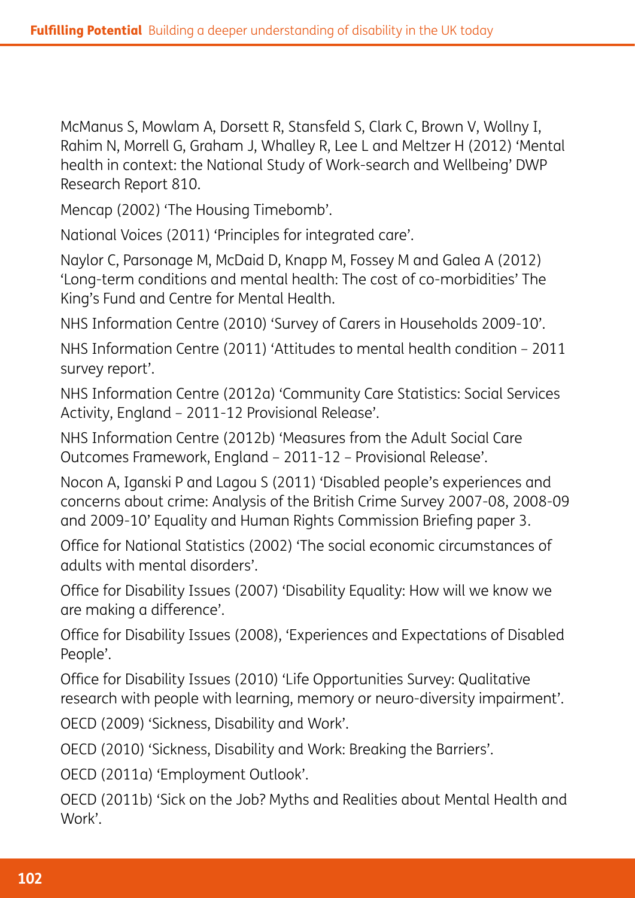McManus S, Mowlam A, Dorsett R, Stansfeld S, Clark C, Brown V, Wollny I, Rahim N, Morrell G, Graham J, Whalley R, Lee L and Meltzer H (2012) 'Mental health in context: the National Study of Work-search and Wellbeing' DWP Research Report 810.

Mencap (2002) 'The Housing Timebomb'.

National Voices (2011) 'Principles for integrated care'.

Naylor C, Parsonage M, McDaid D, Knapp M, Fossey M and Galea A (2012) 'Long-term conditions and mental health: The cost of co-morbidities' The King's Fund and Centre for Mental Health.

NHS Information Centre (2010) 'Survey of Carers in Households 2009-10'.

NHS Information Centre (2011) 'Attitudes to mental health condition – 2011 survey report'.

NHS Information Centre (2012a) 'Community Care Statistics: Social Services Activity, England – 2011-12 Provisional Release'.

NHS Information Centre (2012b) 'Measures from the Adult Social Care Outcomes Framework, England – 2011-12 – Provisional Release'.

Nocon A, Iganski P and Lagou S (2011) 'Disabled people's experiences and concerns about crime: Analysis of the British Crime Survey 2007-08, 2008-09 and 2009-10' Equality and Human Rights Commission Briefing paper 3.

Office for National Statistics (2002) 'The social economic circumstances of adults with mental disorders'.

Office for Disability Issues (2007) 'Disability Equality: How will we know we are making a difference'.

Office for Disability Issues (2008), 'Experiences and Expectations of Disabled People'.

Office for Disability Issues (2010) 'Life Opportunities Survey: Qualitative research with people with learning, memory or neuro-diversity impairment'.

OECD (2009) 'Sickness, Disability and Work'.

OECD (2010) 'Sickness, Disability and Work: Breaking the Barriers'.

OECD (2011a) 'Employment Outlook'.

OECD (2011b) 'Sick on the Job? Myths and Realities about Mental Health and Work'.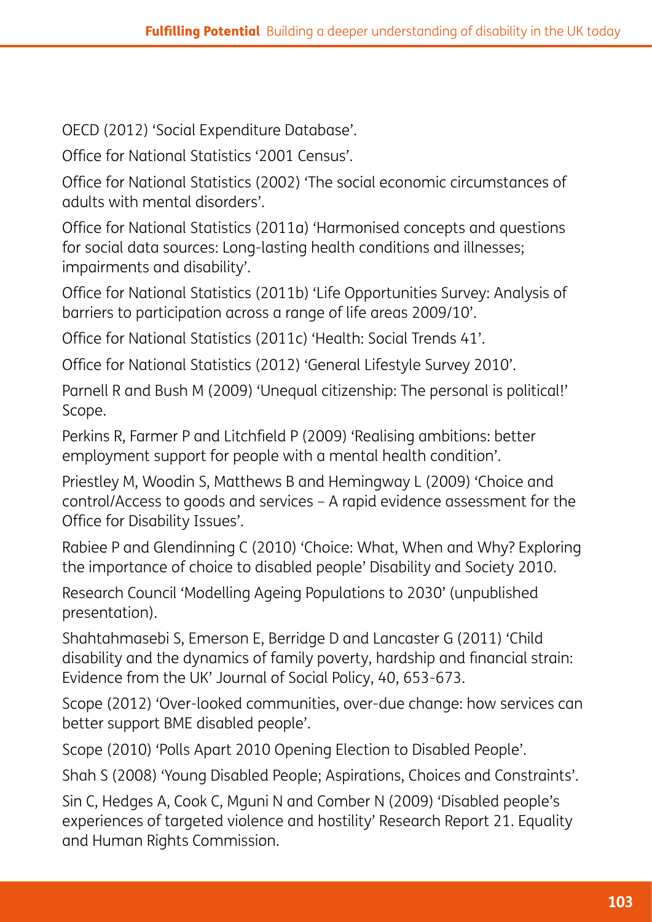OECD (2012) 'Social Expenditure Database'.

Office for National Statistics '2001 Census'.

Office for National Statistics (2002) 'The social economic circumstances of adults with mental disorders'.

Office for National Statistics (2011a) 'Harmonised concepts and questions for social data sources: Long-lasting health conditions and illnesses; impairments and disability'.

Office for National Statistics (2011b) 'Life Opportunities Survey: Analysis of barriers to participation across a range of life areas 2009/10'.

Office for National Statistics (2011c) 'Health: Social Trends 41'.

Office for National Statistics (2012) 'General Lifestyle Survey 2010'.

Parnell R and Bush M (2009) 'Unequal citizenship: The personal is political!' Scope.

Perkins R, Farmer P and Litchfield P (2009) 'Realising ambitions: better employment support for people with a mental health condition'.

Priestley M, Woodin S, Matthews B and Hemingway L (2009) 'Choice and control/Access to goods and services – A rapid evidence assessment for the Office for Disability Issues'.

Rabiee P and Glendinning C (2010) 'Choice: What, When and Why? Exploring the importance of choice to disabled people' Disability and Society 2010.

Research Council 'Modelling Ageing Populations to 2030' (unpublished presentation).

Shahtahmasebi S, Emerson E, Berridge D and Lancaster G (2011) 'Child disability and the dynamics of family poverty, hardship and financial strain: Evidence from the UK' Journal of Social Policy, 40, 653-673.

Scope (2012) 'Over-looked communities, over-due change: how services can better support BME disabled people'.

Scope (2010) 'Polls Apart 2010 Opening Election to Disabled People'.

Shah S (2008) 'Young Disabled People; Aspirations, Choices and Constraints'.

Sin C, Hedges A, Cook C, Mguni N and Comber N (2009) 'Disabled people's experiences of targeted violence and hostility' Research Report 21. Equality and Human Rights Commission.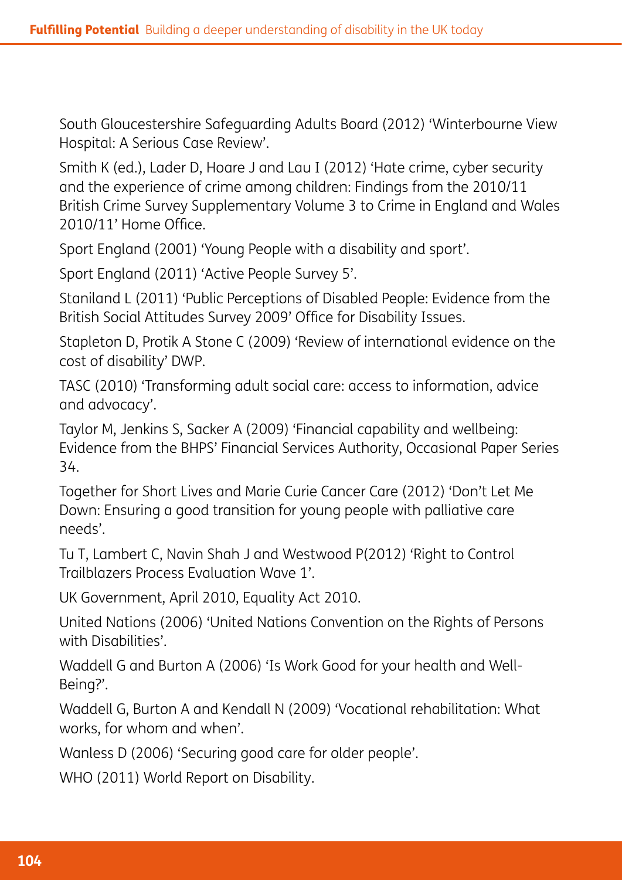South Gloucestershire Safeguarding Adults Board (2012) 'Winterbourne View Hospital: A Serious Case Review'.

Smith K (ed.), Lader D, Hoare J and Lau I (2012) 'Hate crime, cyber security and the experience of crime among children: Findings from the 2010/11 British Crime Survey Supplementary Volume 3 to Crime in England and Wales 2010/11' Home Office.

Sport England (2001) 'Young People with a disability and sport'.

Sport England (2011) 'Active People Survey 5'.

Staniland L (2011) 'Public Perceptions of Disabled People: Evidence from the British Social Attitudes Survey 2009' Office for Disability Issues.

Stapleton D, Protik A Stone C (2009) 'Review of international evidence on the cost of disability' DWP.

TASC (2010) 'Transforming adult social care: access to information, advice and advocacy'.

Taylor M, Jenkins S, Sacker A (2009) 'Financial capability and wellbeing: Evidence from the BHPS' Financial Services Authority, Occasional Paper Series 34.

Together for Short Lives and Marie Curie Cancer Care (2012) 'Don't Let Me Down: Ensuring a good transition for young people with palliative care needs'.

Tu T, Lambert C, Navin Shah J and Westwood P(2012) 'Right to Control Trailblazers Process Evaluation Wave 1'.

UK Government, April 2010, Equality Act 2010.

United Nations (2006) 'United Nations Convention on the Rights of Persons with Disabilities'.

Waddell G and Burton A (2006) 'Is Work Good for your health and Well-Being?'.

Waddell G, Burton A and Kendall N (2009) 'Vocational rehabilitation: What works, for whom and when'.

Wanless D (2006) 'Securing good care for older people'.

WHO (2011) World Report on Disability.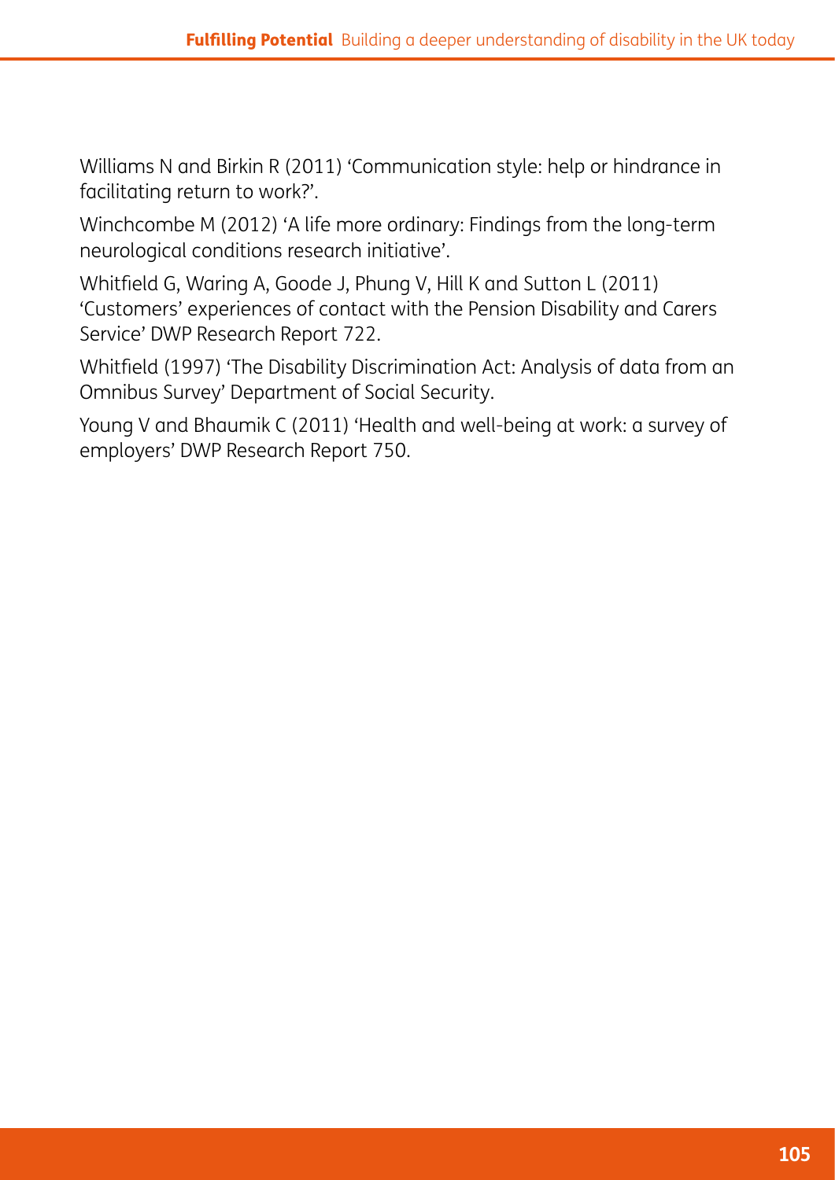Williams N and Birkin R (2011) 'Communication style: help or hindrance in facilitating return to work?'.

Winchcombe M (2012) 'A life more ordinary: Findings from the long-term neurological conditions research initiative'.

Whitfield G, Waring A, Goode J, Phung V, Hill K and Sutton L (2011) 'Customers' experiences of contact with the Pension Disability and Carers Service' DWP Research Report 722.

Whitfield (1997) 'The Disability Discrimination Act: Analysis of data from an Omnibus Survey' Department of Social Security.

Young V and Bhaumik C (2011) 'Health and well-being at work: a survey of employers' DWP Research Report 750.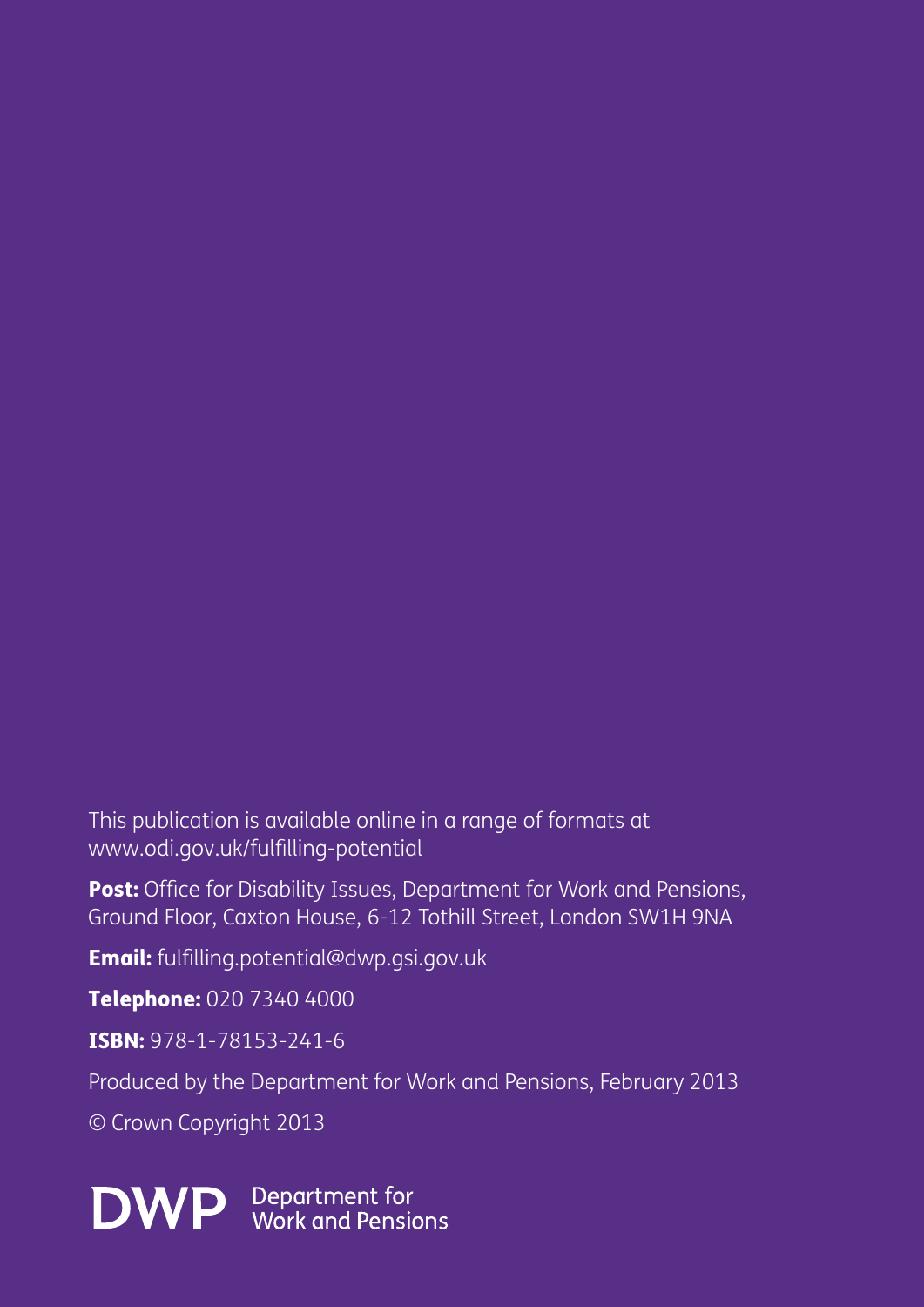This publication is available online in a range of formats at www.odi.gov.uk/fulfilling-potential

**Post:** Office for Disability Issues, Department for Work and Pensions, Ground Floor, Caxton House, 6-12 Tothill Street, London SW1H 9NA

**Email:** fulfilling.potential@dwp.gsi.gov.uk

**Telephone:** 020 7340 4000

**ISBN:** 978-1-78153-241-6

Produced by the Department for Work and Pensions, February 2013

© Crown Copyright 2013

DWP Department for Work and Pensions